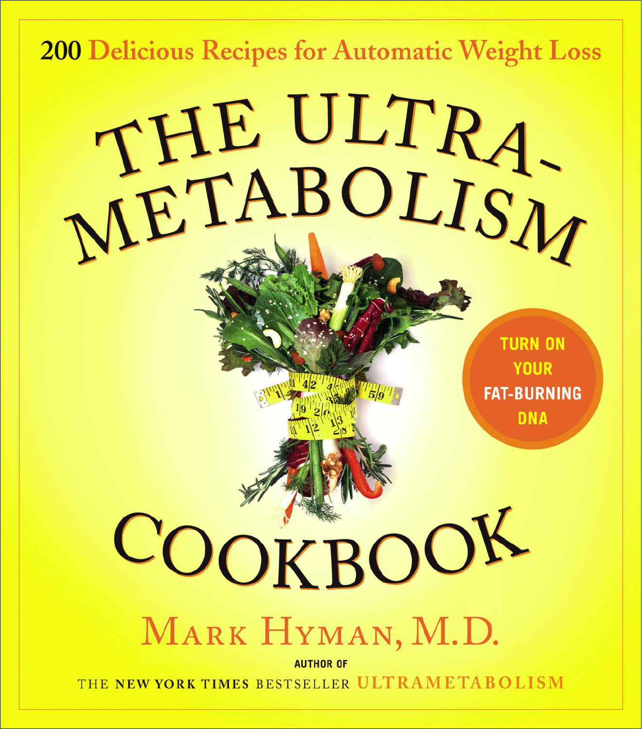200 Delicious Recipes for Automatic Weight Loss

# THE ULTRAMETABOLISM COOKBOOK

TURN ON YOUR FAT-BURNING DNA

## Mark Hyman, M.D.

AUTHOR OF

THE NEW YORK TIMES BESTSELLER ULTRAMETABOLISM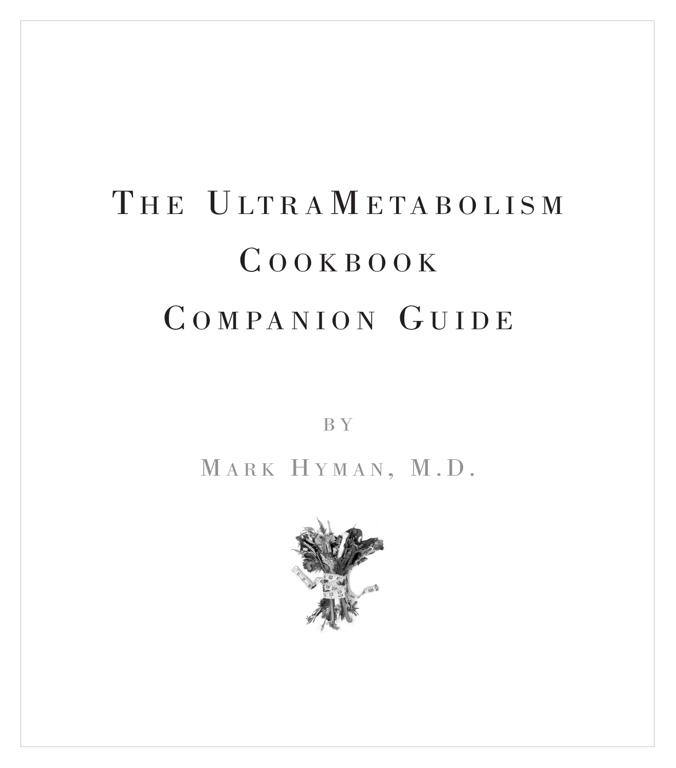# The UltraMetabolism Cookbook Companion Guide

by

Mark Hyman, M.D.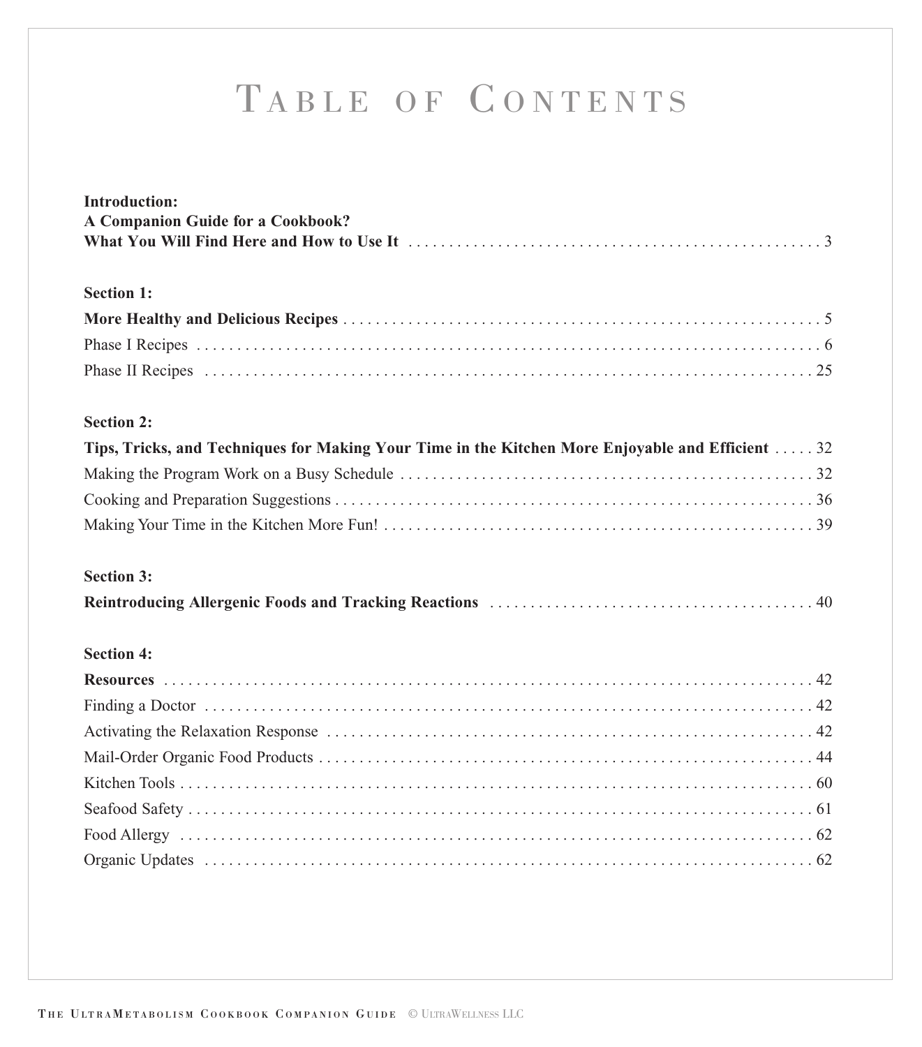# Table of Contents

**Introduction:**
**A Companion Guide for a Cookbook?**
**What You Will Find Here and How to Use It** . . . . . . . . . . 3

**Section 1:**
**More Healthy and Delicious Recipes** . . . . . . . . . . 5
Phase I Recipes . . . . . . . . . . 6
Phase II Recipes . . . . . . . . . . 25

**Section 2:**
**Tips, Tricks, and Techniques for Making Your Time in the Kitchen More Enjoyable and Efficient** . . . . . 32
Making the Program Work on a Busy Schedule . . . . . . . . . . 32
Cooking and Preparation Suggestions . . . . . . . . . . 36
Making Your Time in the Kitchen More Fun! . . . . . . . . . . 39

**Section 3:**
**Reintroducing Allergenic Foods and Tracking Reactions** . . . . . . . . . . 40

**Section 4:**
**Resources** . . . . . . . . . . 42
Finding a Doctor . . . . . . . . . . 42
Activating the Relaxation Response . . . . . . . . . . 42
Mail-Order Organic Food Products . . . . . . . . . . 44
Kitchen Tools . . . . . . . . . . 60
Seafood Safety . . . . . . . . . . 61
Food Allergy . . . . . . . . . . 62
Organic Updates . . . . . . . . . . 62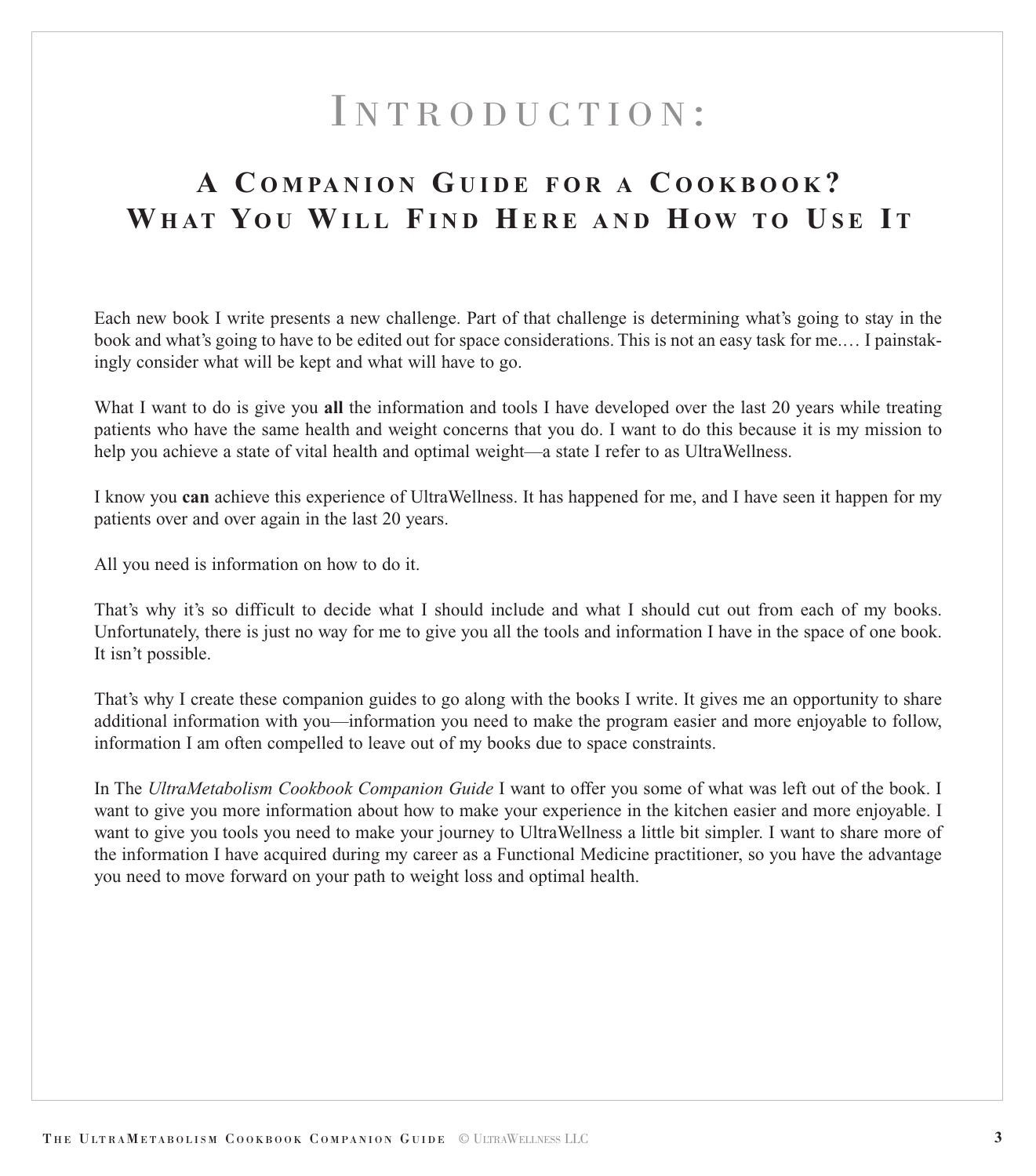# Introduction:

## A Companion Guide for a Cookbook? What You Will Find Here and How to Use It

Each new book I write presents a new challenge. Part of that challenge is determining what's going to stay in the book and what's going to have to be edited out for space considerations. This is not an easy task for me.… I painstakingly consider what will be kept and what will have to go.

What I want to do is give you **all** the information and tools I have developed over the last 20 years while treating patients who have the same health and weight concerns that you do. I want to do this because it is my mission to help you achieve a state of vital health and optimal weight—a state I refer to as UltraWellness.

I know you **can** achieve this experience of UltraWellness. It has happened for me, and I have seen it happen for my patients over and over again in the last 20 years.

All you need is information on how to do it.

That's why it's so difficult to decide what I should include and what I should cut out from each of my books. Unfortunately, there is just no way for me to give you all the tools and information I have in the space of one book. It isn't possible.

That's why I create these companion guides to go along with the books I write. It gives me an opportunity to share additional information with you—information you need to make the program easier and more enjoyable to follow, information I am often compelled to leave out of my books due to space constraints.

In The *UltraMetabolism Cookbook Companion Guide* I want to offer you some of what was left out of the book. I want to give you more information about how to make your experience in the kitchen easier and more enjoyable. I want to give you tools you need to make your journey to UltraWellness a little bit simpler. I want to share more of the information I have acquired during my career as a Functional Medicine practitioner, so you have the advantage you need to move forward on your path to weight loss and optimal health.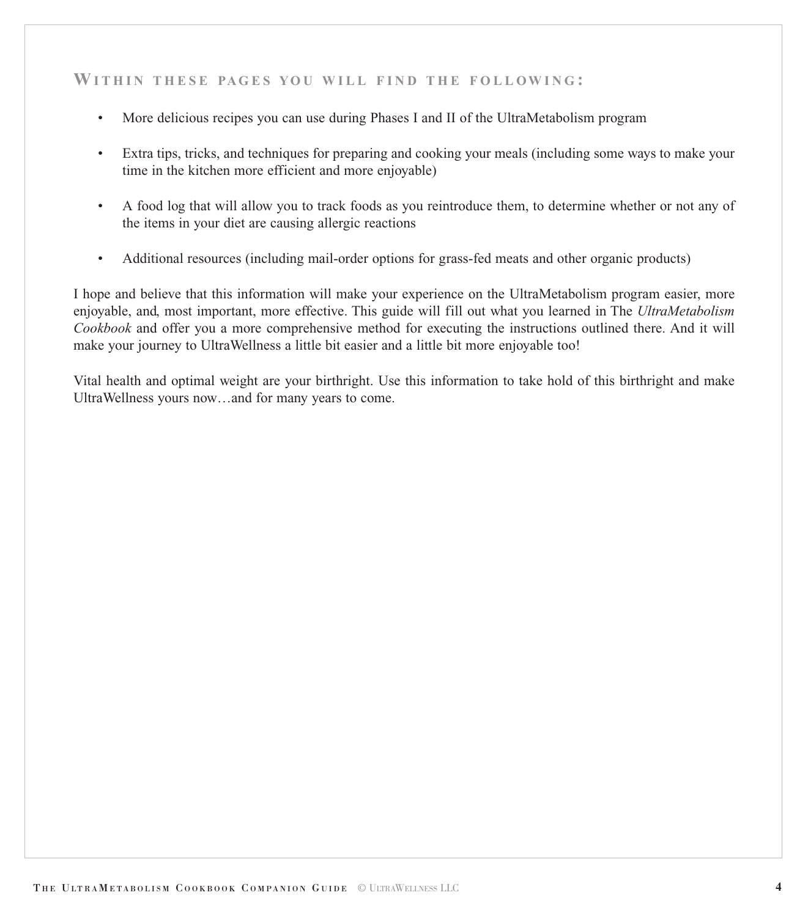## Within these pages you will find the following:

- More delicious recipes you can use during Phases I and II of the UltraMetabolism program
- Extra tips, tricks, and techniques for preparing and cooking your meals (including some ways to make your time in the kitchen more efficient and more enjoyable)
- A food log that will allow you to track foods as you reintroduce them, to determine whether or not any of the items in your diet are causing allergic reactions
- Additional resources (including mail-order options for grass-fed meats and other organic products)

I hope and believe that this information will make your experience on the UltraMetabolism program easier, more enjoyable, and, most important, more effective. This guide will fill out what you learned in The *UltraMetabolism Cookbook* and offer you a more comprehensive method for executing the instructions outlined there. And it will make your journey to UltraWellness a little bit easier and a little bit more enjoyable too!

Vital health and optimal weight are your birthright. Use this information to take hold of this birthright and make UltraWellness yours now…and for many years to come.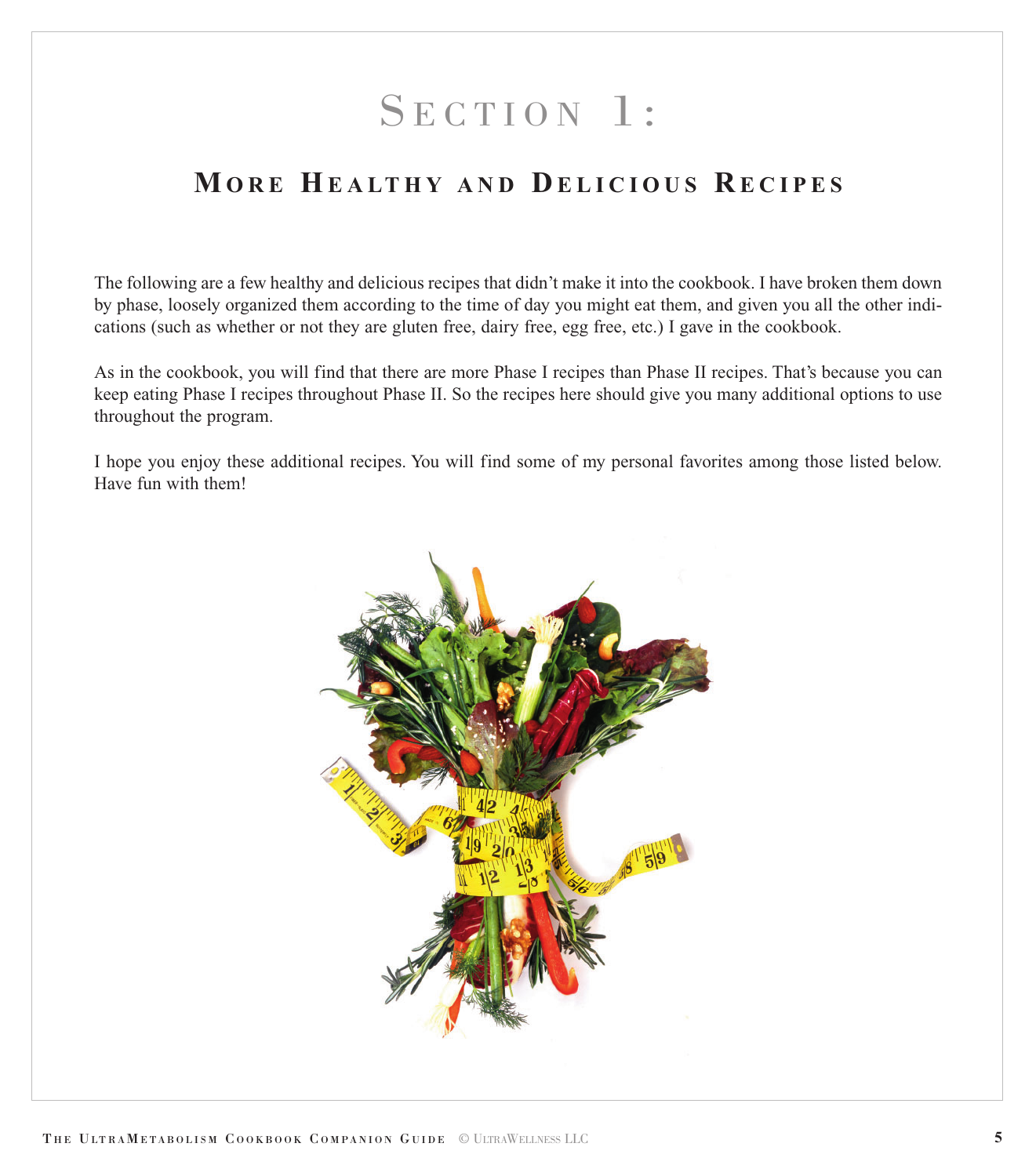# Section 1:

## More Healthy and Delicious Recipes

The following are a few healthy and delicious recipes that didn't make it into the cookbook. I have broken them down by phase, loosely organized them according to the time of day you might eat them, and given you all the other indications (such as whether or not they are gluten free, dairy free, egg free, etc.) I gave in the cookbook.

As in the cookbook, you will find that there are more Phase I recipes than Phase II recipes. That's because you can keep eating Phase I recipes throughout Phase II. So the recipes here should give you many additional options to use throughout the program.

I hope you enjoy these additional recipes. You will find some of my personal favorites among those listed below. Have fun with them!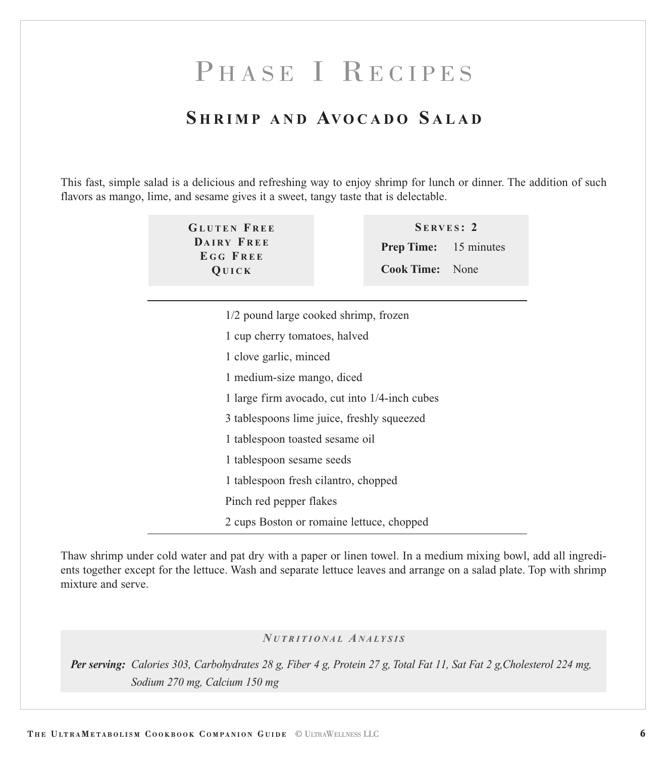# Phase I Recipes

## Shrimp and Avocado Salad

This fast, simple salad is a delicious and refreshing way to enjoy shrimp for lunch or dinner. The addition of such flavors as mango, lime, and sesame gives it a sweet, tangy taste that is delectable.

**Gluten Free**
**Dairy Free**
**Egg Free**
**Quick**

**Serves: 2**
**Prep Time:** 15 minutes
**Cook Time:** None

- 1/2 pound large cooked shrimp, frozen
- 1 cup cherry tomatoes, halved
- 1 clove garlic, minced
- 1 medium-size mango, diced
- 1 large firm avocado, cut into 1/4-inch cubes
- 3 tablespoons lime juice, freshly squeezed
- 1 tablespoon toasted sesame oil
- 1 tablespoon sesame seeds
- 1 tablespoon fresh cilantro, chopped
- Pinch red pepper flakes
- 2 cups Boston or romaine lettuce, chopped

Thaw shrimp under cold water and pat dry with a paper or linen towel. In a medium mixing bowl, add all ingredients together except for the lettuce. Wash and separate lettuce leaves and arrange on a salad plate. Top with shrimp mixture and serve.

***Nutritional Analysis***

***Per serving:*** *Calories 303, Carbohydrates 28 g, Fiber 4 g, Protein 27 g, Total Fat 11, Sat Fat 2 g,Cholesterol 224 mg, Sodium 270 mg, Calcium 150 mg*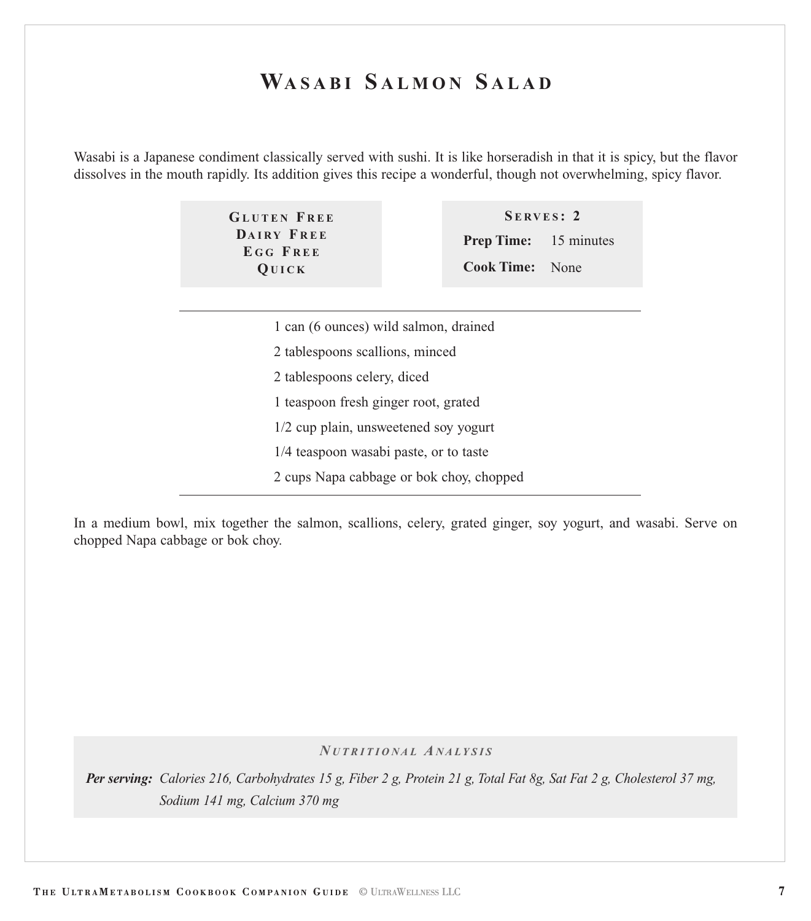# Wasabi Salmon Salad

Wasabi is a Japanese condiment classically served with sushi. It is like horseradish in that it is spicy, but the flavor dissolves in the mouth rapidly. Its addition gives this recipe a wonderful, though not overwhelming, spicy flavor.

**Gluten Free**
**Dairy Free**
**Egg Free**
**Quick**

**Serves: 2**
**Prep Time:** 15 minutes
**Cook Time:** None

- 1 can (6 ounces) wild salmon, drained
- 2 tablespoons scallions, minced
- 2 tablespoons celery, diced
- 1 teaspoon fresh ginger root, grated
- 1/2 cup plain, unsweetened soy yogurt
- 1/4 teaspoon wasabi paste, or to taste
- 2 cups Napa cabbage or bok choy, chopped

In a medium bowl, mix together the salmon, scallions, celery, grated ginger, soy yogurt, and wasabi. Serve on chopped Napa cabbage or bok choy.

***Nutritional Analysis***

***Per serving:*** *Calories 216, Carbohydrates 15 g, Fiber 2 g, Protein 21 g, Total Fat 8g, Sat Fat 2 g, Cholesterol 37 mg, Sodium 141 mg, Calcium 370 mg*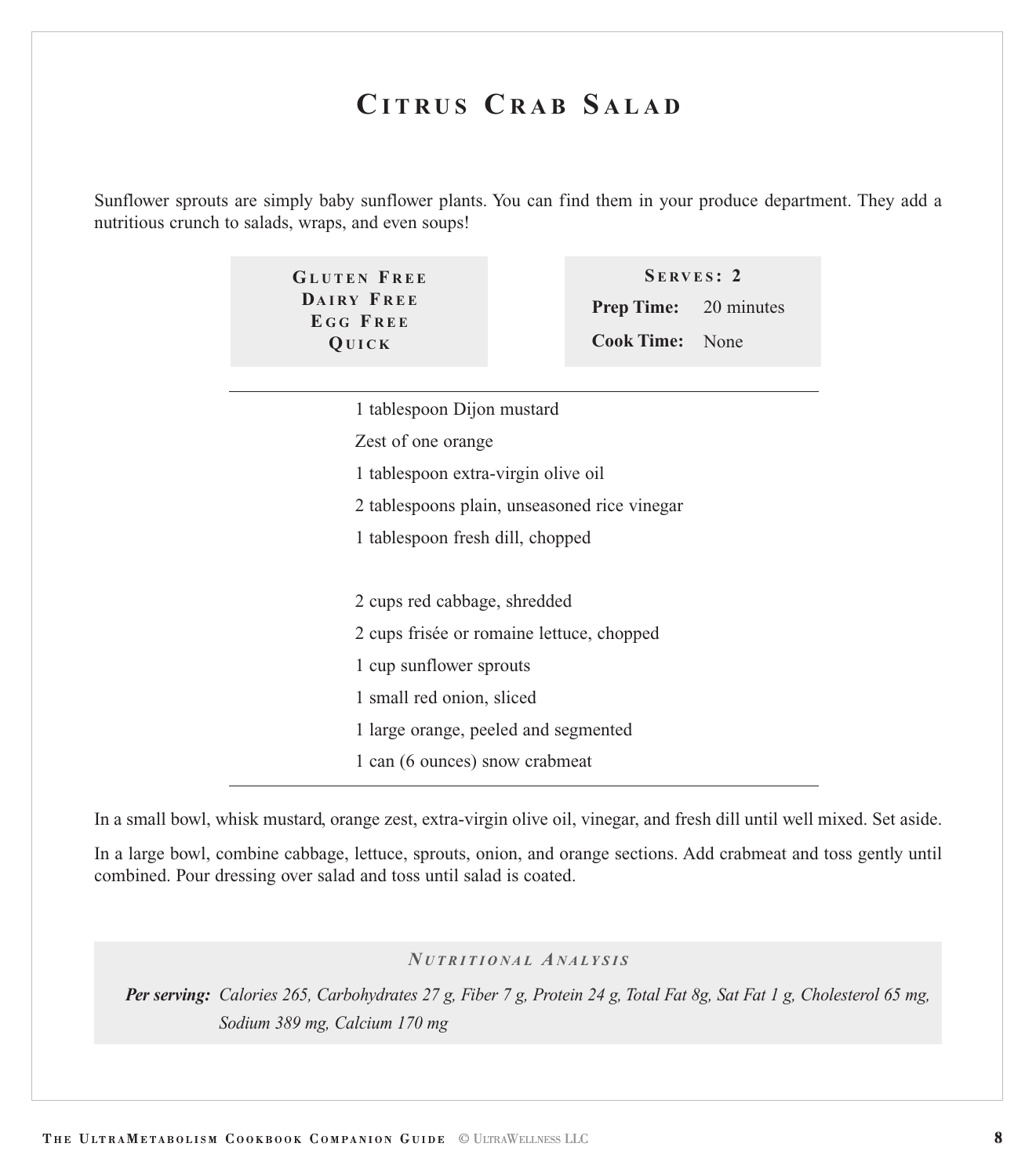# Citrus Crab Salad

Sunflower sprouts are simply baby sunflower plants. You can find them in your produce department. They add a nutritious crunch to salads, wraps, and even soups!

**Gluten Free**
**Dairy Free**
**Egg Free**
**Quick**

**Serves: 2**
**Prep Time:** 20 minutes
**Cook Time:** None

---

1 tablespoon Dijon mustard

Zest of one orange

1 tablespoon extra-virgin olive oil

2 tablespoons plain, unseasoned rice vinegar

1 tablespoon fresh dill, chopped

2 cups red cabbage, shredded

2 cups frisée or romaine lettuce, chopped

1 cup sunflower sprouts

1 small red onion, sliced

1 large orange, peeled and segmented

1 can (6 ounces) snow crabmeat

---

In a small bowl, whisk mustard, orange zest, extra-virgin olive oil, vinegar, and fresh dill until well mixed. Set aside.

In a large bowl, combine cabbage, lettuce, sprouts, onion, and orange sections. Add crabmeat and toss gently until combined. Pour dressing over salad and toss until salad is coated.

### *Nutritional Analysis*

***Per serving:*** *Calories 265, Carbohydrates 27 g, Fiber 7 g, Protein 24 g, Total Fat 8g, Sat Fat 1 g, Cholesterol 65 mg, Sodium 389 mg, Calcium 170 mg*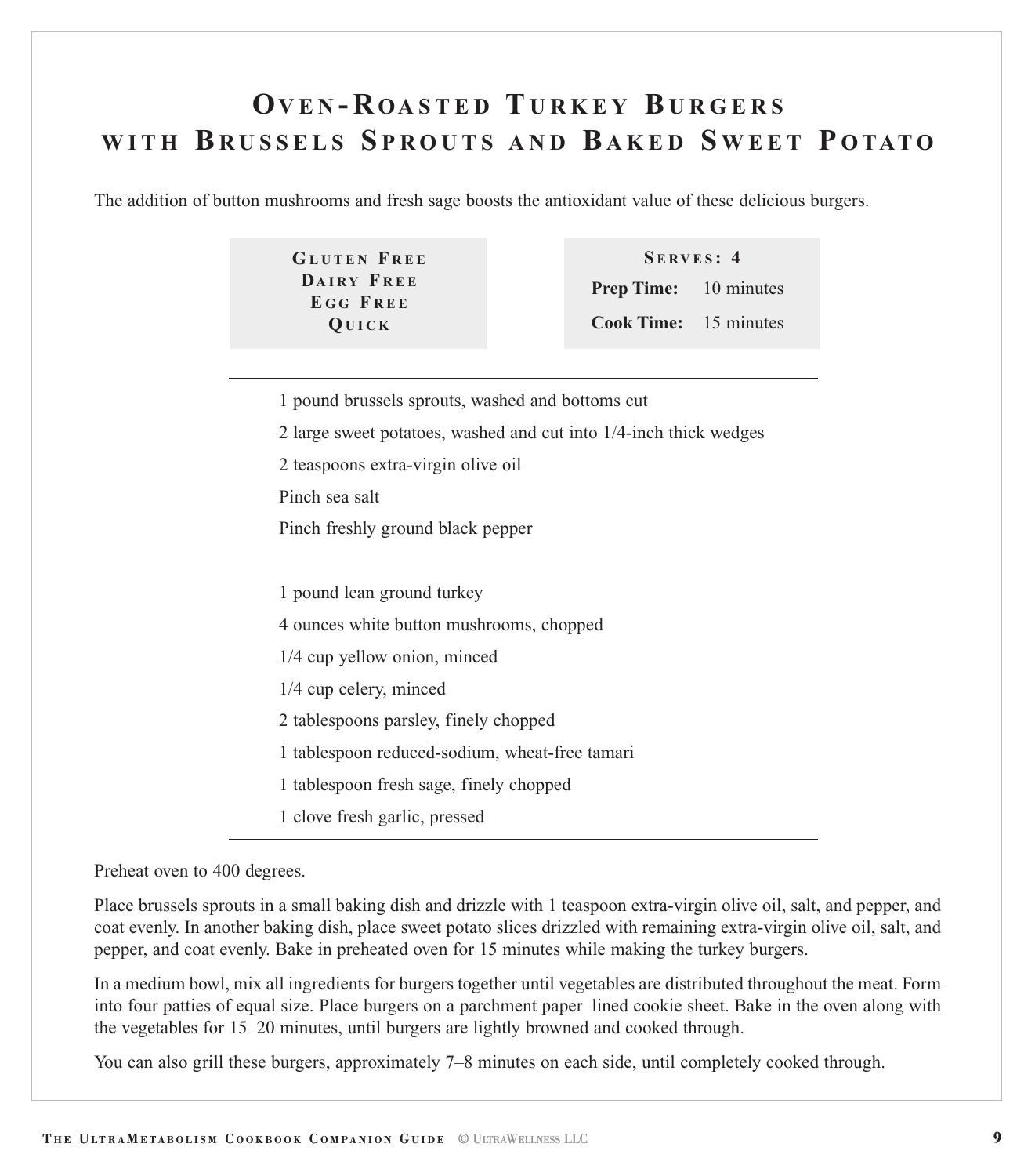# Oven-Roasted Turkey Burgers with Brussels Sprouts and Baked Sweet Potato

The addition of button mushrooms and fresh sage boosts the antioxidant value of these delicious burgers.

**Gluten Free**
**Dairy Free**
**Egg Free**
**Quick**

**Serves: 4**
**Prep Time:** 10 minutes
**Cook Time:** 15 minutes

---

1 pound brussels sprouts, washed and bottoms cut

2 large sweet potatoes, washed and cut into 1/4-inch thick wedges

2 teaspoons extra-virgin olive oil

Pinch sea salt

Pinch freshly ground black pepper

1 pound lean ground turkey

4 ounces white button mushrooms, chopped

1/4 cup yellow onion, minced

1/4 cup celery, minced

2 tablespoons parsley, finely chopped

1 tablespoon reduced-sodium, wheat-free tamari

1 tablespoon fresh sage, finely chopped

1 clove fresh garlic, pressed

---

Preheat oven to 400 degrees.

Place brussels sprouts in a small baking dish and drizzle with 1 teaspoon extra-virgin olive oil, salt, and pepper, and coat evenly. In another baking dish, place sweet potato slices drizzled with remaining extra-virgin olive oil, salt, and pepper, and coat evenly. Bake in preheated oven for 15 minutes while making the turkey burgers.

In a medium bowl, mix all ingredients for burgers together until vegetables are distributed throughout the meat. Form into four patties of equal size. Place burgers on a parchment paper–lined cookie sheet. Bake in the oven along with the vegetables for 15–20 minutes, until burgers are lightly browned and cooked through.

You can also grill these burgers, approximately 7–8 minutes on each side, until completely cooked through.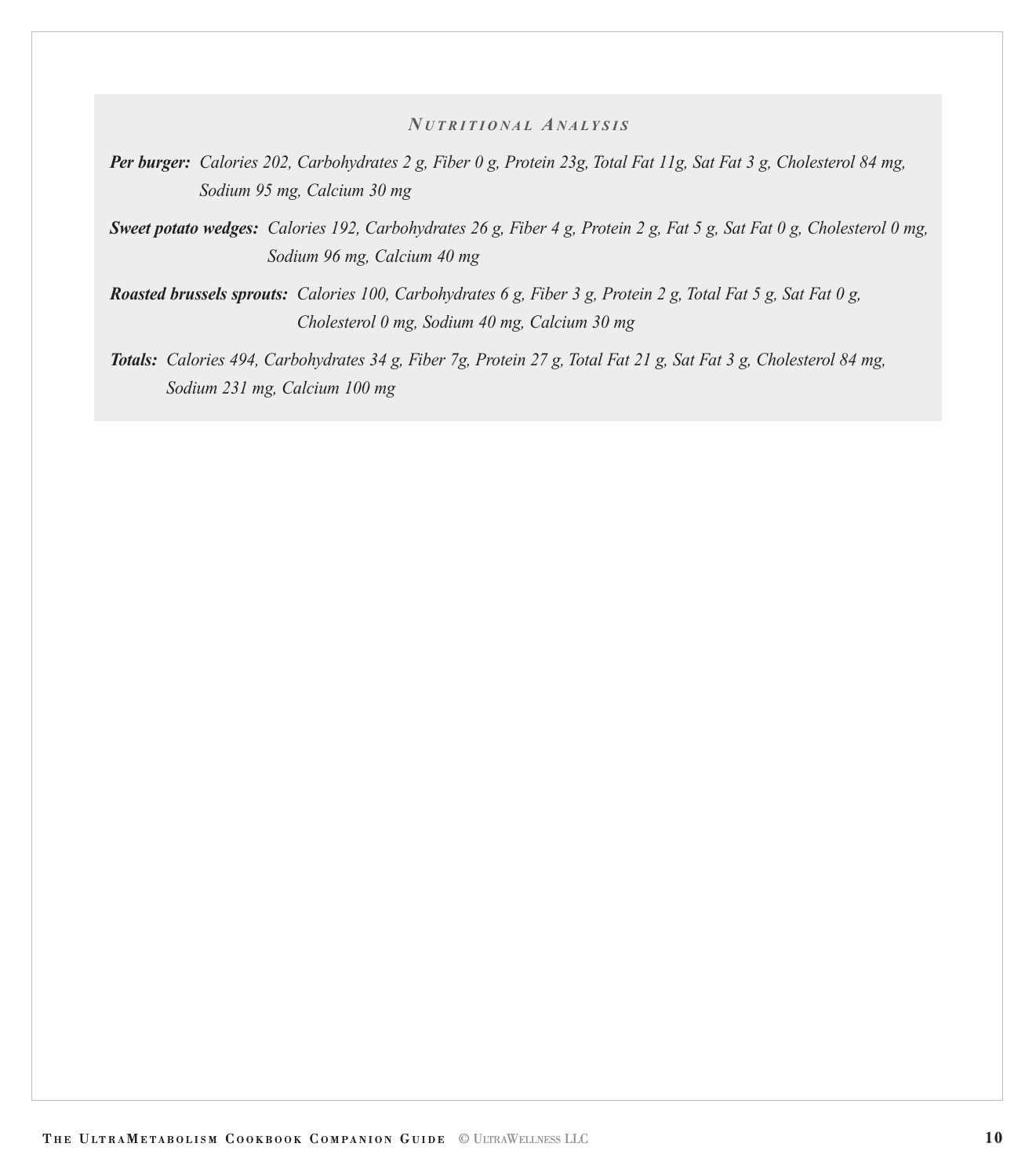### *Nutritional Analysis*

***Per burger:*** *Calories 202, Carbohydrates 2 g, Fiber 0 g, Protein 23g, Total Fat 11g, Sat Fat 3 g, Cholesterol 84 mg, Sodium 95 mg, Calcium 30 mg*

***Sweet potato wedges:*** *Calories 192, Carbohydrates 26 g, Fiber 4 g, Protein 2 g, Fat 5 g, Sat Fat 0 g, Cholesterol 0 mg, Sodium 96 mg, Calcium 40 mg*

***Roasted brussels sprouts:*** *Calories 100, Carbohydrates 6 g, Fiber 3 g, Protein 2 g, Total Fat 5 g, Sat Fat 0 g, Cholesterol 0 mg, Sodium 40 mg, Calcium 30 mg*

***Totals:*** *Calories 494, Carbohydrates 34 g, Fiber 7g, Protein 27 g, Total Fat 21 g, Sat Fat 3 g, Cholesterol 84 mg, Sodium 231 mg, Calcium 100 mg*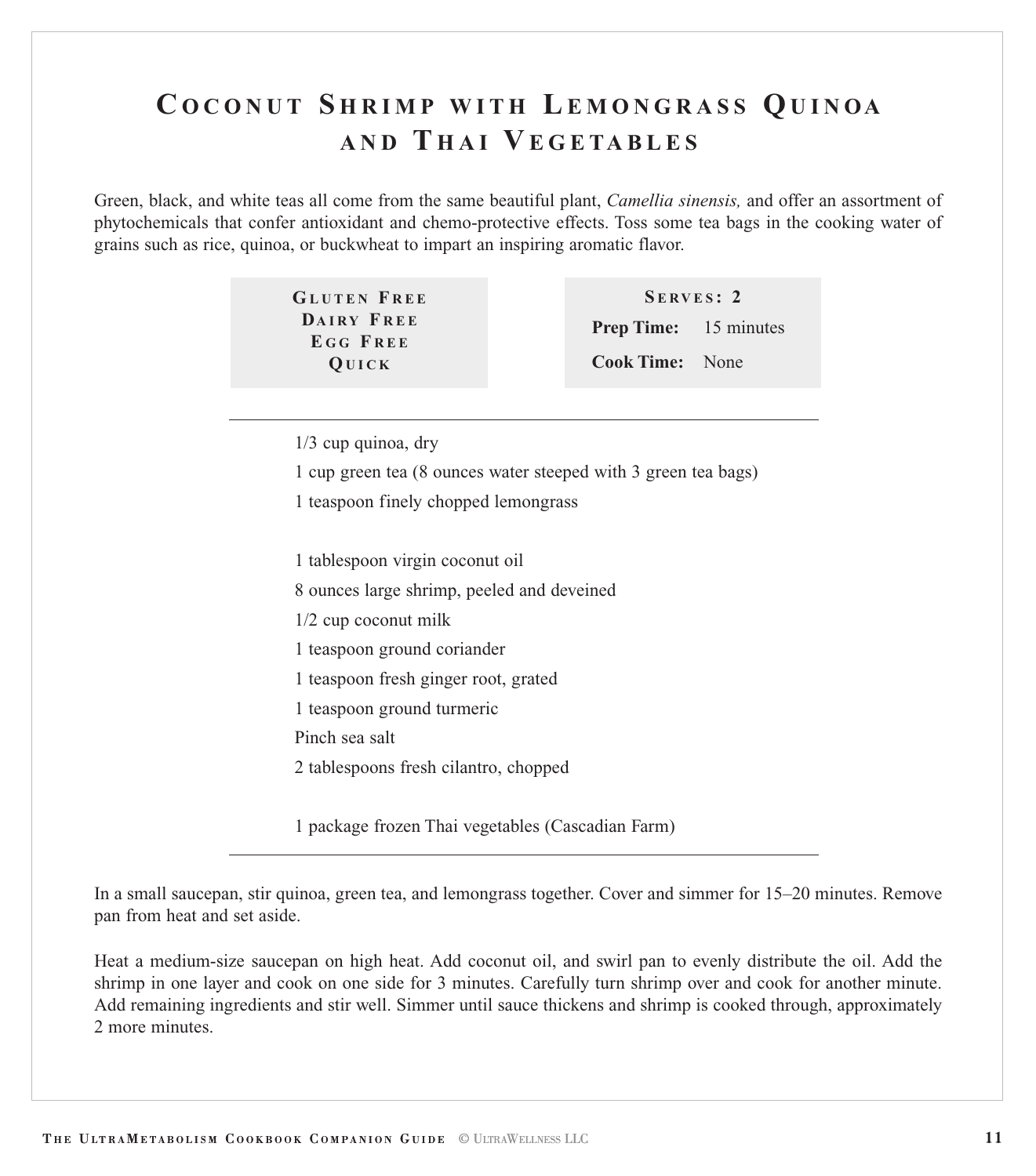# Coconut Shrimp with Lemongrass Quinoa and Thai Vegetables

Green, black, and white teas all come from the same beautiful plant, *Camellia sinensis,* and offer an assortment of phytochemicals that confer antioxidant and chemo-protective effects. Toss some tea bags in the cooking water of grains such as rice, quinoa, or buckwheat to impart an inspiring aromatic flavor.

**Gluten Free**
**Dairy Free**
**Egg Free**
**Quick**

**Serves: 2**
**Prep Time:** 15 minutes
**Cook Time:** None

---

1/3 cup quinoa, dry
1 cup green tea (8 ounces water steeped with 3 green tea bags)
1 teaspoon finely chopped lemongrass

1 tablespoon virgin coconut oil
8 ounces large shrimp, peeled and deveined
1/2 cup coconut milk
1 teaspoon ground coriander
1 teaspoon fresh ginger root, grated
1 teaspoon ground turmeric
Pinch sea salt
2 tablespoons fresh cilantro, chopped

1 package frozen Thai vegetables (Cascadian Farm)

---

In a small saucepan, stir quinoa, green tea, and lemongrass together. Cover and simmer for 15–20 minutes. Remove pan from heat and set aside.

Heat a medium-size saucepan on high heat. Add coconut oil, and swirl pan to evenly distribute the oil. Add the shrimp in one layer and cook on one side for 3 minutes. Carefully turn shrimp over and cook for another minute. Add remaining ingredients and stir well. Simmer until sauce thickens and shrimp is cooked through, approximately 2 more minutes.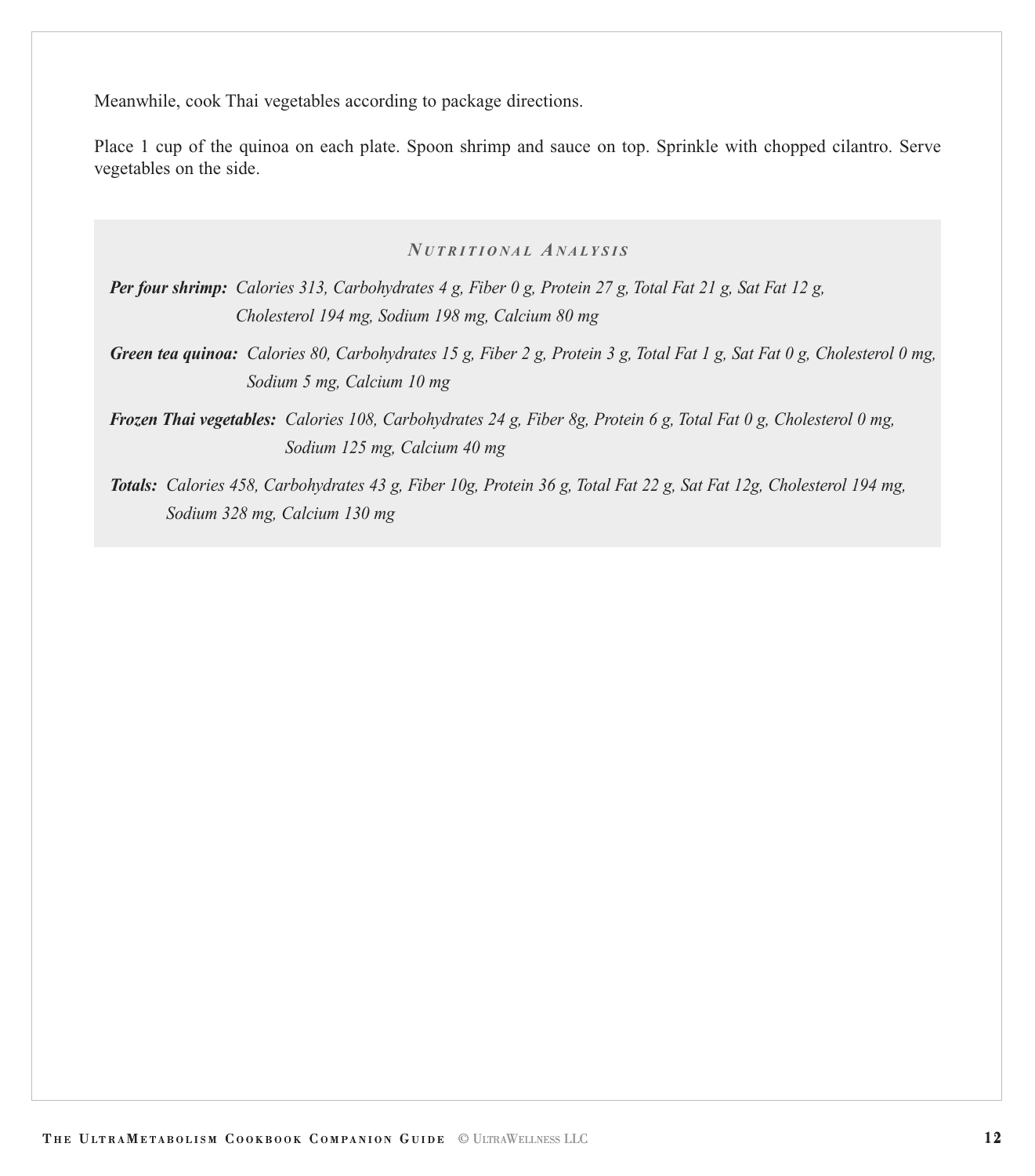Meanwhile, cook Thai vegetables according to package directions.

Place 1 cup of the quinoa on each plate. Spoon shrimp and sauce on top. Sprinkle with chopped cilantro. Serve vegetables on the side.

### *Nutritional Analysis*

***Per four shrimp:*** *Calories 313, Carbohydrates 4 g, Fiber 0 g, Protein 27 g, Total Fat 21 g, Sat Fat 12 g, Cholesterol 194 mg, Sodium 198 mg, Calcium 80 mg*

***Green tea quinoa:*** *Calories 80, Carbohydrates 15 g, Fiber 2 g, Protein 3 g, Total Fat 1 g, Sat Fat 0 g, Cholesterol 0 mg, Sodium 5 mg, Calcium 10 mg*

***Frozen Thai vegetables:*** *Calories 108, Carbohydrates 24 g, Fiber 8g, Protein 6 g, Total Fat 0 g, Cholesterol 0 mg, Sodium 125 mg, Calcium 40 mg*

***Totals:*** *Calories 458, Carbohydrates 43 g, Fiber 10g, Protein 36 g, Total Fat 22 g, Sat Fat 12g, Cholesterol 194 mg, Sodium 328 mg, Calcium 130 mg*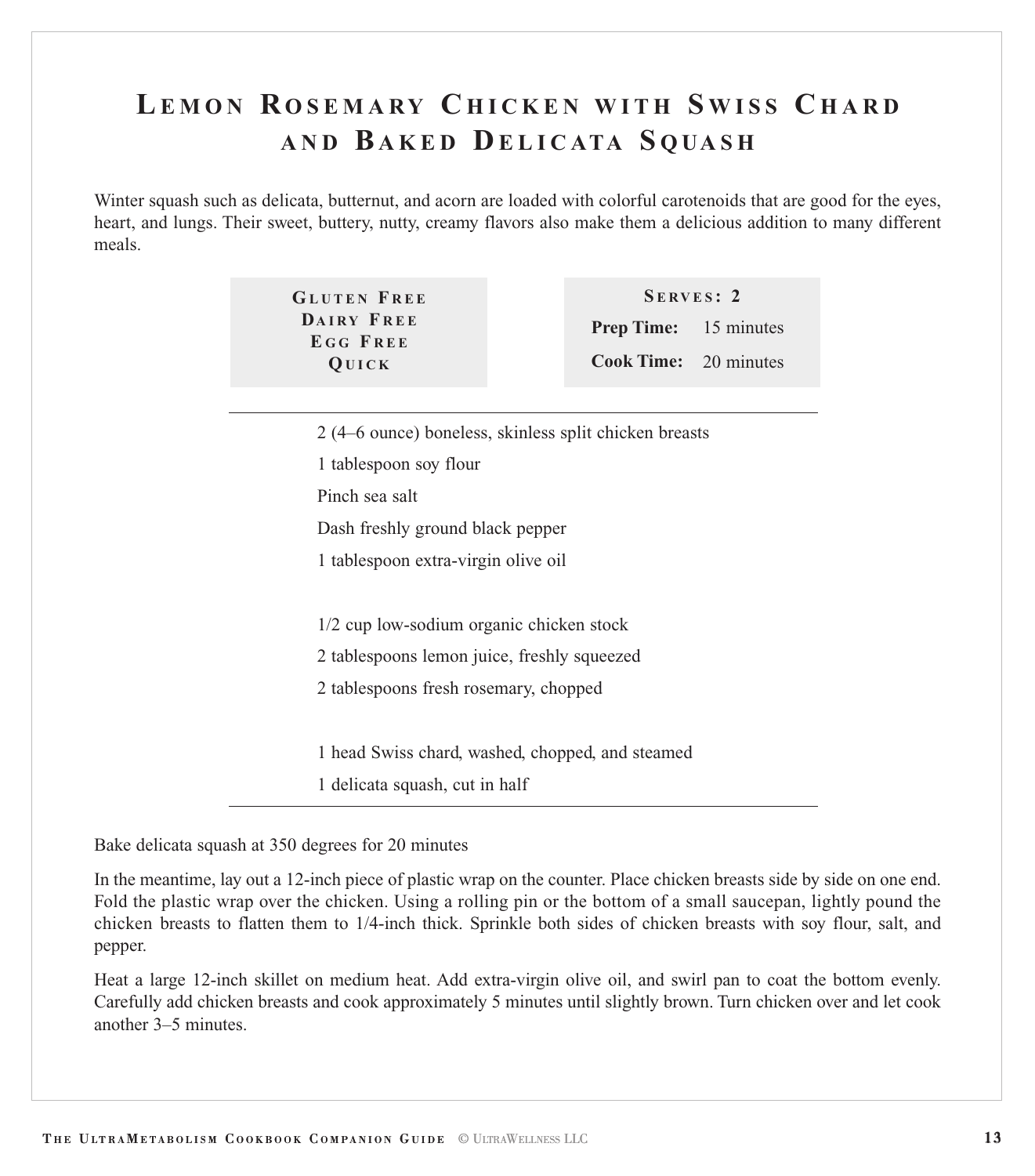# Lemon Rosemary Chicken with Swiss Chard and Baked Delicata Squash

Winter squash such as delicata, butternut, and acorn are loaded with colorful carotenoids that are good for the eyes, heart, and lungs. Their sweet, buttery, nutty, creamy flavors also make them a delicious addition to many different meals.

**Gluten Free**
**Dairy Free**
**Egg Free**
**Quick**

**Serves: 2**
**Prep Time:** 15 minutes
**Cook Time:** 20 minutes

---

2 (4–6 ounce) boneless, skinless split chicken breasts
1 tablespoon soy flour
Pinch sea salt
Dash freshly ground black pepper
1 tablespoon extra-virgin olive oil

1/2 cup low-sodium organic chicken stock
2 tablespoons lemon juice, freshly squeezed
2 tablespoons fresh rosemary, chopped

1 head Swiss chard, washed, chopped, and steamed
1 delicata squash, cut in half

---

Bake delicata squash at 350 degrees for 20 minutes

In the meantime, lay out a 12-inch piece of plastic wrap on the counter. Place chicken breasts side by side on one end. Fold the plastic wrap over the chicken. Using a rolling pin or the bottom of a small saucepan, lightly pound the chicken breasts to flatten them to 1/4-inch thick. Sprinkle both sides of chicken breasts with soy flour, salt, and pepper.

Heat a large 12-inch skillet on medium heat. Add extra-virgin olive oil, and swirl pan to coat the bottom evenly. Carefully add chicken breasts and cook approximately 5 minutes until slightly brown. Turn chicken over and let cook another 3–5 minutes.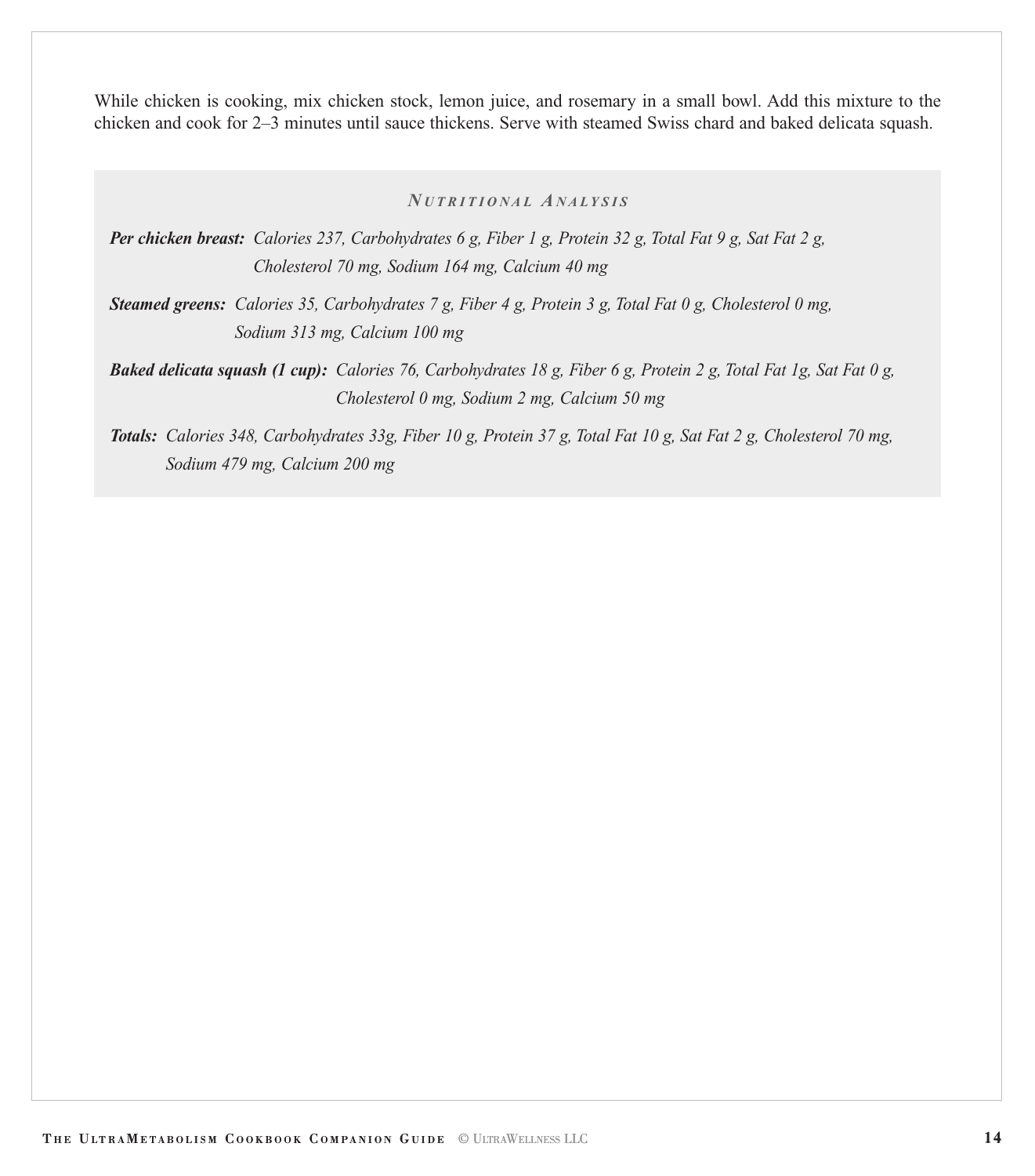While chicken is cooking, mix chicken stock, lemon juice, and rosemary in a small bowl. Add this mixture to the chicken and cook for 2–3 minutes until sauce thickens. Serve with steamed Swiss chard and baked delicata squash.

### *Nutritional Analysis*

***Per chicken breast:*** *Calories 237, Carbohydrates 6 g, Fiber 1 g, Protein 32 g, Total Fat 9 g, Sat Fat 2 g, Cholesterol 70 mg, Sodium 164 mg, Calcium 40 mg*

***Steamed greens:*** *Calories 35, Carbohydrates 7 g, Fiber 4 g, Protein 3 g, Total Fat 0 g, Cholesterol 0 mg, Sodium 313 mg, Calcium 100 mg*

***Baked delicata squash (1 cup):*** *Calories 76, Carbohydrates 18 g, Fiber 6 g, Protein 2 g, Total Fat 1g, Sat Fat 0 g, Cholesterol 0 mg, Sodium 2 mg, Calcium 50 mg*

***Totals:*** *Calories 348, Carbohydrates 33g, Fiber 10 g, Protein 37 g, Total Fat 10 g, Sat Fat 2 g, Cholesterol 70 mg, Sodium 479 mg, Calcium 200 mg*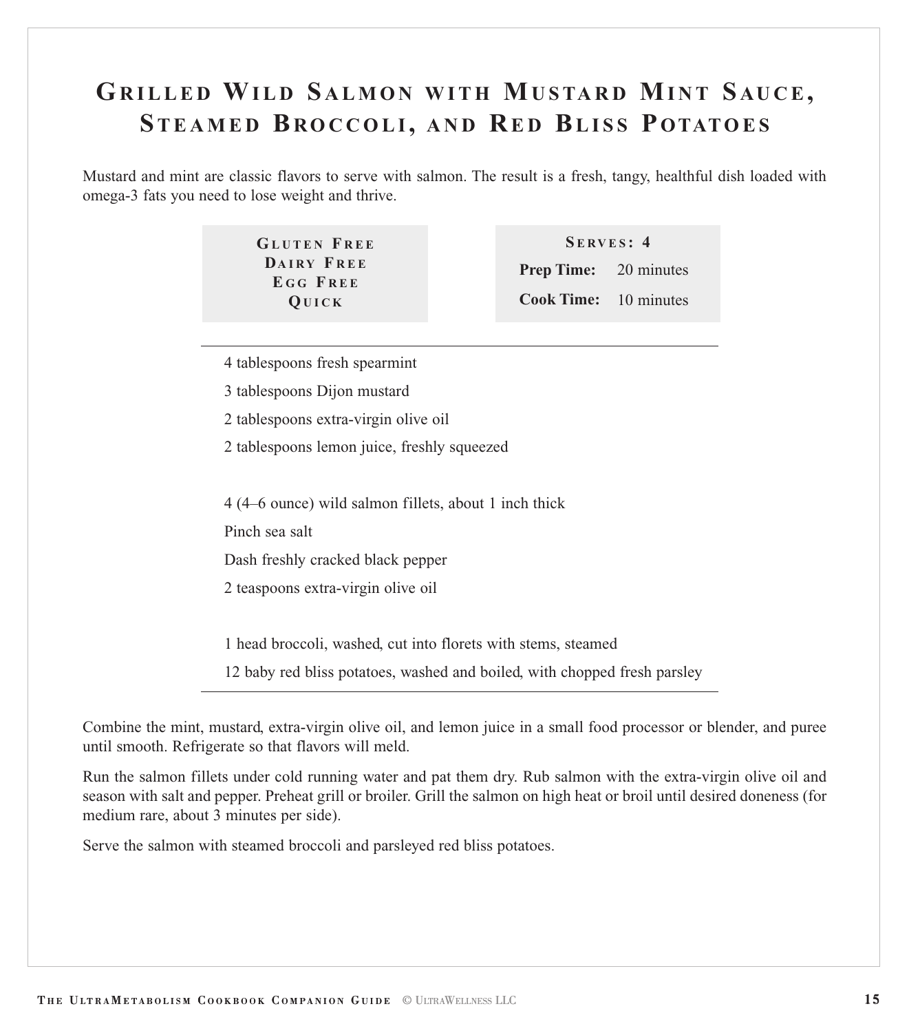# Grilled Wild Salmon with Mustard Mint Sauce, Steamed Broccoli, and Red Bliss Potatoes

Mustard and mint are classic flavors to serve with salmon. The result is a fresh, tangy, healthful dish loaded with omega-3 fats you need to lose weight and thrive.

**Gluten Free**
**Dairy Free**
**Egg Free**
**Quick**

**Serves: 4**
**Prep Time:** 20 minutes
**Cook Time:** 10 minutes

---

4 tablespoons fresh spearmint

3 tablespoons Dijon mustard

2 tablespoons extra-virgin olive oil

2 tablespoons lemon juice, freshly squeezed

4 (4–6 ounce) wild salmon fillets, about 1 inch thick

Pinch sea salt

Dash freshly cracked black pepper

2 teaspoons extra-virgin olive oil

1 head broccoli, washed, cut into florets with stems, steamed

12 baby red bliss potatoes, washed and boiled, with chopped fresh parsley

---

Combine the mint, mustard, extra-virgin olive oil, and lemon juice in a small food processor or blender, and puree until smooth. Refrigerate so that flavors will meld.

Run the salmon fillets under cold running water and pat them dry. Rub salmon with the extra-virgin olive oil and season with salt and pepper. Preheat grill or broiler. Grill the salmon on high heat or broil until desired doneness (for medium rare, about 3 minutes per side).

Serve the salmon with steamed broccoli and parsleyed red bliss potatoes.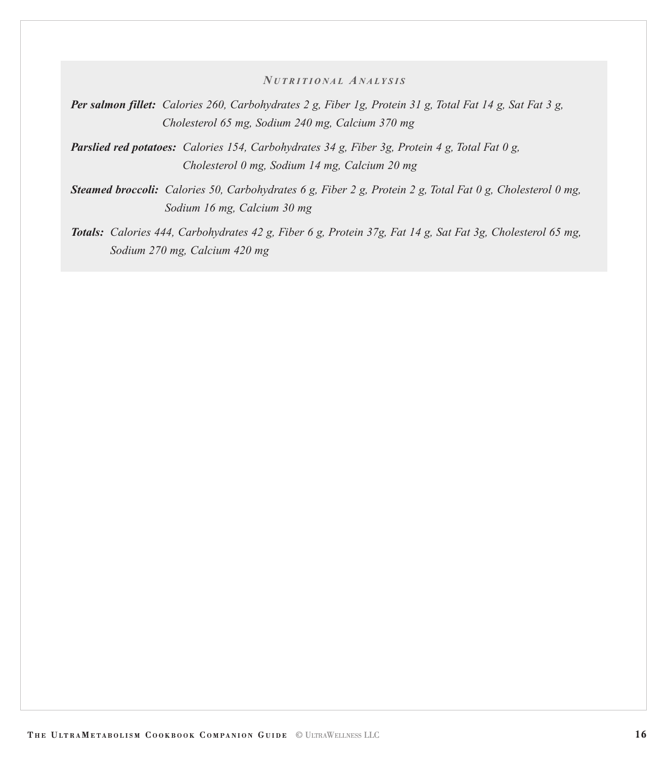### *Nutritional Analysis*

***Per salmon fillet:*** *Calories 260, Carbohydrates 2 g, Fiber 1g, Protein 31 g, Total Fat 14 g, Sat Fat 3 g, Cholesterol 65 mg, Sodium 240 mg, Calcium 370 mg*

***Parslied red potatoes:*** *Calories 154, Carbohydrates 34 g, Fiber 3g, Protein 4 g, Total Fat 0 g, Cholesterol 0 mg, Sodium 14 mg, Calcium 20 mg*

***Steamed broccoli:*** *Calories 50, Carbohydrates 6 g, Fiber 2 g, Protein 2 g, Total Fat 0 g, Cholesterol 0 mg, Sodium 16 mg, Calcium 30 mg*

***Totals:*** *Calories 444, Carbohydrates 42 g, Fiber 6 g, Protein 37g, Fat 14 g, Sat Fat 3g, Cholesterol 65 mg, Sodium 270 mg, Calcium 420 mg*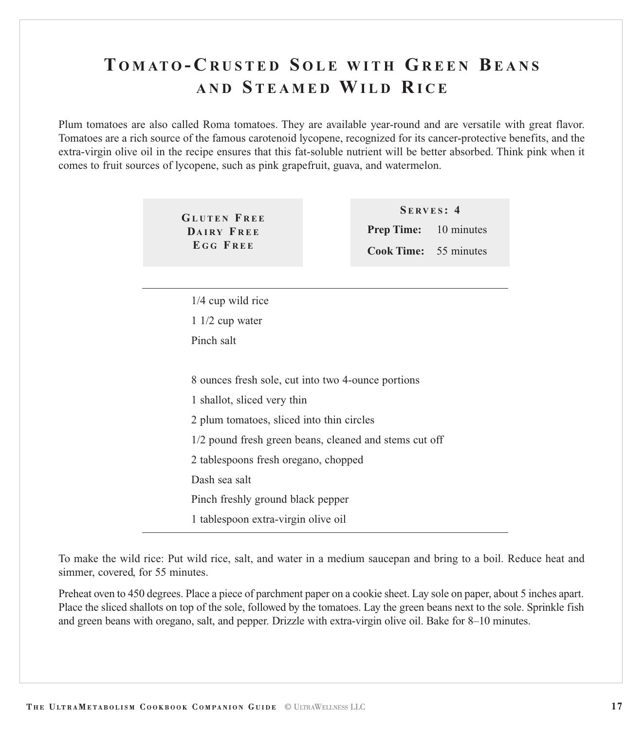# Tomato-Crusted Sole with Green Beans and Steamed Wild Rice

Plum tomatoes are also called Roma tomatoes. They are available year-round and are versatile with great flavor. Tomatoes are a rich source of the famous carotenoid lycopene, recognized for its cancer-protective benefits, and the extra-virgin olive oil in the recipe ensures that this fat-soluble nutrient will be better absorbed. Think pink when it comes to fruit sources of lycopene, such as pink grapefruit, guava, and watermelon.

**Gluten Free**
**Dairy Free**
**Egg Free**

**Serves: 4**
**Prep Time:** 10 minutes
**Cook Time:** 55 minutes

---

1/4 cup wild rice

1 1/2 cup water

Pinch salt

8 ounces fresh sole, cut into two 4-ounce portions

1 shallot, sliced very thin

2 plum tomatoes, sliced into thin circles

1/2 pound fresh green beans, cleaned and stems cut off

2 tablespoons fresh oregano, chopped

Dash sea salt

Pinch freshly ground black pepper

1 tablespoon extra-virgin olive oil

---

To make the wild rice: Put wild rice, salt, and water in a medium saucepan and bring to a boil. Reduce heat and simmer, covered, for 55 minutes.

Preheat oven to 450 degrees. Place a piece of parchment paper on a cookie sheet. Lay sole on paper, about 5 inches apart. Place the sliced shallots on top of the sole, followed by the tomatoes. Lay the green beans next to the sole. Sprinkle fish and green beans with oregano, salt, and pepper. Drizzle with extra-virgin olive oil. Bake for 8–10 minutes.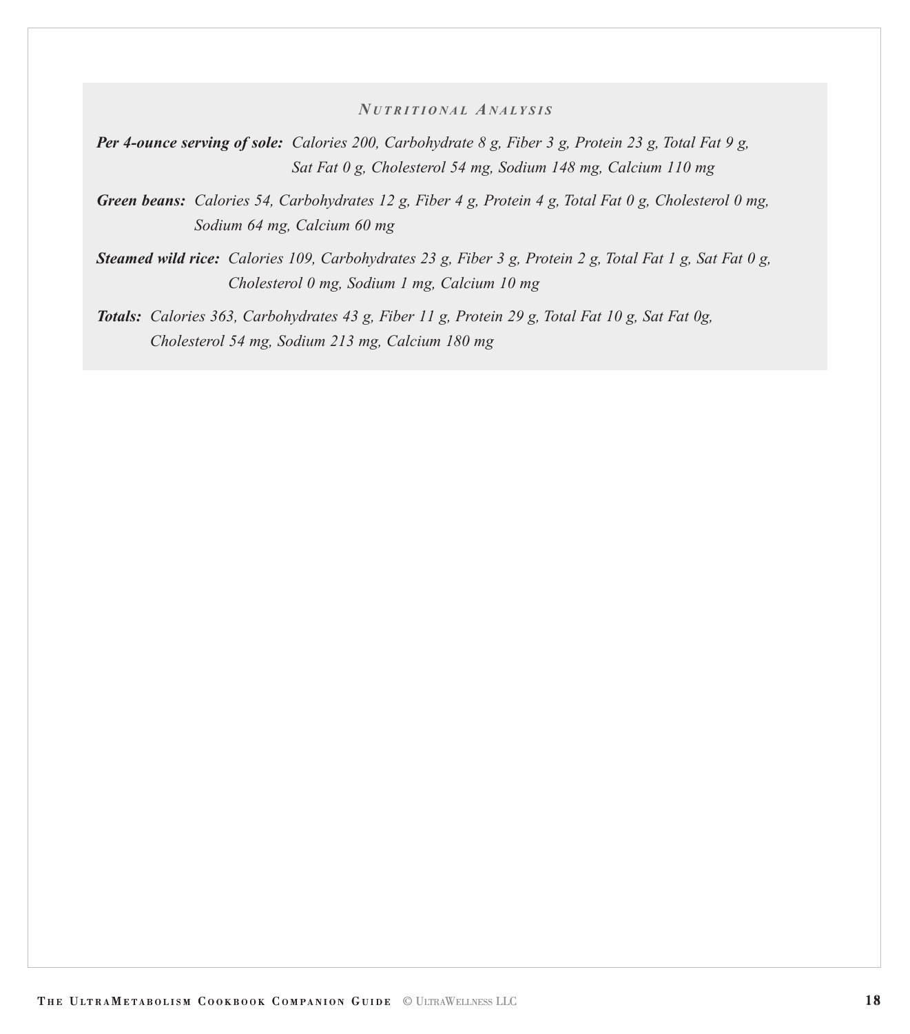### *Nutritional Analysis*

***Per 4-ounce serving of sole:*** *Calories 200, Carbohydrate 8 g, Fiber 3 g, Protein 23 g, Total Fat 9 g, Sat Fat 0 g, Cholesterol 54 mg, Sodium 148 mg, Calcium 110 mg*

***Green beans:*** *Calories 54, Carbohydrates 12 g, Fiber 4 g, Protein 4 g, Total Fat 0 g, Cholesterol 0 mg, Sodium 64 mg, Calcium 60 mg*

***Steamed wild rice:*** *Calories 109, Carbohydrates 23 g, Fiber 3 g, Protein 2 g, Total Fat 1 g, Sat Fat 0 g, Cholesterol 0 mg, Sodium 1 mg, Calcium 10 mg*

***Totals:*** *Calories 363, Carbohydrates 43 g, Fiber 11 g, Protein 29 g, Total Fat 10 g, Sat Fat 0g, Cholesterol 54 mg, Sodium 213 mg, Calcium 180 mg*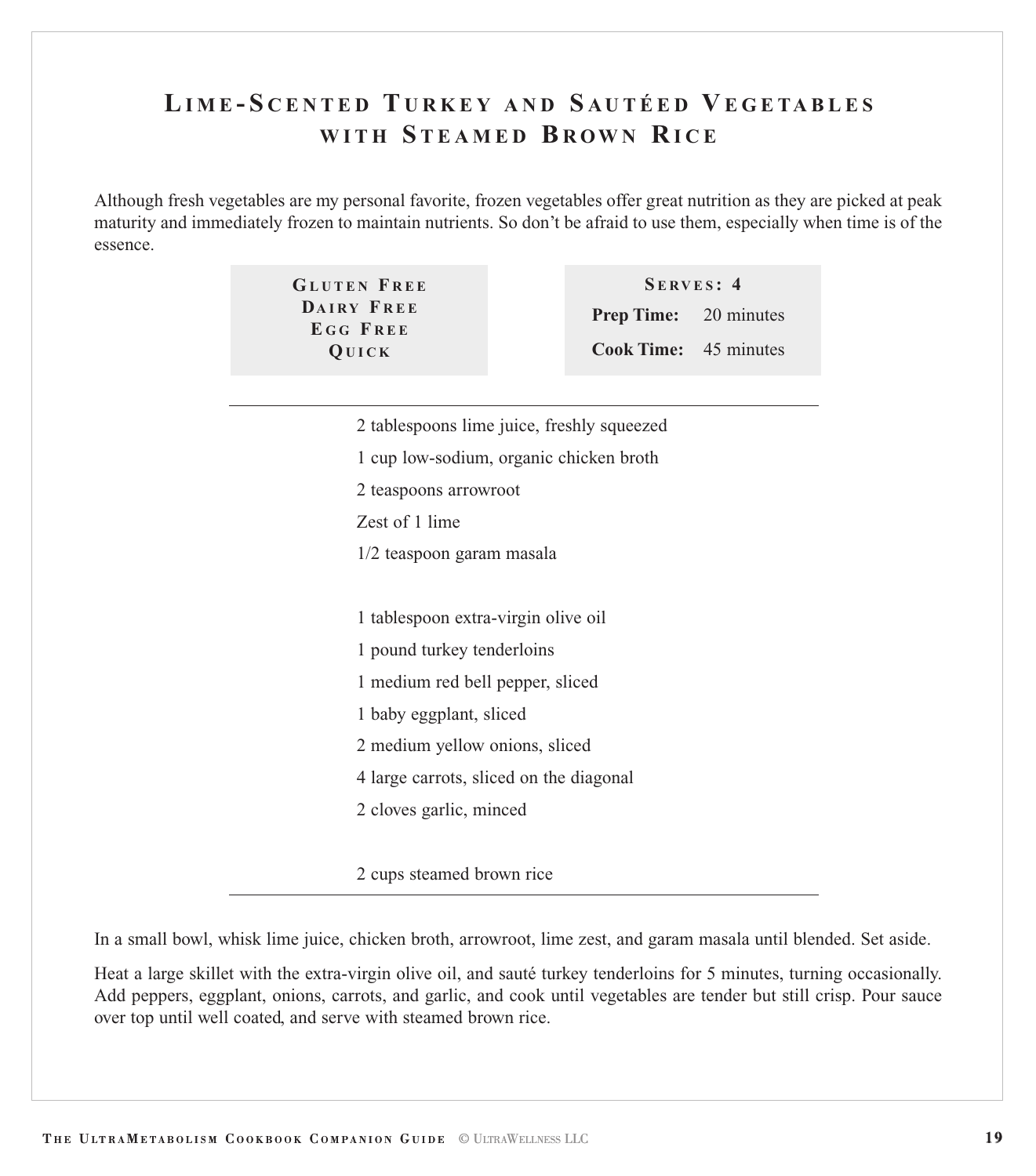# Lime-Scented Turkey and Sautéed Vegetables with Steamed Brown Rice

Although fresh vegetables are my personal favorite, frozen vegetables offer great nutrition as they are picked at peak maturity and immediately frozen to maintain nutrients. So don't be afraid to use them, especially when time is of the essence.

**Gluten Free**
**Dairy Free**
**Egg Free**
**Quick**

**Serves: 4**
**Prep Time:** 20 minutes
**Cook Time:** 45 minutes

---

2 tablespoons lime juice, freshly squeezed
1 cup low-sodium, organic chicken broth
2 teaspoons arrowroot
Zest of 1 lime
1/2 teaspoon garam masala

1 tablespoon extra-virgin olive oil
1 pound turkey tenderloins
1 medium red bell pepper, sliced
1 baby eggplant, sliced
2 medium yellow onions, sliced
4 large carrots, sliced on the diagonal
2 cloves garlic, minced

2 cups steamed brown rice

---

In a small bowl, whisk lime juice, chicken broth, arrowroot, lime zest, and garam masala until blended. Set aside.

Heat a large skillet with the extra-virgin olive oil, and sauté turkey tenderloins for 5 minutes, turning occasionally. Add peppers, eggplant, onions, carrots, and garlic, and cook until vegetables are tender but still crisp. Pour sauce over top until well coated, and serve with steamed brown rice.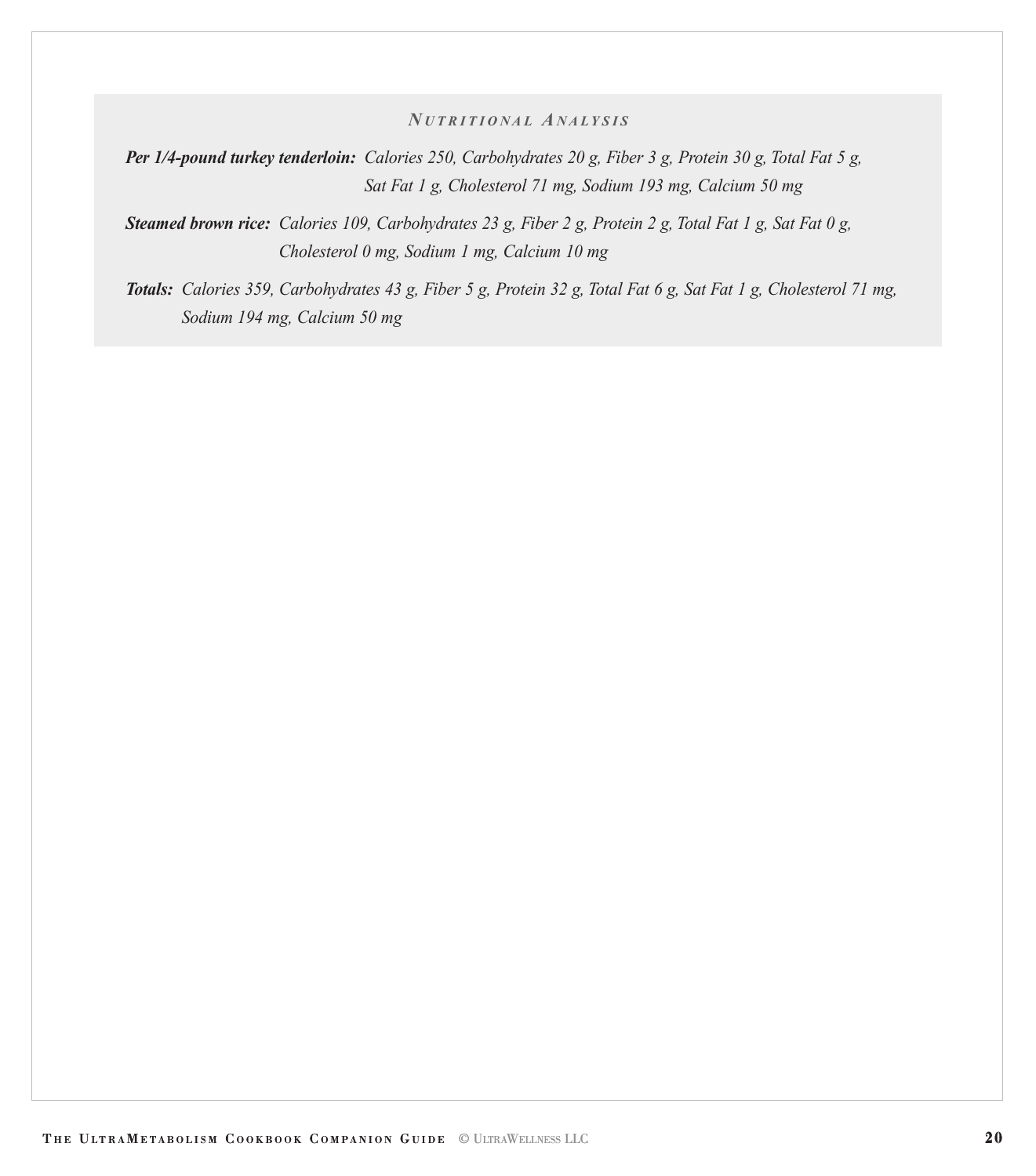### *Nutritional Analysis*

***Per 1/4-pound turkey tenderloin:*** *Calories 250, Carbohydrates 20 g, Fiber 3 g, Protein 30 g, Total Fat 5 g, Sat Fat 1 g, Cholesterol 71 mg, Sodium 193 mg, Calcium 50 mg*

***Steamed brown rice:*** *Calories 109, Carbohydrates 23 g, Fiber 2 g, Protein 2 g, Total Fat 1 g, Sat Fat 0 g, Cholesterol 0 mg, Sodium 1 mg, Calcium 10 mg*

***Totals:*** *Calories 359, Carbohydrates 43 g, Fiber 5 g, Protein 32 g, Total Fat 6 g, Sat Fat 1 g, Cholesterol 71 mg, Sodium 194 mg, Calcium 50 mg*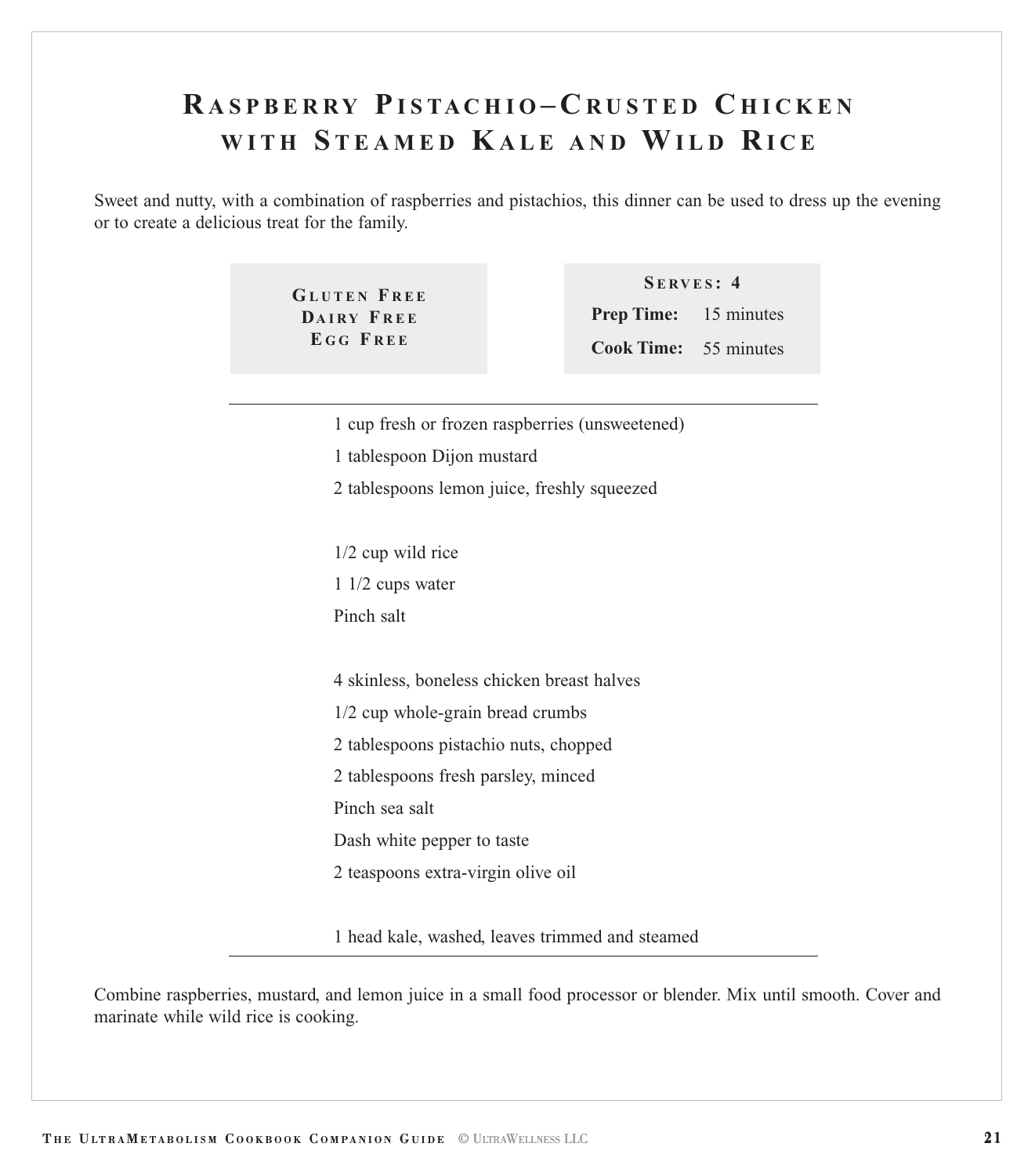# Raspberry Pistachio–Crusted Chicken with Steamed Kale and Wild Rice

Sweet and nutty, with a combination of raspberries and pistachios, this dinner can be used to dress up the evening or to create a delicious treat for the family.

**Gluten Free**
**Dairy Free**
**Egg Free**

**Serves: 4**
**Prep Time:** 15 minutes
**Cook Time:** 55 minutes

---

1 cup fresh or frozen raspberries (unsweetened)
1 tablespoon Dijon mustard
2 tablespoons lemon juice, freshly squeezed

1/2 cup wild rice
1 1/2 cups water
Pinch salt

4 skinless, boneless chicken breast halves
1/2 cup whole-grain bread crumbs
2 tablespoons pistachio nuts, chopped
2 tablespoons fresh parsley, minced
Pinch sea salt
Dash white pepper to taste
2 teaspoons extra-virgin olive oil

1 head kale, washed, leaves trimmed and steamed

---

Combine raspberries, mustard, and lemon juice in a small food processor or blender. Mix until smooth. Cover and marinate while wild rice is cooking.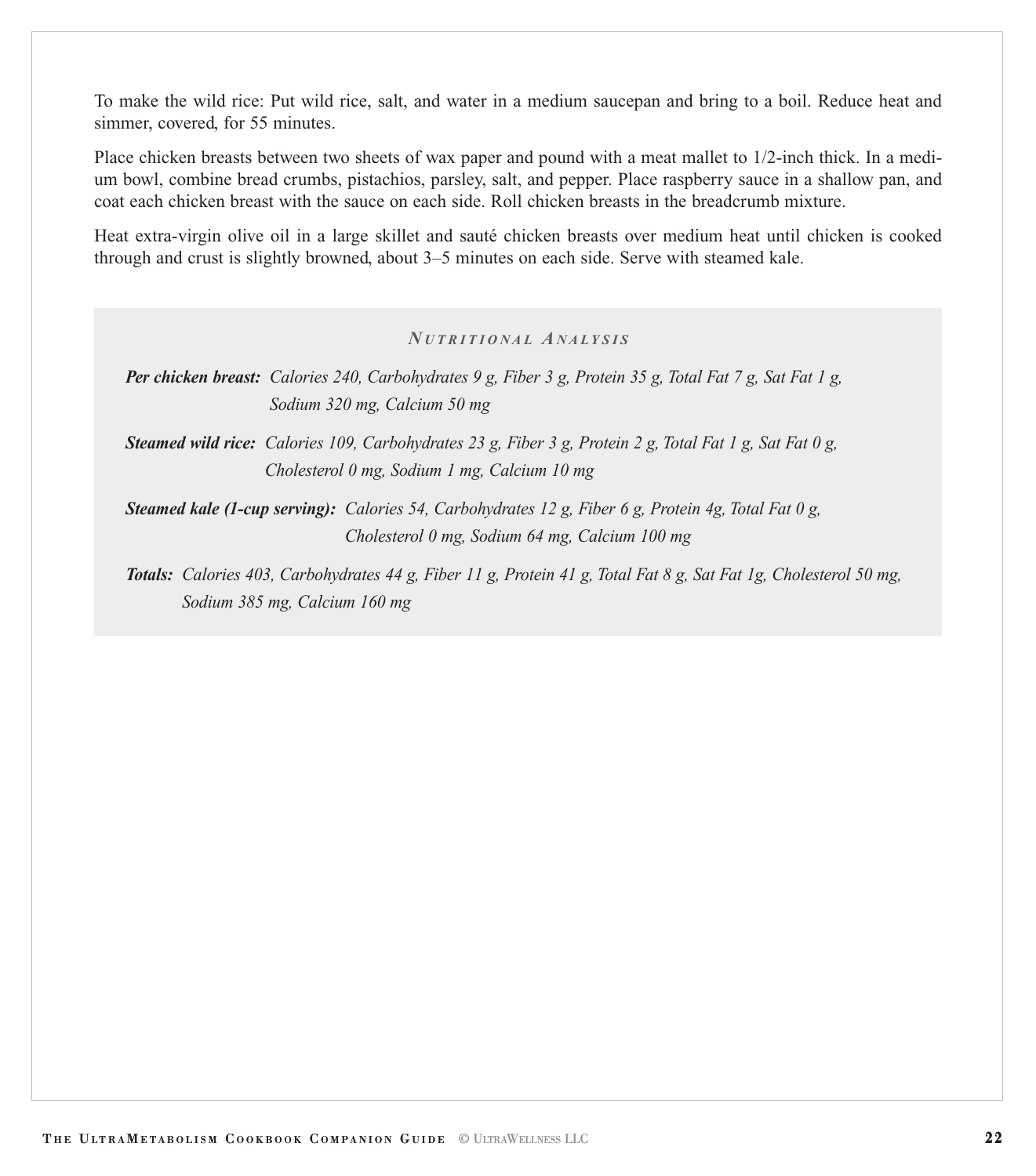To make the wild rice: Put wild rice, salt, and water in a medium saucepan and bring to a boil. Reduce heat and simmer, covered, for 55 minutes.

Place chicken breasts between two sheets of wax paper and pound with a meat mallet to 1/2-inch thick. In a medium bowl, combine bread crumbs, pistachios, parsley, salt, and pepper. Place raspberry sauce in a shallow pan, and coat each chicken breast with the sauce on each side. Roll chicken breasts in the breadcrumb mixture.

Heat extra-virgin olive oil in a large skillet and sauté chicken breasts over medium heat until chicken is cooked through and crust is slightly browned, about 3–5 minutes on each side. Serve with steamed kale.

### *Nutritional Analysis*

***Per chicken breast:*** *Calories 240, Carbohydrates 9 g, Fiber 3 g, Protein 35 g, Total Fat 7 g, Sat Fat 1 g, Sodium 320 mg, Calcium 50 mg*

***Steamed wild rice:*** *Calories 109, Carbohydrates 23 g, Fiber 3 g, Protein 2 g, Total Fat 1 g, Sat Fat 0 g, Cholesterol 0 mg, Sodium 1 mg, Calcium 10 mg*

***Steamed kale (1-cup serving):*** *Calories 54, Carbohydrates 12 g, Fiber 6 g, Protein 4g, Total Fat 0 g, Cholesterol 0 mg, Sodium 64 mg, Calcium 100 mg*

***Totals:*** *Calories 403, Carbohydrates 44 g, Fiber 11 g, Protein 41 g, Total Fat 8 g, Sat Fat 1g, Cholesterol 50 mg, Sodium 385 mg, Calcium 160 mg*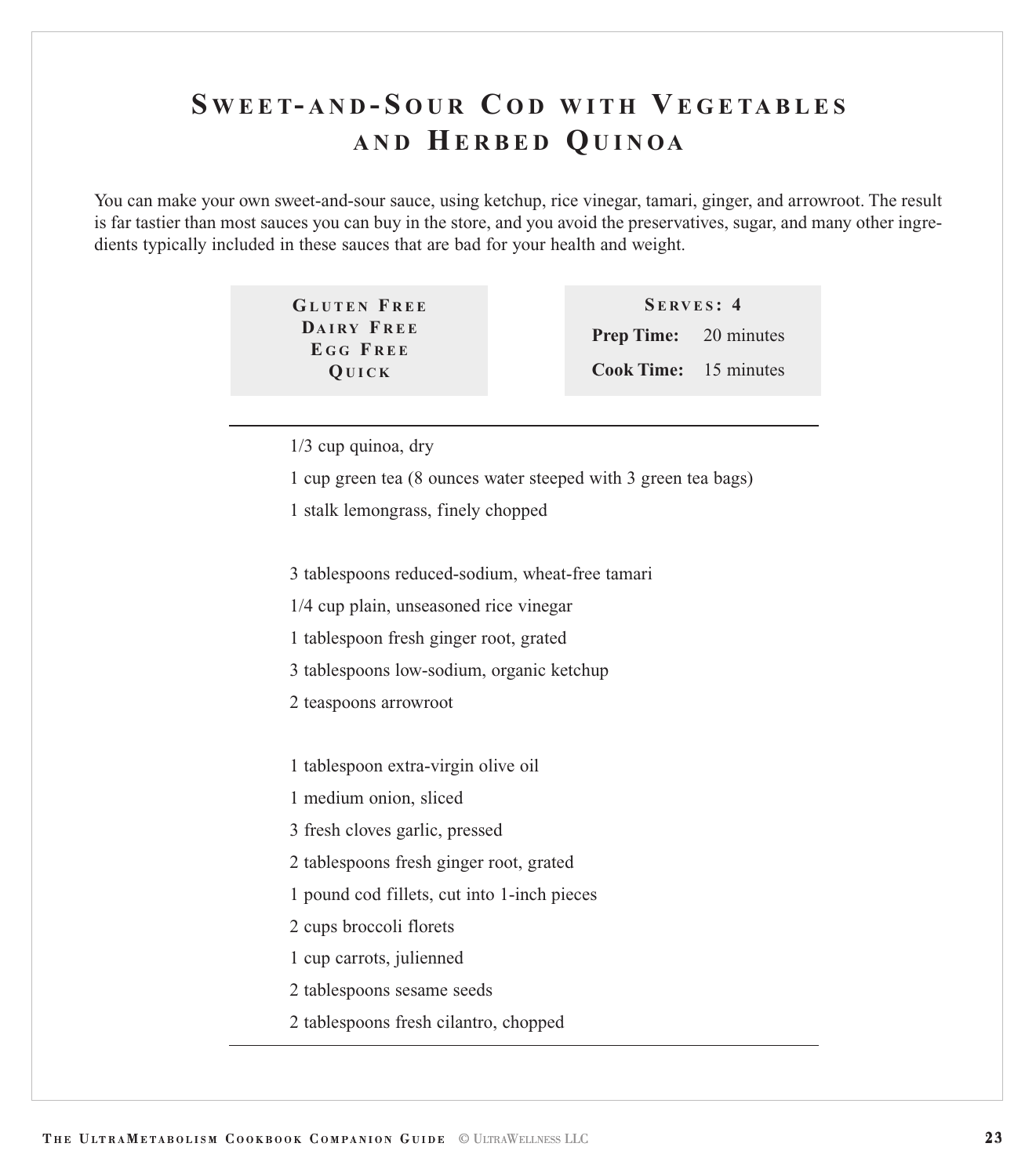# Sweet-and-Sour Cod with Vegetables and Herbed Quinoa

You can make your own sweet-and-sour sauce, using ketchup, rice vinegar, tamari, ginger, and arrowroot. The result is far tastier than most sauces you can buy in the store, and you avoid the preservatives, sugar, and many other ingredients typically included in these sauces that are bad for your health and weight.

**Gluten Free**
**Dairy Free**
**Egg Free**
**Quick**

**Serves: 4**
**Prep Time:** 20 minutes
**Cook Time:** 15 minutes

---

1/3 cup quinoa, dry
1 cup green tea (8 ounces water steeped with 3 green tea bags)
1 stalk lemongrass, finely chopped

3 tablespoons reduced-sodium, wheat-free tamari
1/4 cup plain, unseasoned rice vinegar
1 tablespoon fresh ginger root, grated
3 tablespoons low-sodium, organic ketchup
2 teaspoons arrowroot

1 tablespoon extra-virgin olive oil
1 medium onion, sliced
3 fresh cloves garlic, pressed
2 tablespoons fresh ginger root, grated
1 pound cod fillets, cut into 1-inch pieces
2 cups broccoli florets
1 cup carrots, julienned
2 tablespoons sesame seeds
2 tablespoons fresh cilantro, chopped

---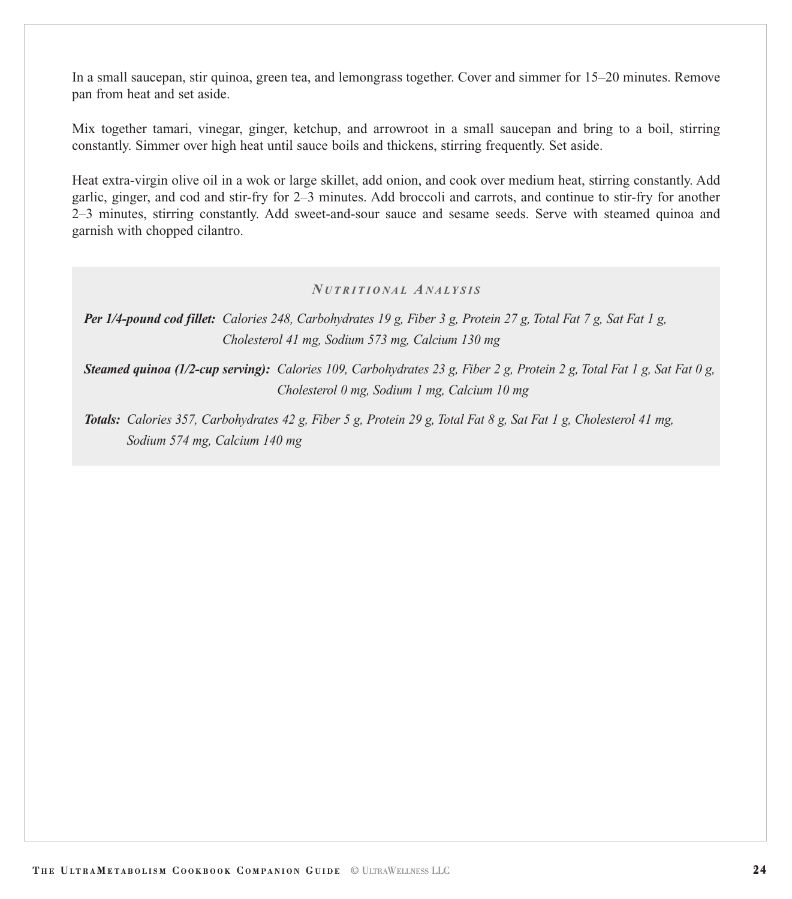In a small saucepan, stir quinoa, green tea, and lemongrass together. Cover and simmer for 15–20 minutes. Remove pan from heat and set aside.

Mix together tamari, vinegar, ginger, ketchup, and arrowroot in a small saucepan and bring to a boil, stirring constantly. Simmer over high heat until sauce boils and thickens, stirring frequently. Set aside.

Heat extra-virgin olive oil in a wok or large skillet, add onion, and cook over medium heat, stirring constantly. Add garlic, ginger, and cod and stir-fry for 2–3 minutes. Add broccoli and carrots, and continue to stir-fry for another 2–3 minutes, stirring constantly. Add sweet-and-sour sauce and sesame seeds. Serve with steamed quinoa and garnish with chopped cilantro.

### *Nutritional Analysis*

***Per 1/4-pound cod fillet:*** *Calories 248, Carbohydrates 19 g, Fiber 3 g, Protein 27 g, Total Fat 7 g, Sat Fat 1 g, Cholesterol 41 mg, Sodium 573 mg, Calcium 130 mg*

***Steamed quinoa (1/2-cup serving):*** *Calories 109, Carbohydrates 23 g, Fiber 2 g, Protein 2 g, Total Fat 1 g, Sat Fat 0 g, Cholesterol 0 mg, Sodium 1 mg, Calcium 10 mg*

***Totals:*** *Calories 357, Carbohydrates 42 g, Fiber 5 g, Protein 29 g, Total Fat 8 g, Sat Fat 1 g, Cholesterol 41 mg, Sodium 574 mg, Calcium 140 mg*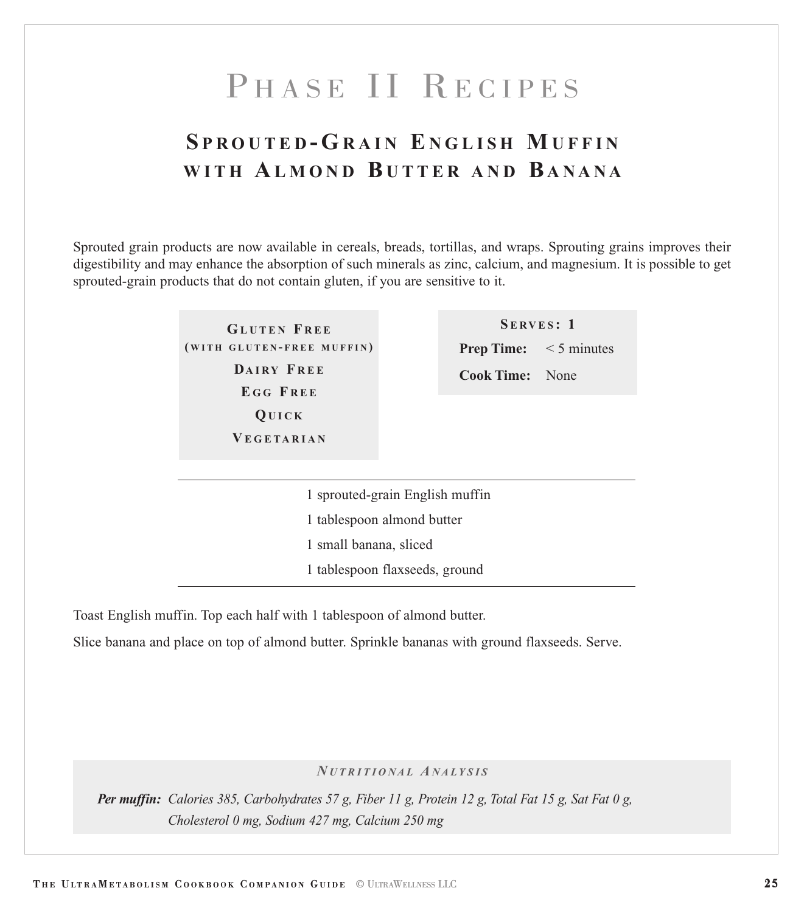# Phase II Recipes

## Sprouted-Grain English Muffin with Almond Butter and Banana

Sprouted grain products are now available in cereals, breads, tortillas, and wraps. Sprouting grains improves their digestibility and may enhance the absorption of such minerals as zinc, calcium, and magnesium. It is possible to get sprouted-grain products that do not contain gluten, if you are sensitive to it.

**Gluten Free**
**(with gluten-free muffin)**
**Dairy Free**
**Egg Free**
**Quick**
**Vegetarian**

**Serves: 1**
**Prep Time:** < 5 minutes
**Cook Time:** None

---

1 sprouted-grain English muffin
1 tablespoon almond butter
1 small banana, sliced
1 tablespoon flaxseeds, ground

---

Toast English muffin. Top each half with 1 tablespoon of almond butter.

Slice banana and place on top of almond butter. Sprinkle bananas with ground flaxseeds. Serve.

***Nutritional Analysis***

***Per muffin:*** *Calories 385, Carbohydrates 57 g, Fiber 11 g, Protein 12 g, Total Fat 15 g, Sat Fat 0 g, Cholesterol 0 mg, Sodium 427 mg, Calcium 250 mg*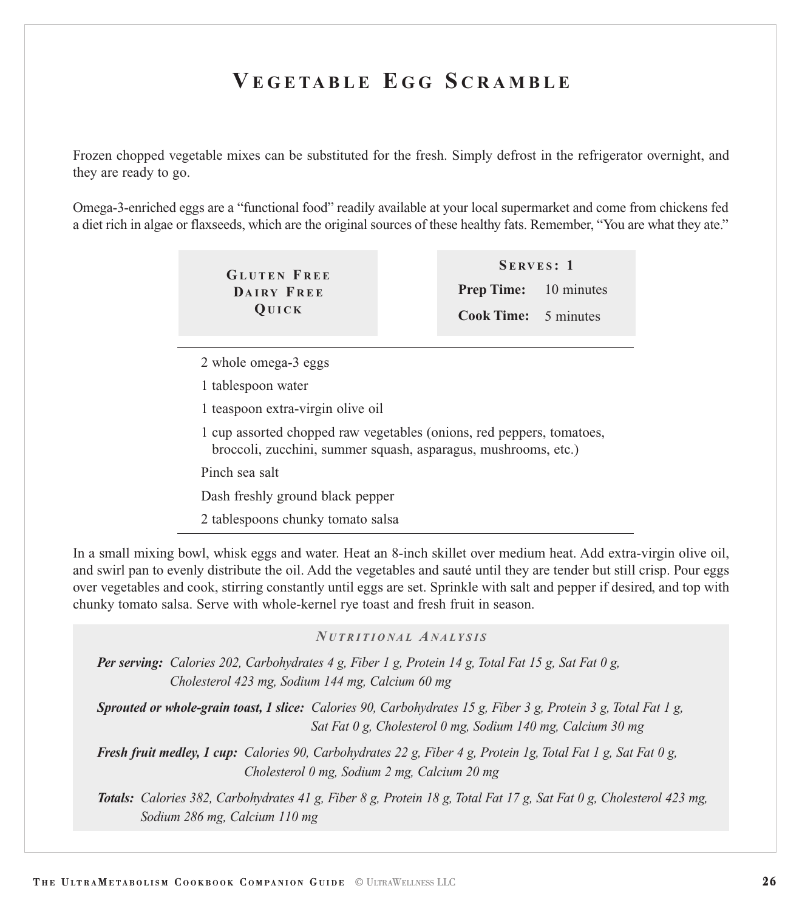# Vegetable Egg Scramble

Frozen chopped vegetable mixes can be substituted for the fresh. Simply defrost in the refrigerator overnight, and they are ready to go.

Omega-3-enriched eggs are a "functional food" readily available at your local supermarket and come from chickens fed a diet rich in algae or flaxseeds, which are the original sources of these healthy fats. Remember, "You are what they ate."

**Gluten Free**
**Dairy Free**
**Quick**

**Serves: 1**
**Prep Time:** 10 minutes
**Cook Time:** 5 minutes

- 2 whole omega-3 eggs
- 1 tablespoon water
- 1 teaspoon extra-virgin olive oil
- 1 cup assorted chopped raw vegetables (onions, red peppers, tomatoes, broccoli, zucchini, summer squash, asparagus, mushrooms, etc.)
- Pinch sea salt
- Dash freshly ground black pepper
- 2 tablespoons chunky tomato salsa

In a small mixing bowl, whisk eggs and water. Heat an 8-inch skillet over medium heat. Add extra-virgin olive oil, and swirl pan to evenly distribute the oil. Add the vegetables and sauté until they are tender but still crisp. Pour eggs over vegetables and cook, stirring constantly until eggs are set. Sprinkle with salt and pepper if desired, and top with chunky tomato salsa. Serve with whole-kernel rye toast and fresh fruit in season.

### *Nutritional Analysis*

***Per serving:*** *Calories 202, Carbohydrates 4 g, Fiber 1 g, Protein 14 g, Total Fat 15 g, Sat Fat 0 g, Cholesterol 423 mg, Sodium 144 mg, Calcium 60 mg*

***Sprouted or whole-grain toast, 1 slice:*** *Calories 90, Carbohydrates 15 g, Fiber 3 g, Protein 3 g, Total Fat 1 g, Sat Fat 0 g, Cholesterol 0 mg, Sodium 140 mg, Calcium 30 mg*

***Fresh fruit medley, 1 cup:*** *Calories 90, Carbohydrates 22 g, Fiber 4 g, Protein 1g, Total Fat 1 g, Sat Fat 0 g, Cholesterol 0 mg, Sodium 2 mg, Calcium 20 mg*

***Totals:*** *Calories 382, Carbohydrates 41 g, Fiber 8 g, Protein 18 g, Total Fat 17 g, Sat Fat 0 g, Cholesterol 423 mg, Sodium 286 mg, Calcium 110 mg*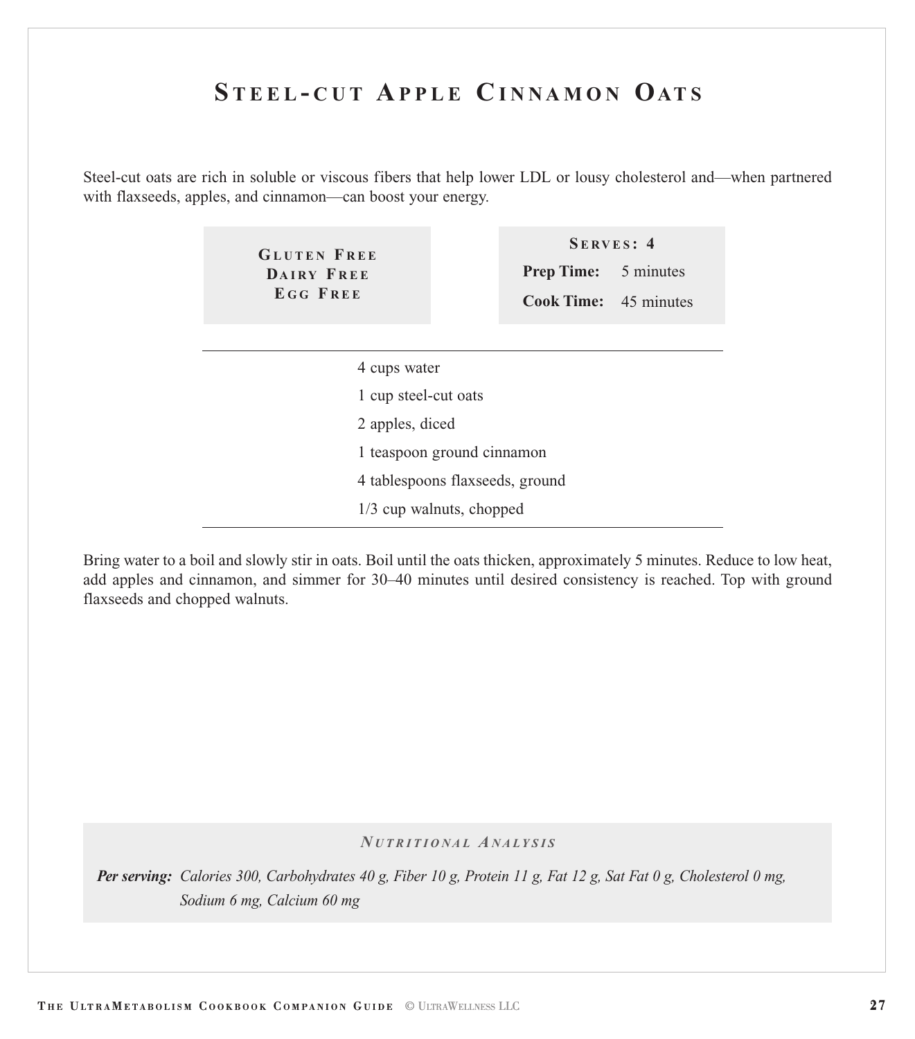# Steel-cut Apple Cinnamon Oats

Steel-cut oats are rich in soluble or viscous fibers that help lower LDL or lousy cholesterol and—when partnered with flaxseeds, apples, and cinnamon—can boost your energy.

**Gluten Free**
**Dairy Free**
**Egg Free**

**Serves: 4**
**Prep Time:** 5 minutes
**Cook Time:** 45 minutes

- 4 cups water
- 1 cup steel-cut oats
- 2 apples, diced
- 1 teaspoon ground cinnamon
- 4 tablespoons flaxseeds, ground
- 1/3 cup walnuts, chopped

Bring water to a boil and slowly stir in oats. Boil until the oats thicken, approximately 5 minutes. Reduce to low heat, add apples and cinnamon, and simmer for 30–40 minutes until desired consistency is reached. Top with ground flaxseeds and chopped walnuts.

***Nutritional Analysis***

***Per serving:*** *Calories 300, Carbohydrates 40 g, Fiber 10 g, Protein 11 g, Fat 12 g, Sat Fat 0 g, Cholesterol 0 mg, Sodium 6 mg, Calcium 60 mg*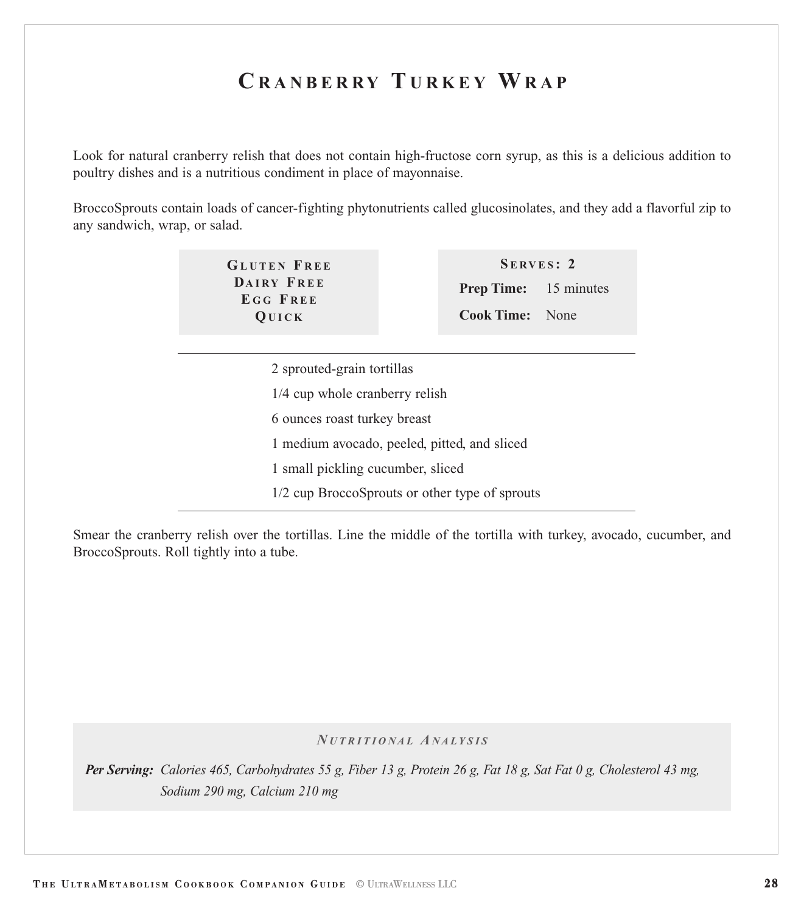# Cranberry Turkey Wrap

Look for natural cranberry relish that does not contain high-fructose corn syrup, as this is a delicious addition to poultry dishes and is a nutritious condiment in place of mayonnaise.

BroccoSprouts contain loads of cancer-fighting phytonutrients called glucosinolates, and they add a flavorful zip to any sandwich, wrap, or salad.

**Gluten Free**
**Dairy Free**
**Egg Free**
**Quick**

**Serves: 2**

**Prep Time:** 15 minutes

**Cook Time:** None

---

2 sprouted-grain tortillas

1/4 cup whole cranberry relish

6 ounces roast turkey breast

1 medium avocado, peeled, pitted, and sliced

1 small pickling cucumber, sliced

1/2 cup BroccoSprouts or other type of sprouts

---

Smear the cranberry relish over the tortillas. Line the middle of the tortilla with turkey, avocado, cucumber, and BroccoSprouts. Roll tightly into a tube.

***Nutritional Analysis***

***Per Serving:*** *Calories 465, Carbohydrates 55 g, Fiber 13 g, Protein 26 g, Fat 18 g, Sat Fat 0 g, Cholesterol 43 mg, Sodium 290 mg, Calcium 210 mg*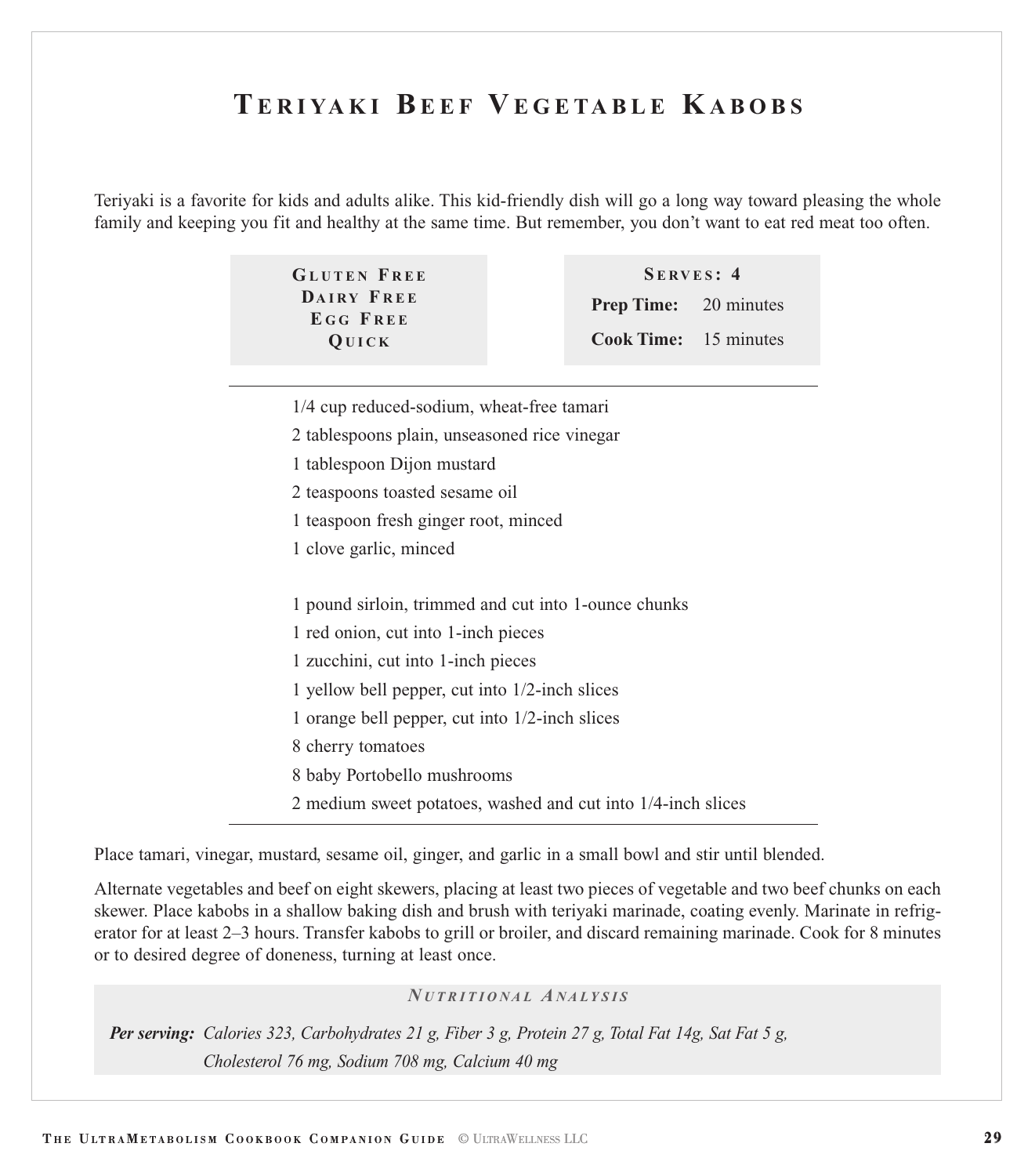# Teriyaki Beef Vegetable Kabobs

Teriyaki is a favorite for kids and adults alike. This kid-friendly dish will go a long way toward pleasing the whole family and keeping you fit and healthy at the same time. But remember, you don't want to eat red meat too often.

**Gluten Free**
**Dairy Free**
**Egg Free**
**Quick**

**Serves: 4**
**Prep Time:** 20 minutes
**Cook Time:** 15 minutes

---

1/4 cup reduced-sodium, wheat-free tamari
2 tablespoons plain, unseasoned rice vinegar
1 tablespoon Dijon mustard
2 teaspoons toasted sesame oil
1 teaspoon fresh ginger root, minced
1 clove garlic, minced

1 pound sirloin, trimmed and cut into 1-ounce chunks
1 red onion, cut into 1-inch pieces
1 zucchini, cut into 1-inch pieces
1 yellow bell pepper, cut into 1/2-inch slices
1 orange bell pepper, cut into 1/2-inch slices
8 cherry tomatoes
8 baby Portobello mushrooms
2 medium sweet potatoes, washed and cut into 1/4-inch slices

---

Place tamari, vinegar, mustard, sesame oil, ginger, and garlic in a small bowl and stir until blended.

Alternate vegetables and beef on eight skewers, placing at least two pieces of vegetable and two beef chunks on each skewer. Place kabobs in a shallow baking dish and brush with teriyaki marinade, coating evenly. Marinate in refrigerator for at least 2–3 hours. Transfer kabobs to grill or broiler, and discard remaining marinade. Cook for 8 minutes or to desired degree of doneness, turning at least once.

***Nutritional Analysis***

***Per serving:*** *Calories 323, Carbohydrates 21 g, Fiber 3 g, Protein 27 g, Total Fat 14g, Sat Fat 5 g, Cholesterol 76 mg, Sodium 708 mg, Calcium 40 mg*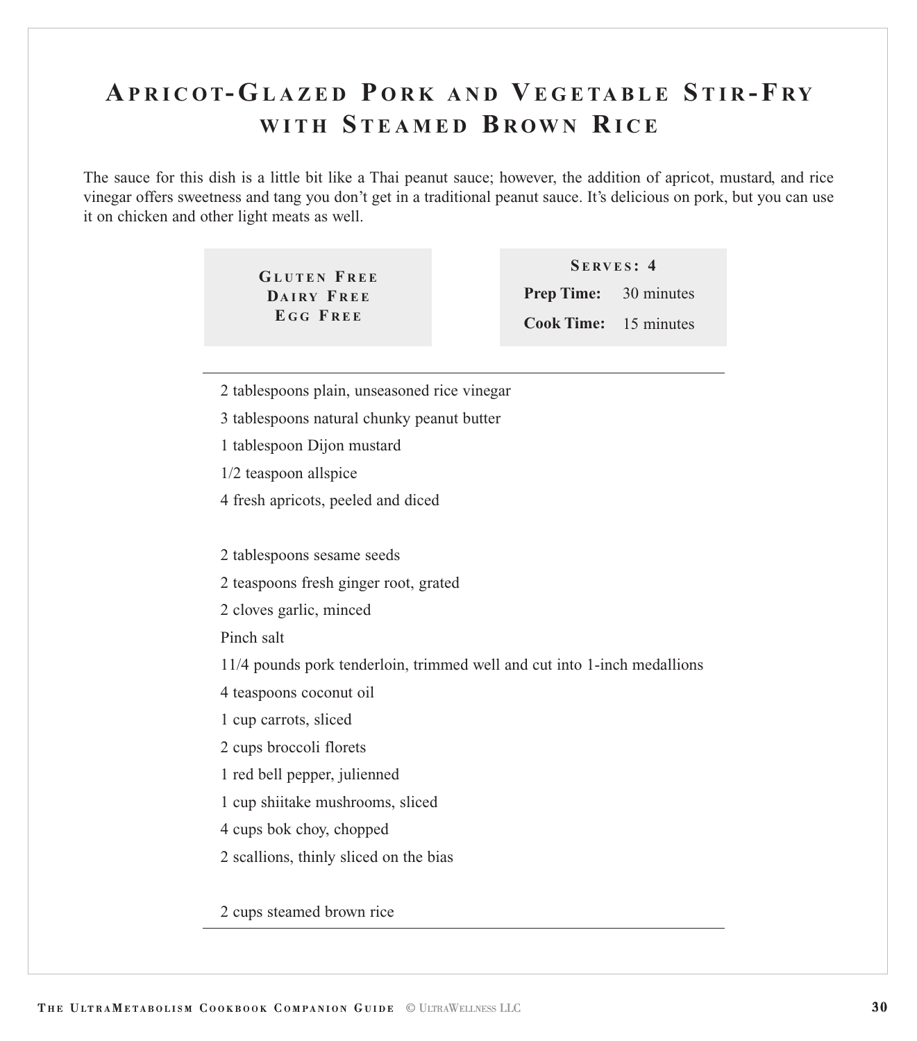# Apricot-Glazed Pork and Vegetable Stir-Fry with Steamed Brown Rice

The sauce for this dish is a little bit like a Thai peanut sauce; however, the addition of apricot, mustard, and rice vinegar offers sweetness and tang you don't get in a traditional peanut sauce. It's delicious on pork, but you can use it on chicken and other light meats as well.

**Gluten Free**
**Dairy Free**
**Egg Free**

**Serves: 4**
**Prep Time:** 30 minutes
**Cook Time:** 15 minutes

---

2 tablespoons plain, unseasoned rice vinegar
3 tablespoons natural chunky peanut butter
1 tablespoon Dijon mustard
1/2 teaspoon allspice
4 fresh apricots, peeled and diced

2 tablespoons sesame seeds
2 teaspoons fresh ginger root, grated
2 cloves garlic, minced
Pinch salt
11/4 pounds pork tenderloin, trimmed well and cut into 1-inch medallions
4 teaspoons coconut oil
1 cup carrots, sliced
2 cups broccoli florets
1 red bell pepper, julienned
1 cup shiitake mushrooms, sliced
4 cups bok choy, chopped
2 scallions, thinly sliced on the bias

2 cups steamed brown rice

---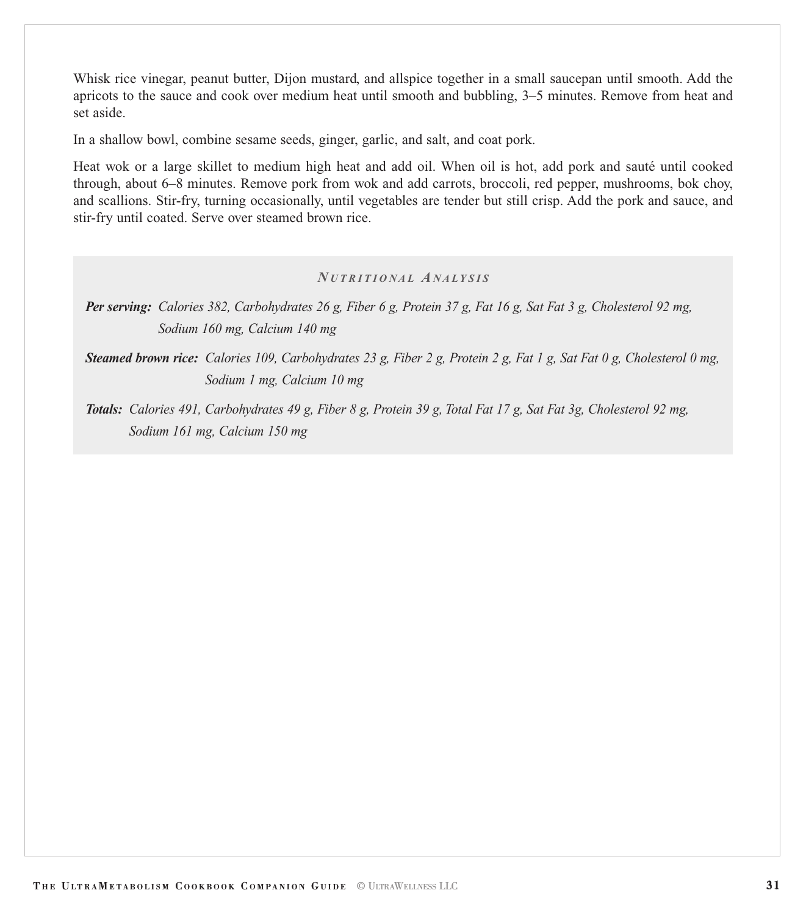Whisk rice vinegar, peanut butter, Dijon mustard, and allspice together in a small saucepan until smooth. Add the apricots to the sauce and cook over medium heat until smooth and bubbling, 3–5 minutes. Remove from heat and set aside.

In a shallow bowl, combine sesame seeds, ginger, garlic, and salt, and coat pork.

Heat wok or a large skillet to medium high heat and add oil. When oil is hot, add pork and sauté until cooked through, about 6–8 minutes. Remove pork from wok and add carrots, broccoli, red pepper, mushrooms, bok choy, and scallions. Stir-fry, turning occasionally, until vegetables are tender but still crisp. Add the pork and sauce, and stir-fry until coated. Serve over steamed brown rice.

### *Nutritional Analysis*

***Per serving:*** *Calories 382, Carbohydrates 26 g, Fiber 6 g, Protein 37 g, Fat 16 g, Sat Fat 3 g, Cholesterol 92 mg, Sodium 160 mg, Calcium 140 mg*

***Steamed brown rice:*** *Calories 109, Carbohydrates 23 g, Fiber 2 g, Protein 2 g, Fat 1 g, Sat Fat 0 g, Cholesterol 0 mg, Sodium 1 mg, Calcium 10 mg*

***Totals:*** *Calories 491, Carbohydrates 49 g, Fiber 8 g, Protein 39 g, Total Fat 17 g, Sat Fat 3g, Cholesterol 92 mg, Sodium 161 mg, Calcium 150 mg*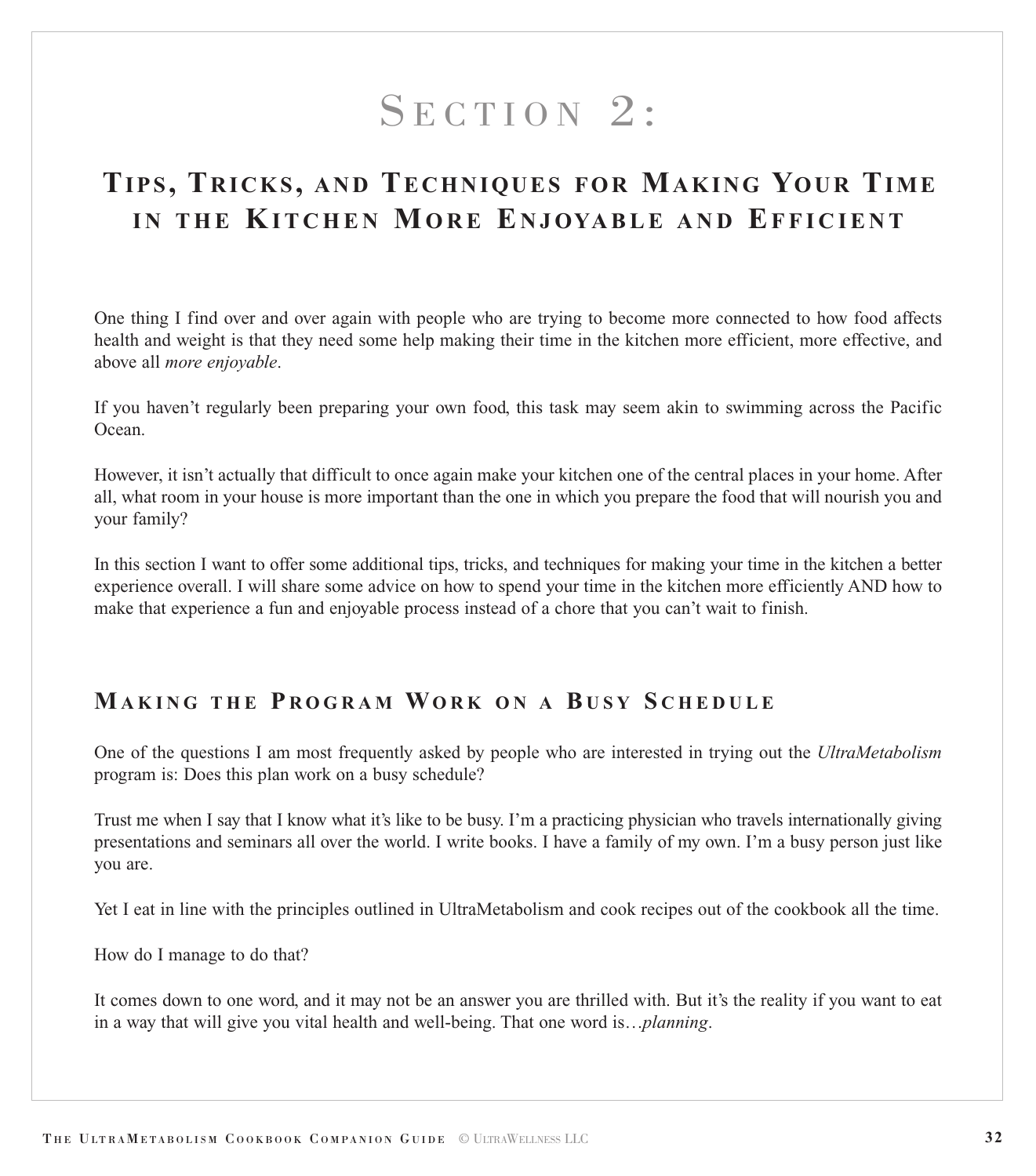# Section 2:

## Tips, Tricks, and Techniques for Making Your Time in the Kitchen More Enjoyable and Efficient

One thing I find over and over again with people who are trying to become more connected to how food affects health and weight is that they need some help making their time in the kitchen more efficient, more effective, and above all *more enjoyable*.

If you haven't regularly been preparing your own food, this task may seem akin to swimming across the Pacific Ocean.

However, it isn't actually that difficult to once again make your kitchen one of the central places in your home. After all, what room in your house is more important than the one in which you prepare the food that will nourish you and your family?

In this section I want to offer some additional tips, tricks, and techniques for making your time in the kitchen a better experience overall. I will share some advice on how to spend your time in the kitchen more efficiently AND how to make that experience a fun and enjoyable process instead of a chore that you can't wait to finish.

### Making the Program Work on a Busy Schedule

One of the questions I am most frequently asked by people who are interested in trying out the *UltraMetabolism* program is: Does this plan work on a busy schedule?

Trust me when I say that I know what it's like to be busy. I'm a practicing physician who travels internationally giving presentations and seminars all over the world. I write books. I have a family of my own. I'm a busy person just like you are.

Yet I eat in line with the principles outlined in UltraMetabolism and cook recipes out of the cookbook all the time.

How do I manage to do that?

It comes down to one word, and it may not be an answer you are thrilled with. But it's the reality if you want to eat in a way that will give you vital health and well-being. That one word is…*planning*.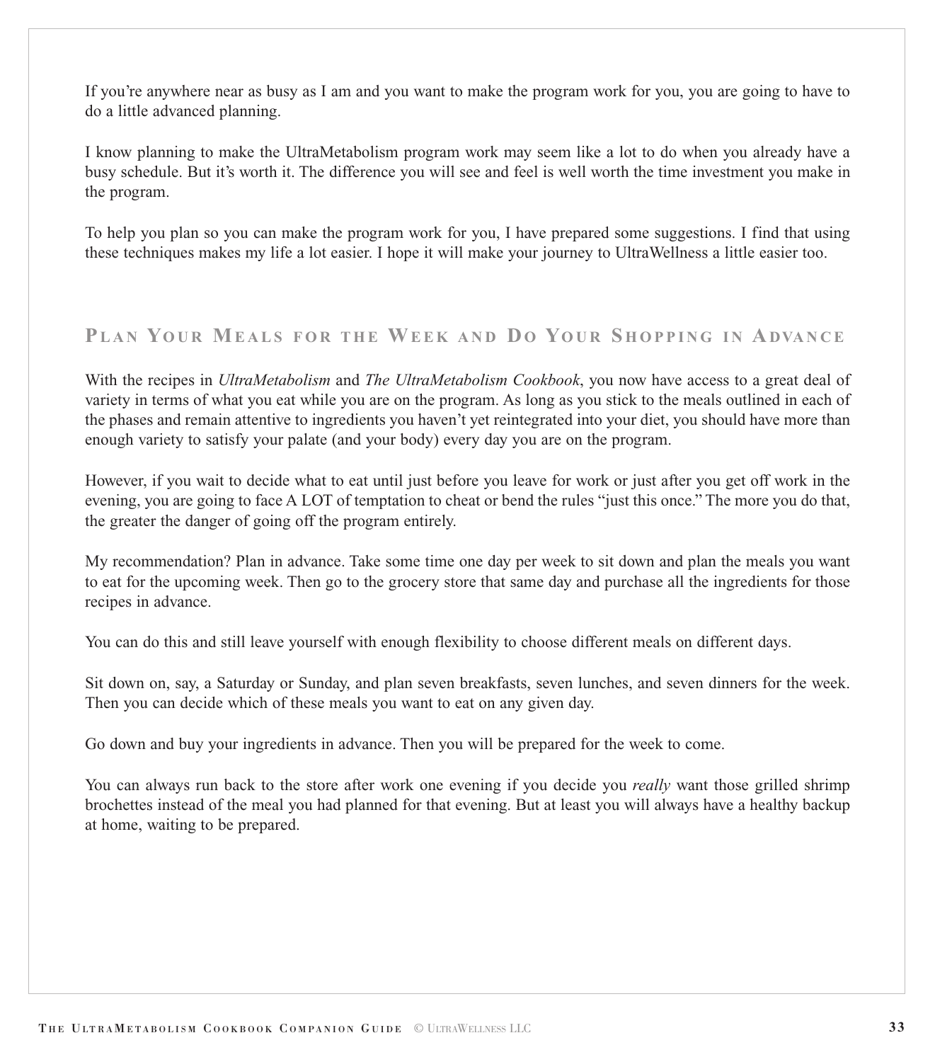If you're anywhere near as busy as I am and you want to make the program work for you, you are going to have to do a little advanced planning.

I know planning to make the UltraMetabolism program work may seem like a lot to do when you already have a busy schedule. But it's worth it. The difference you will see and feel is well worth the time investment you make in the program.

To help you plan so you can make the program work for you, I have prepared some suggestions. I find that using these techniques makes my life a lot easier. I hope it will make your journey to UltraWellness a little easier too.

## Plan Your Meals for the Week and Do Your Shopping in Advance

With the recipes in *UltraMetabolism* and *The UltraMetabolism Cookbook*, you now have access to a great deal of variety in terms of what you eat while you are on the program. As long as you stick to the meals outlined in each of the phases and remain attentive to ingredients you haven't yet reintegrated into your diet, you should have more than enough variety to satisfy your palate (and your body) every day you are on the program.

However, if you wait to decide what to eat until just before you leave for work or just after you get off work in the evening, you are going to face A LOT of temptation to cheat or bend the rules "just this once." The more you do that, the greater the danger of going off the program entirely.

My recommendation? Plan in advance. Take some time one day per week to sit down and plan the meals you want to eat for the upcoming week. Then go to the grocery store that same day and purchase all the ingredients for those recipes in advance.

You can do this and still leave yourself with enough flexibility to choose different meals on different days.

Sit down on, say, a Saturday or Sunday, and plan seven breakfasts, seven lunches, and seven dinners for the week. Then you can decide which of these meals you want to eat on any given day.

Go down and buy your ingredients in advance. Then you will be prepared for the week to come.

You can always run back to the store after work one evening if you decide you *really* want those grilled shrimp brochettes instead of the meal you had planned for that evening. But at least you will always have a healthy backup at home, waiting to be prepared.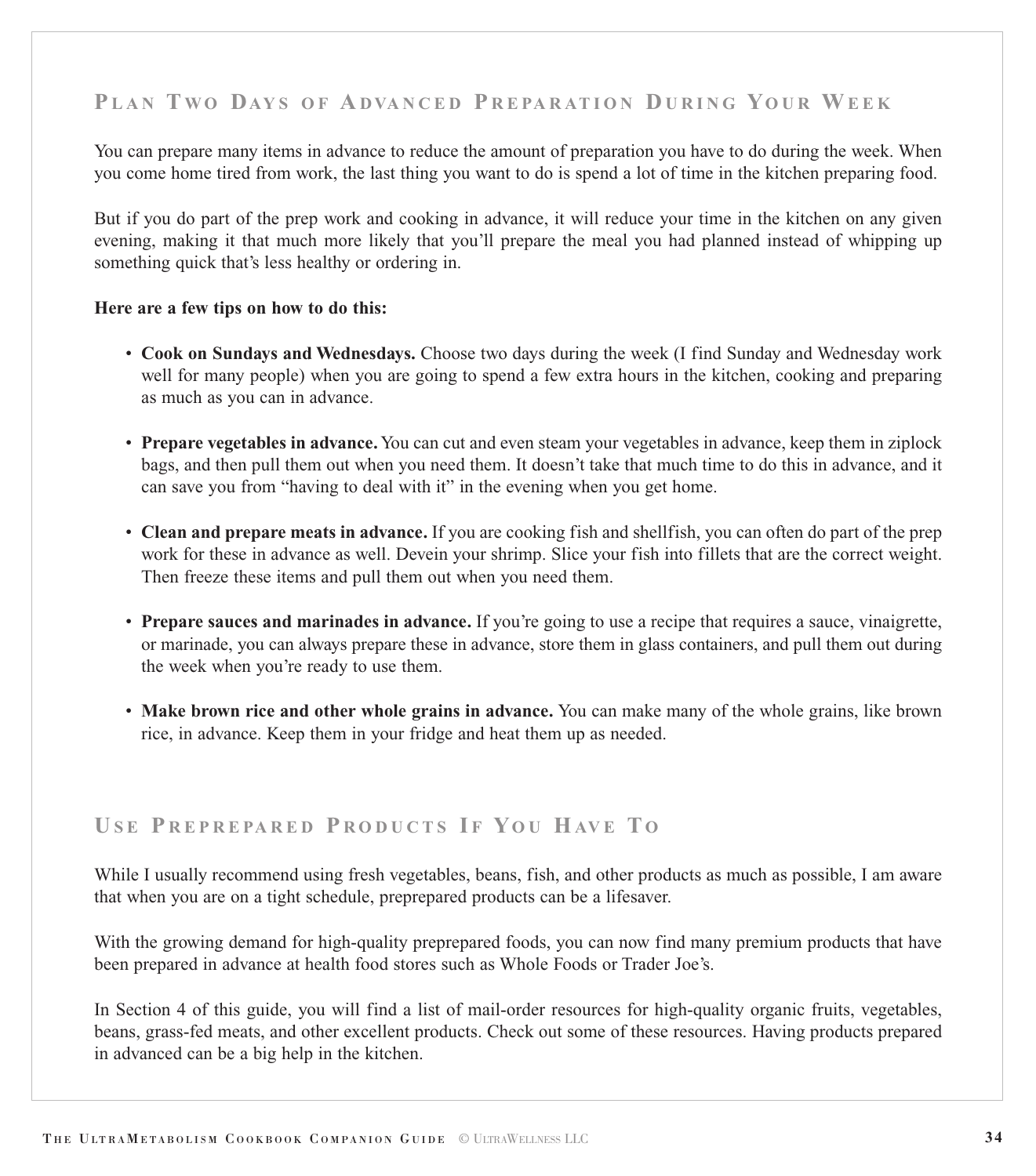## Plan Two Days of Advanced Preparation During Your Week

You can prepare many items in advance to reduce the amount of preparation you have to do during the week. When you come home tired from work, the last thing you want to do is spend a lot of time in the kitchen preparing food.

But if you do part of the prep work and cooking in advance, it will reduce your time in the kitchen on any given evening, making it that much more likely that you'll prepare the meal you had planned instead of whipping up something quick that's less healthy or ordering in.

**Here are a few tips on how to do this:**

- **Cook on Sundays and Wednesdays.** Choose two days during the week (I find Sunday and Wednesday work well for many people) when you are going to spend a few extra hours in the kitchen, cooking and preparing as much as you can in advance.

- **Prepare vegetables in advance.** You can cut and even steam your vegetables in advance, keep them in ziplock bags, and then pull them out when you need them. It doesn't take that much time to do this in advance, and it can save you from "having to deal with it" in the evening when you get home.

- **Clean and prepare meats in advance.** If you are cooking fish and shellfish, you can often do part of the prep work for these in advance as well. Devein your shrimp. Slice your fish into fillets that are the correct weight. Then freeze these items and pull them out when you need them.

- **Prepare sauces and marinades in advance.** If you're going to use a recipe that requires a sauce, vinaigrette, or marinade, you can always prepare these in advance, store them in glass containers, and pull them out during the week when you're ready to use them.

- **Make brown rice and other whole grains in advance.** You can make many of the whole grains, like brown rice, in advance. Keep them in your fridge and heat them up as needed.

## Use Preprepared Products If You Have To

While I usually recommend using fresh vegetables, beans, fish, and other products as much as possible, I am aware that when you are on a tight schedule, preprepared products can be a lifesaver.

With the growing demand for high-quality preprepared foods, you can now find many premium products that have been prepared in advance at health food stores such as Whole Foods or Trader Joe's.

In Section 4 of this guide, you will find a list of mail-order resources for high-quality organic fruits, vegetables, beans, grass-fed meats, and other excellent products. Check out some of these resources. Having products prepared in advanced can be a big help in the kitchen.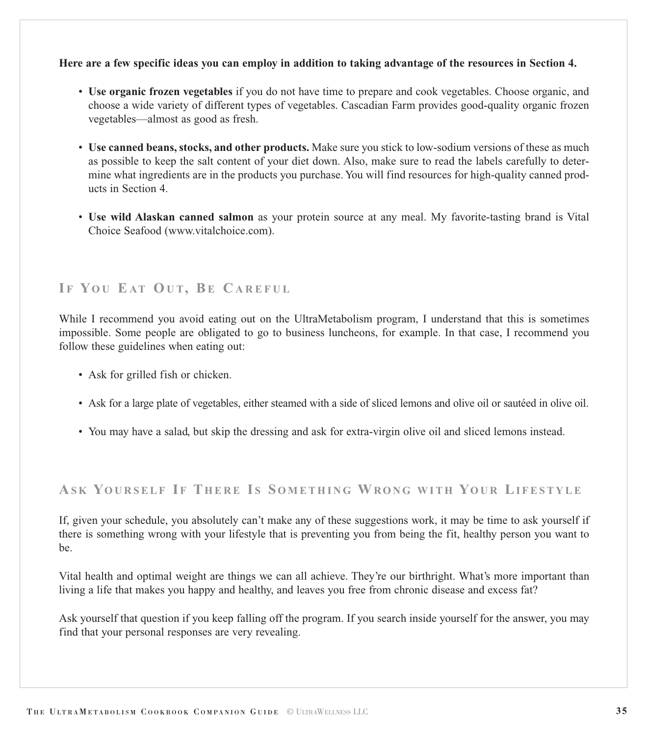**Here are a few specific ideas you can employ in addition to taking advantage of the resources in Section 4.**

- **Use organic frozen vegetables** if you do not have time to prepare and cook vegetables. Choose organic, and choose a wide variety of different types of vegetables. Cascadian Farm provides good-quality organic frozen vegetables—almost as good as fresh.

- **Use canned beans, stocks, and other products.** Make sure you stick to low-sodium versions of these as much as possible to keep the salt content of your diet down. Also, make sure to read the labels carefully to determine what ingredients are in the products you purchase. You will find resources for high-quality canned products in Section 4.

- **Use wild Alaskan canned salmon** as your protein source at any meal. My favorite-tasting brand is Vital Choice Seafood (www.vitalchoice.com).

## If You Eat Out, Be Careful

While I recommend you avoid eating out on the UltraMetabolism program, I understand that this is sometimes impossible. Some people are obligated to go to business luncheons, for example. In that case, I recommend you follow these guidelines when eating out:

- Ask for grilled fish or chicken.

- Ask for a large plate of vegetables, either steamed with a side of sliced lemons and olive oil or sautéed in olive oil.

- You may have a salad, but skip the dressing and ask for extra-virgin olive oil and sliced lemons instead.

## Ask Yourself If There Is Something Wrong with Your Lifestyle

If, given your schedule, you absolutely can't make any of these suggestions work, it may be time to ask yourself if there is something wrong with your lifestyle that is preventing you from being the fit, healthy person you want to be.

Vital health and optimal weight are things we can all achieve. They're our birthright. What's more important than living a life that makes you happy and healthy, and leaves you free from chronic disease and excess fat?

Ask yourself that question if you keep falling off the program. If you search inside yourself for the answer, you may find that your personal responses are very revealing.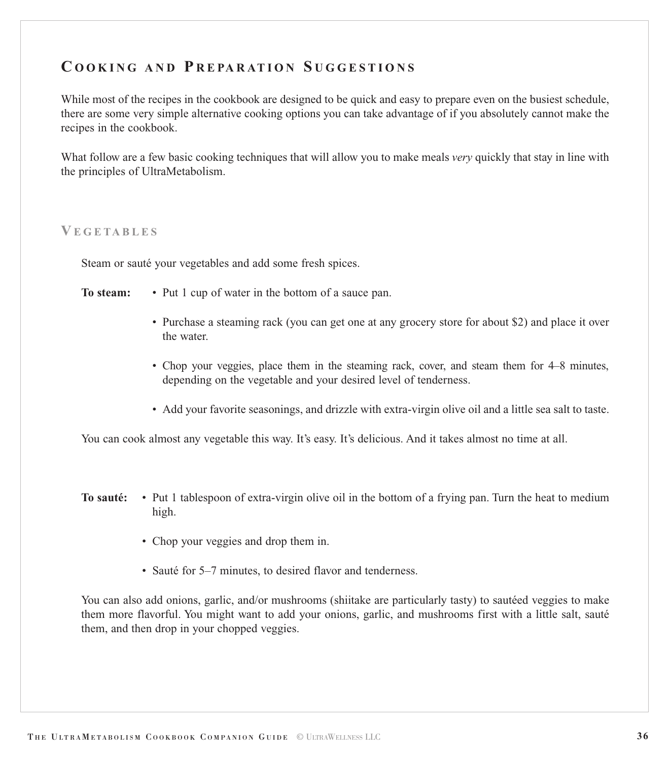## Cooking and Preparation Suggestions

While most of the recipes in the cookbook are designed to be quick and easy to prepare even on the busiest schedule, there are some very simple alternative cooking options you can take advantage of if you absolutely cannot make the recipes in the cookbook.

What follow are a few basic cooking techniques that will allow you to make meals *very* quickly that stay in line with the principles of UltraMetabolism.

### Vegetables

Steam or sauté your vegetables and add some fresh spices.

**To steam:**

- Put 1 cup of water in the bottom of a sauce pan.
- Purchase a steaming rack (you can get one at any grocery store for about $2) and place it over the water.
- Chop your veggies, place them in the steaming rack, cover, and steam them for 4–8 minutes, depending on the vegetable and your desired level of tenderness.
- Add your favorite seasonings, and drizzle with extra-virgin olive oil and a little sea salt to taste.

You can cook almost any vegetable this way. It's easy. It's delicious. And it takes almost no time at all.

**To sauté:**

- Put 1 tablespoon of extra-virgin olive oil in the bottom of a frying pan. Turn the heat to medium high.
- Chop your veggies and drop them in.
- Sauté for 5–7 minutes, to desired flavor and tenderness.

You can also add onions, garlic, and/or mushrooms (shiitake are particularly tasty) to sautéed veggies to make them more flavorful. You might want to add your onions, garlic, and mushrooms first with a little salt, sauté them, and then drop in your chopped veggies.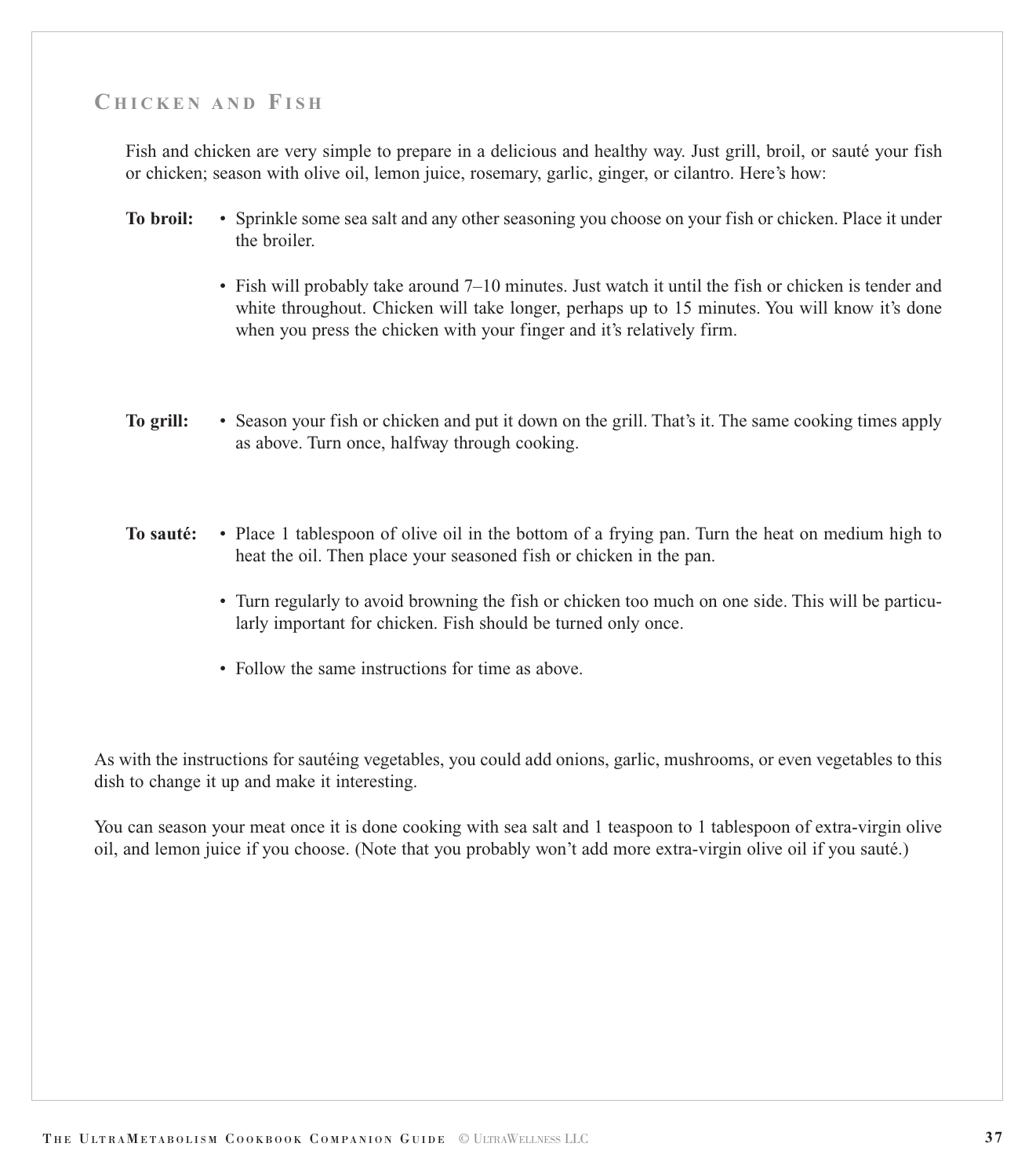## Chicken and Fish

Fish and chicken are very simple to prepare in a delicious and healthy way. Just grill, broil, or sauté your fish or chicken; season with olive oil, lemon juice, rosemary, garlic, ginger, or cilantro. Here's how:

**To broil:**

- Sprinkle some sea salt and any other seasoning you choose on your fish or chicken. Place it under the broiler.
- Fish will probably take around 7–10 minutes. Just watch it until the fish or chicken is tender and white throughout. Chicken will take longer, perhaps up to 15 minutes. You will know it's done when you press the chicken with your finger and it's relatively firm.

**To grill:**

- Season your fish or chicken and put it down on the grill. That's it. The same cooking times apply as above. Turn once, halfway through cooking.

**To sauté:**

- Place 1 tablespoon of olive oil in the bottom of a frying pan. Turn the heat on medium high to heat the oil. Then place your seasoned fish or chicken in the pan.
- Turn regularly to avoid browning the fish or chicken too much on one side. This will be particularly important for chicken. Fish should be turned only once.
- Follow the same instructions for time as above.

As with the instructions for sautéing vegetables, you could add onions, garlic, mushrooms, or even vegetables to this dish to change it up and make it interesting.

You can season your meat once it is done cooking with sea salt and 1 teaspoon to 1 tablespoon of extra-virgin olive oil, and lemon juice if you choose. (Note that you probably won't add more extra-virgin olive oil if you sauté.)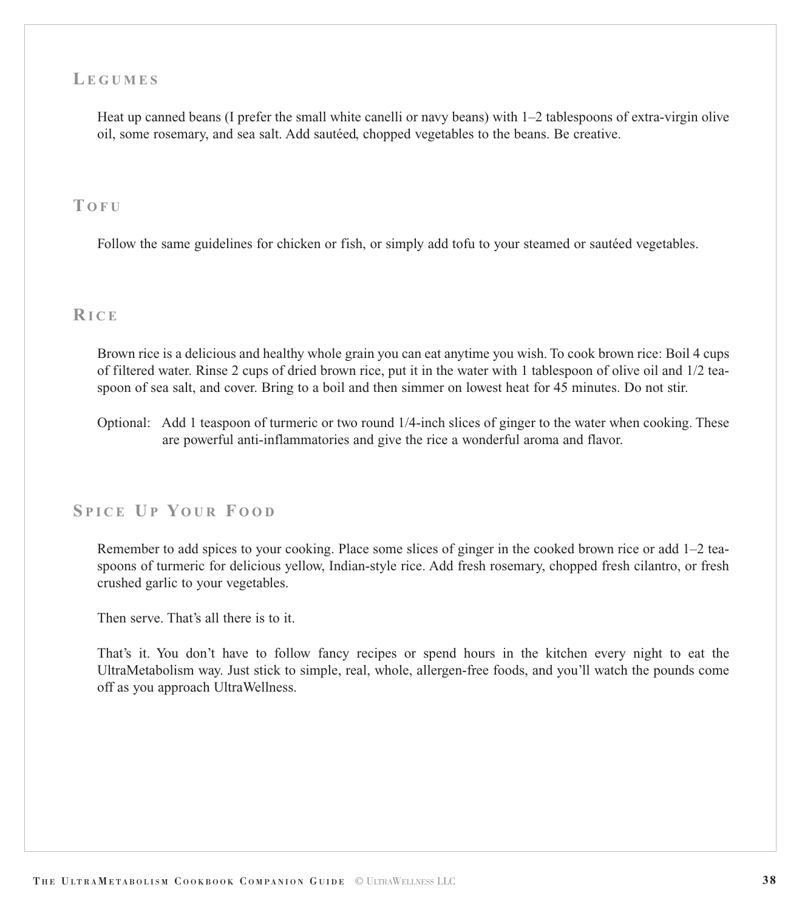## Legumes

Heat up canned beans (I prefer the small white canelli or navy beans) with 1–2 tablespoons of extra-virgin olive oil, some rosemary, and sea salt. Add sautéed, chopped vegetables to the beans. Be creative.

## Tofu

Follow the same guidelines for chicken or fish, or simply add tofu to your steamed or sautéed vegetables.

## Rice

Brown rice is a delicious and healthy whole grain you can eat anytime you wish. To cook brown rice: Boil 4 cups of filtered water. Rinse 2 cups of dried brown rice, put it in the water with 1 tablespoon of olive oil and 1/2 teaspoon of sea salt, and cover. Bring to a boil and then simmer on lowest heat for 45 minutes. Do not stir.

Optional: Add 1 teaspoon of turmeric or two round 1/4-inch slices of ginger to the water when cooking. These are powerful anti-inflammatories and give the rice a wonderful aroma and flavor.

## Spice Up Your Food

Remember to add spices to your cooking. Place some slices of ginger in the cooked brown rice or add 1–2 teaspoons of turmeric for delicious yellow, Indian-style rice. Add fresh rosemary, chopped fresh cilantro, or fresh crushed garlic to your vegetables.

Then serve. That's all there is to it.

That's it. You don't have to follow fancy recipes or spend hours in the kitchen every night to eat the UltraMetabolism way. Just stick to simple, real, whole, allergen-free foods, and you'll watch the pounds come off as you approach UltraWellness.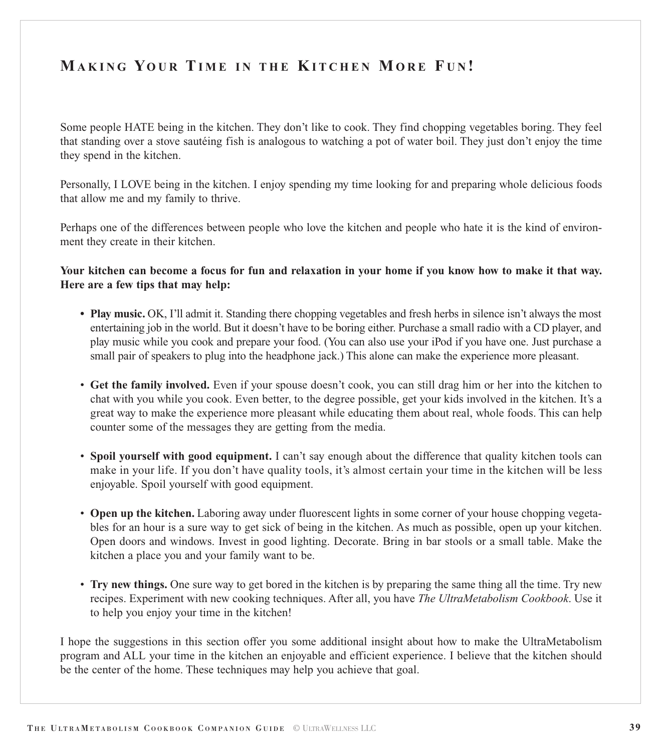# Making Your Time in the Kitchen More Fun!

Some people HATE being in the kitchen. They don't like to cook. They find chopping vegetables boring. They feel that standing over a stove sautéing fish is analogous to watching a pot of water boil. They just don't enjoy the time they spend in the kitchen.

Personally, I LOVE being in the kitchen. I enjoy spending my time looking for and preparing whole delicious foods that allow me and my family to thrive.

Perhaps one of the differences between people who love the kitchen and people who hate it is the kind of environment they create in their kitchen.

**Your kitchen can become a focus for fun and relaxation in your home if you know how to make it that way. Here are a few tips that may help:**

- **Play music.** OK, I'll admit it. Standing there chopping vegetables and fresh herbs in silence isn't always the most entertaining job in the world. But it doesn't have to be boring either. Purchase a small radio with a CD player, and play music while you cook and prepare your food. (You can also use your iPod if you have one. Just purchase a small pair of speakers to plug into the headphone jack.) This alone can make the experience more pleasant.

- **Get the family involved.** Even if your spouse doesn't cook, you can still drag him or her into the kitchen to chat with you while you cook. Even better, to the degree possible, get your kids involved in the kitchen. It's a great way to make the experience more pleasant while educating them about real, whole foods. This can help counter some of the messages they are getting from the media.

- **Spoil yourself with good equipment.** I can't say enough about the difference that quality kitchen tools can make in your life. If you don't have quality tools, it's almost certain your time in the kitchen will be less enjoyable. Spoil yourself with good equipment.

- **Open up the kitchen.** Laboring away under fluorescent lights in some corner of your house chopping vegetables for an hour is a sure way to get sick of being in the kitchen. As much as possible, open up your kitchen. Open doors and windows. Invest in good lighting. Decorate. Bring in bar stools or a small table. Make the kitchen a place you and your family want to be.

- **Try new things.** One sure way to get bored in the kitchen is by preparing the same thing all the time. Try new recipes. Experiment with new cooking techniques. After all, you have *The UltraMetabolism Cookbook*. Use it to help you enjoy your time in the kitchen!

I hope the suggestions in this section offer you some additional insight about how to make the UltraMetabolism program and ALL your time in the kitchen an enjoyable and efficient experience. I believe that the kitchen should be the center of the home. These techniques may help you achieve that goal.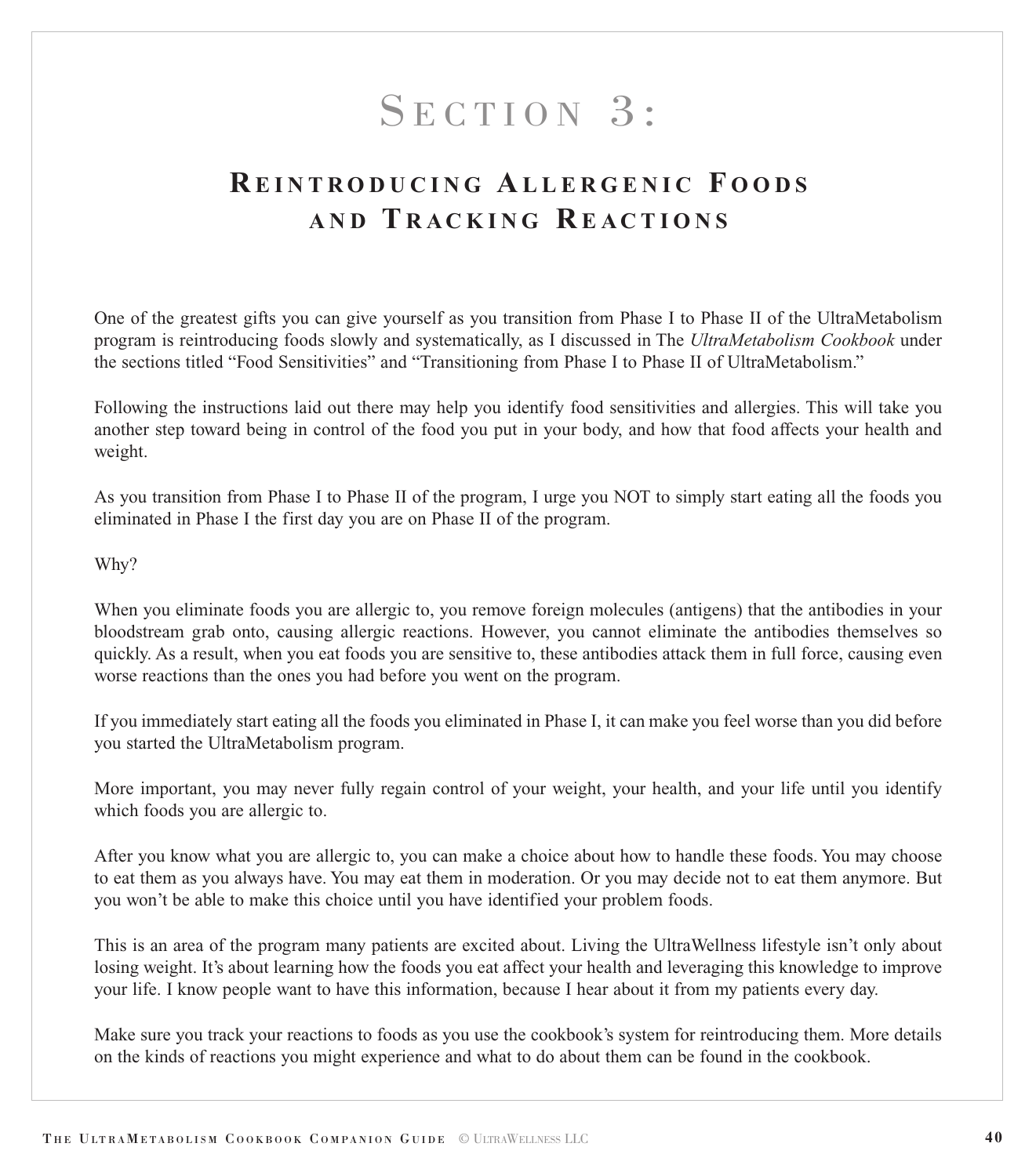# Section 3:

## Reintroducing Allergenic Foods and Tracking Reactions

One of the greatest gifts you can give yourself as you transition from Phase I to Phase II of the UltraMetabolism program is reintroducing foods slowly and systematically, as I discussed in The *UltraMetabolism Cookbook* under the sections titled "Food Sensitivities" and "Transitioning from Phase I to Phase II of UltraMetabolism."

Following the instructions laid out there may help you identify food sensitivities and allergies. This will take you another step toward being in control of the food you put in your body, and how that food affects your health and weight.

As you transition from Phase I to Phase II of the program, I urge you NOT to simply start eating all the foods you eliminated in Phase I the first day you are on Phase II of the program.

Why?

When you eliminate foods you are allergic to, you remove foreign molecules (antigens) that the antibodies in your bloodstream grab onto, causing allergic reactions. However, you cannot eliminate the antibodies themselves so quickly. As a result, when you eat foods you are sensitive to, these antibodies attack them in full force, causing even worse reactions than the ones you had before you went on the program.

If you immediately start eating all the foods you eliminated in Phase I, it can make you feel worse than you did before you started the UltraMetabolism program.

More important, you may never fully regain control of your weight, your health, and your life until you identify which foods you are allergic to.

After you know what you are allergic to, you can make a choice about how to handle these foods. You may choose to eat them as you always have. You may eat them in moderation. Or you may decide not to eat them anymore. But you won't be able to make this choice until you have identified your problem foods.

This is an area of the program many patients are excited about. Living the UltraWellness lifestyle isn't only about losing weight. It's about learning how the foods you eat affect your health and leveraging this knowledge to improve your life. I know people want to have this information, because I hear about it from my patients every day.

Make sure you track your reactions to foods as you use the cookbook's system for reintroducing them. More details on the kinds of reactions you might experience and what to do about them can be found in the cookbook.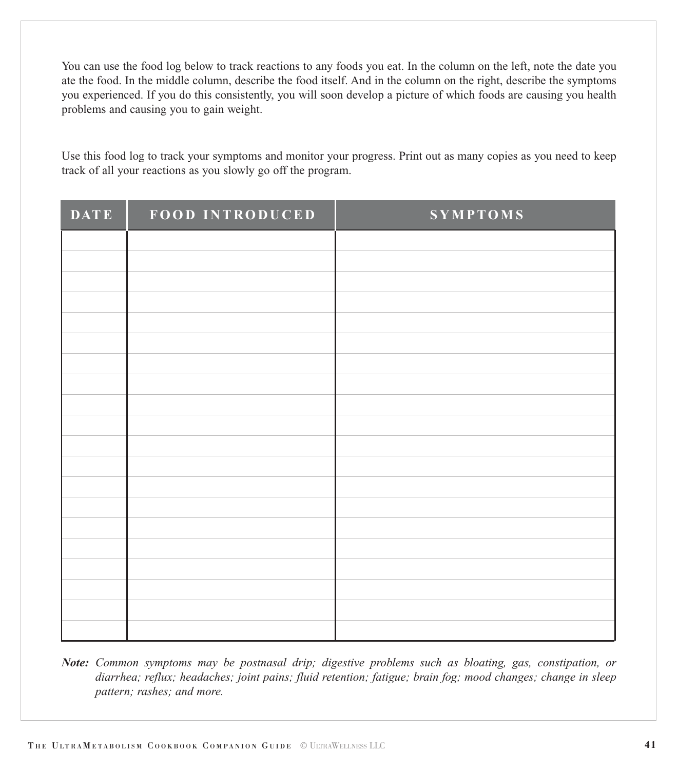You can use the food log below to track reactions to any foods you eat. In the column on the left, note the date you ate the food. In the middle column, describe the food itself. And in the column on the right, describe the symptoms you experienced. If you do this consistently, you will soon develop a picture of which foods are causing you health problems and causing you to gain weight.

Use this food log to track your symptoms and monitor your progress. Print out as many copies as you need to keep track of all your reactions as you slowly go off the program.

| DATE | FOOD INTRODUCED | SYMPTOMS |
|---|---|---|
| | | |
| | | |
| | | |
| | | |
| | | |
| | | |
| | | |
| | | |
| | | |
| | | |
| | | |
| | | |
| | | |
| | | |
| | | |
| | | |
| | | |
| | | |
| | | |
| | | |

***Note:*** *Common symptoms may be postnasal drip; digestive problems such as bloating, gas, constipation, or diarrhea; reflux; headaches; joint pains; fluid retention; fatigue; brain fog; mood changes; change in sleep pattern; rashes; and more.*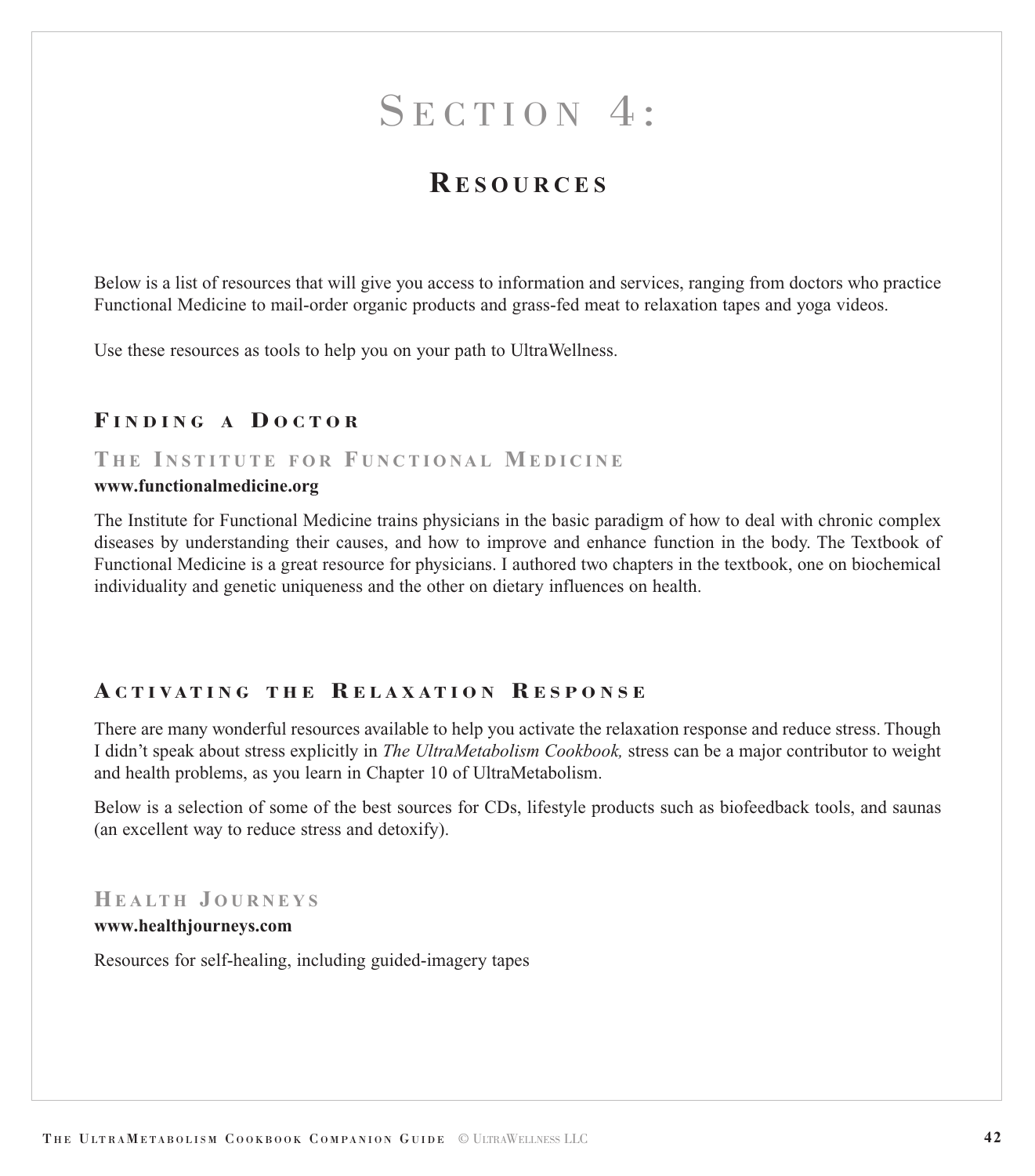# Section 4:

## Resources

Below is a list of resources that will give you access to information and services, ranging from doctors who practice Functional Medicine to mail-order organic products and grass-fed meat to relaxation tapes and yoga videos.

Use these resources as tools to help you on your path to UltraWellness.

### Finding a Doctor

#### The Institute for Functional Medicine

**www.functionalmedicine.org**

The Institute for Functional Medicine trains physicians in the basic paradigm of how to deal with chronic complex diseases by understanding their causes, and how to improve and enhance function in the body. The Textbook of Functional Medicine is a great resource for physicians. I authored two chapters in the textbook, one on biochemical individuality and genetic uniqueness and the other on dietary influences on health.

### Activating the Relaxation Response

There are many wonderful resources available to help you activate the relaxation response and reduce stress. Though I didn't speak about stress explicitly in *The UltraMetabolism Cookbook,* stress can be a major contributor to weight and health problems, as you learn in Chapter 10 of UltraMetabolism.

Below is a selection of some of the best sources for CDs, lifestyle products such as biofeedback tools, and saunas (an excellent way to reduce stress and detoxify).

#### Health Journeys

**www.healthjourneys.com**

Resources for self-healing, including guided-imagery tapes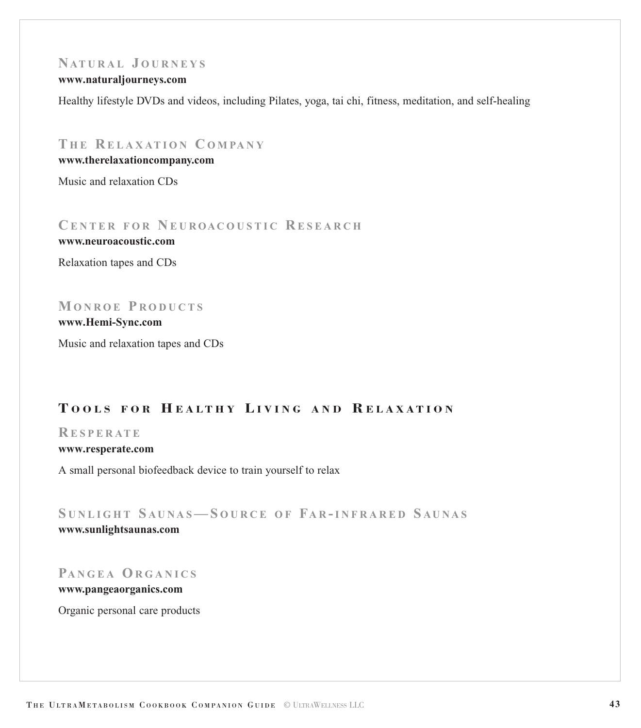### Natural Journeys

**www.naturaljourneys.com**

Healthy lifestyle DVDs and videos, including Pilates, yoga, tai chi, fitness, meditation, and self-healing

### The Relaxation Company

**www.therelaxationcompany.com**

Music and relaxation CDs

### Center for Neuroacoustic Research

**www.neuroacoustic.com**

Relaxation tapes and CDs

### Monroe Products

**www.Hemi-Sync.com**

Music and relaxation tapes and CDs

## Tools for Healthy Living and Relaxation

### Resperate

**www.resperate.com**

A small personal biofeedback device to train yourself to relax

### Sunlight Saunas—Source of Far-infrared Saunas

**www.sunlightsaunas.com**

### Pangea Organics

**www.pangeaorganics.com**

Organic personal care products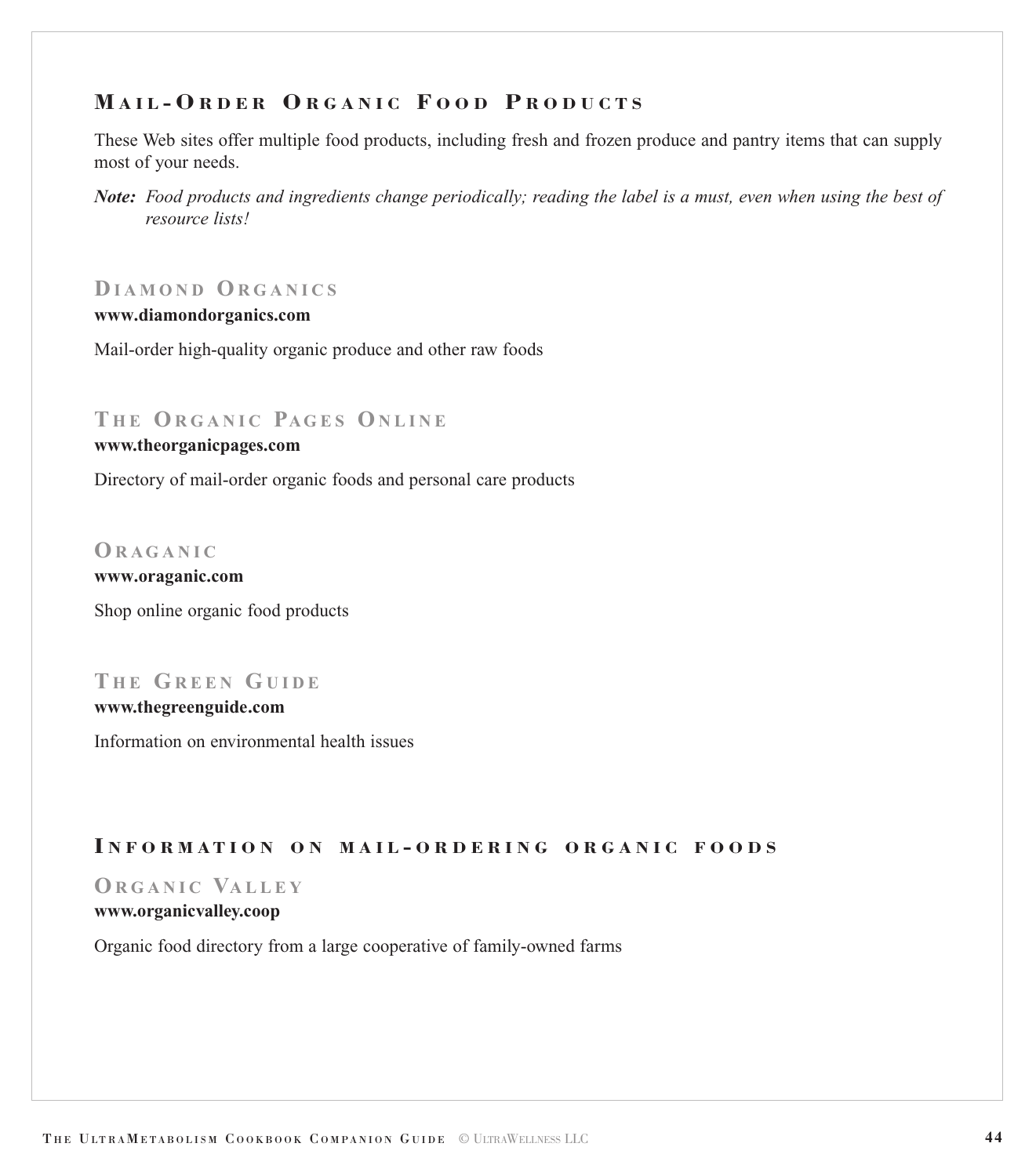## Mail-Order Organic Food Products

These Web sites offer multiple food products, including fresh and frozen produce and pantry items that can supply most of your needs.

***Note:*** *Food products and ingredients change periodically; reading the label is a must, even when using the best of resource lists!*

### Diamond Organics

**www.diamondorganics.com**

Mail-order high-quality organic produce and other raw foods

### The Organic Pages Online

**www.theorganicpages.com**

Directory of mail-order organic foods and personal care products

### Oraganic

**www.oraganic.com**

Shop online organic food products

### The Green Guide

**www.thegreenguide.com**

Information on environmental health issues

## Information on mail-ordering organic foods

### Organic Valley

**www.organicvalley.coop**

Organic food directory from a large cooperative of family-owned farms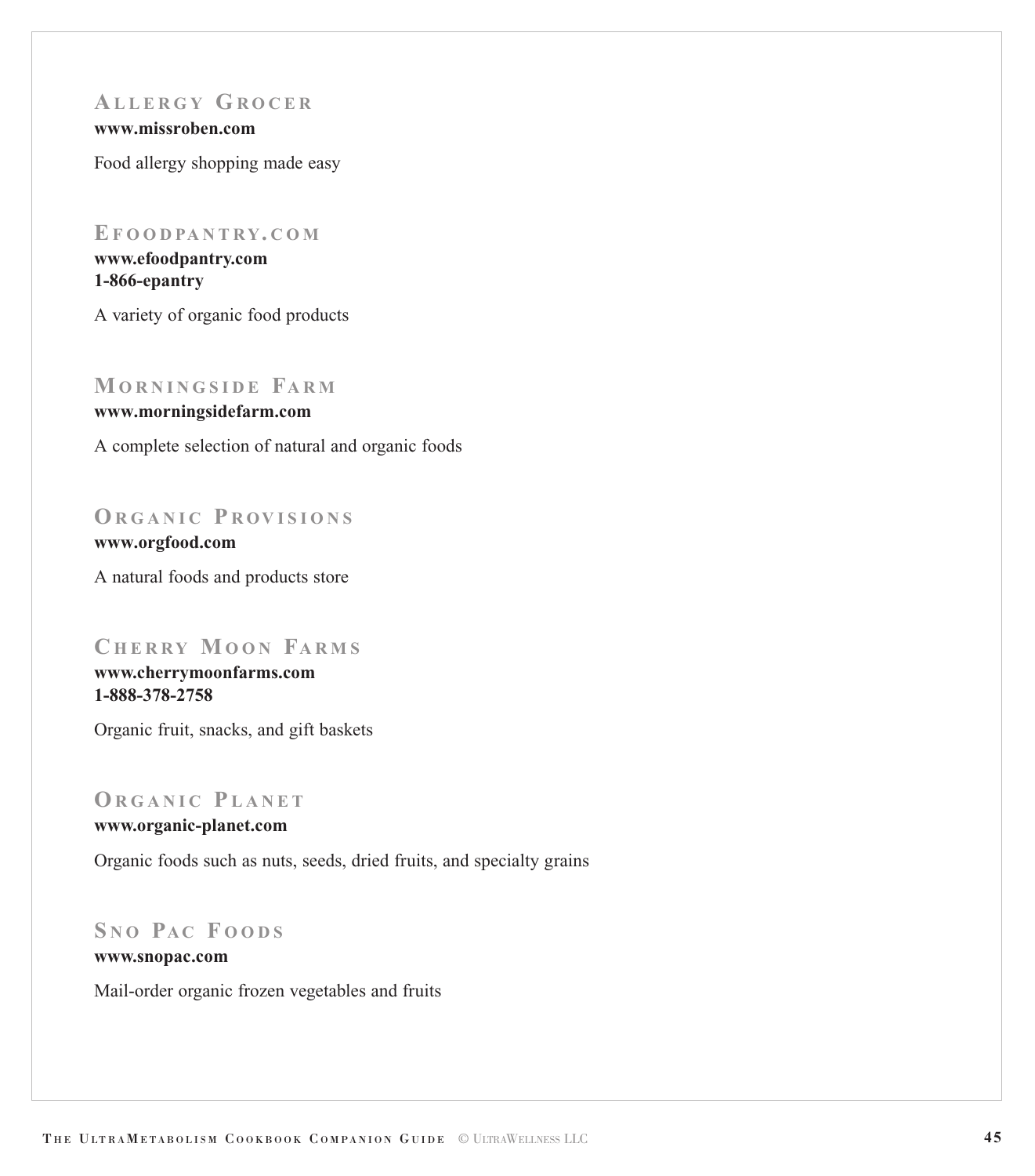### Allergy Grocer

**www.missroben.com**

Food allergy shopping made easy

### Efoodpantry.com

**www.efoodpantry.com**
**1-866-epantry**

A variety of organic food products

### Morningside Farm

**www.morningsidefarm.com**

A complete selection of natural and organic foods

### Organic Provisions

**www.orgfood.com**

A natural foods and products store

### Cherry Moon Farms

**www.cherrymoonfarms.com**
**1-888-378-2758**

Organic fruit, snacks, and gift baskets

### Organic Planet

**www.organic-planet.com**

Organic foods such as nuts, seeds, dried fruits, and specialty grains

### Sno Pac Foods

**www.snopac.com**

Mail-order organic frozen vegetables and fruits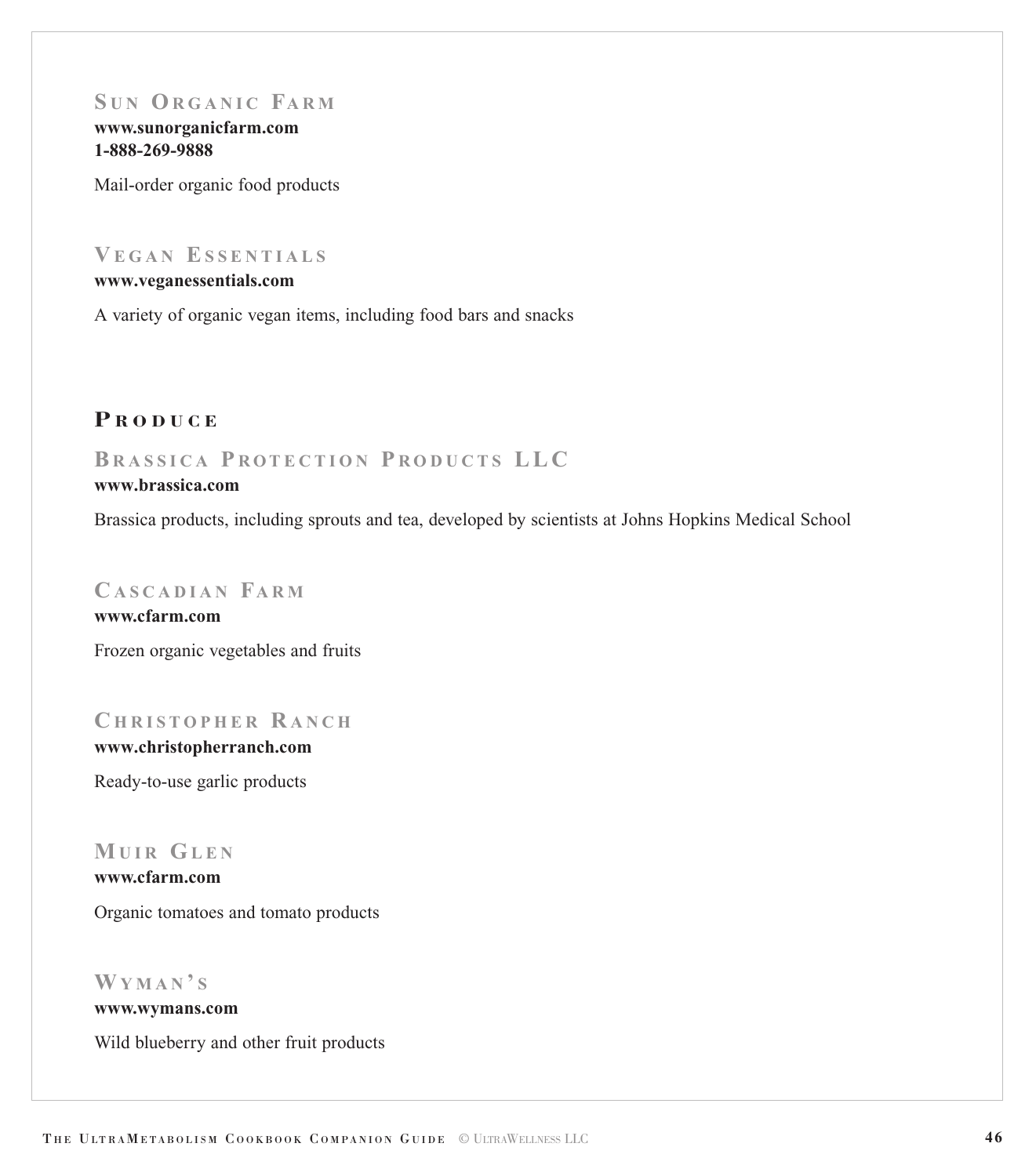### Sun Organic Farm

**www.sunorganicfarm.com**
**1-888-269-9888**

Mail-order organic food products

### Vegan Essentials

**www.veganessentials.com**

A variety of organic vegan items, including food bars and snacks

## Produce

### Brassica Protection Products LLC

**www.brassica.com**

Brassica products, including sprouts and tea, developed by scientists at Johns Hopkins Medical School

### Cascadian Farm

**www.cfarm.com**

Frozen organic vegetables and fruits

### Christopher Ranch

**www.christopherranch.com**

Ready-to-use garlic products

### Muir Glen

**www.cfarm.com**

Organic tomatoes and tomato products

### Wyman's

**www.wymans.com**

Wild blueberry and other fruit products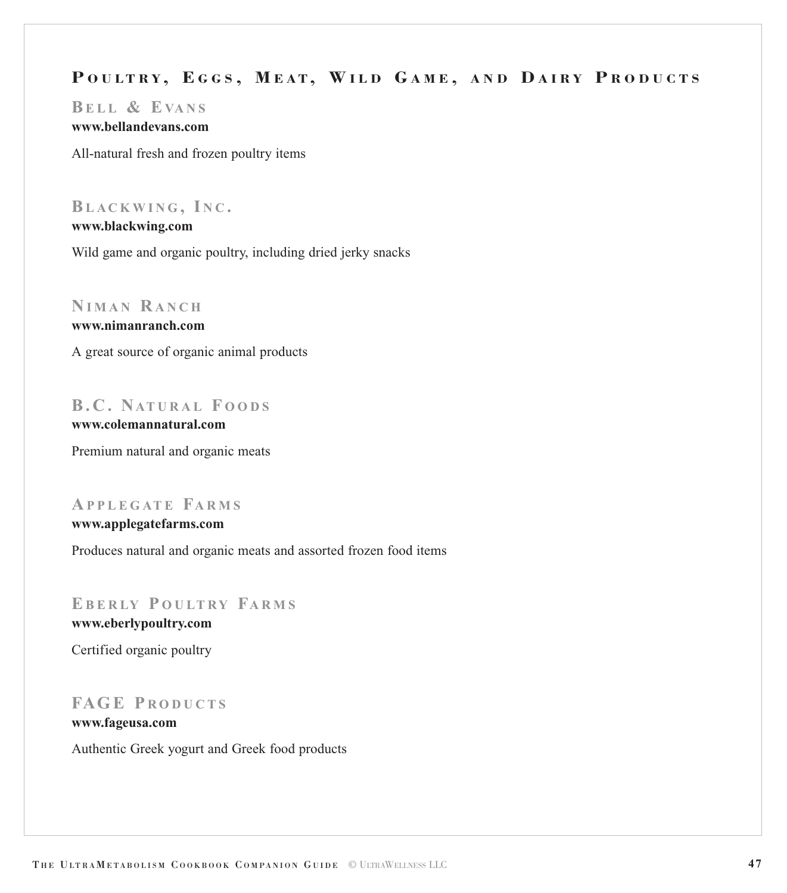## Poultry, Eggs, Meat, Wild Game, and Dairy Products

### Bell & Evans

**www.bellandevans.com**

All-natural fresh and frozen poultry items

### Blackwing, Inc.

**www.blackwing.com**

Wild game and organic poultry, including dried jerky snacks

### Niman Ranch

**www.nimanranch.com**

A great source of organic animal products

### B.C. Natural Foods

**www.colemannatural.com**

Premium natural and organic meats

### Applegate Farms

**www.applegatefarms.com**

Produces natural and organic meats and assorted frozen food items

### Eberly Poultry Farms

**www.eberlypoultry.com**

Certified organic poultry

### FAGE Products

**www.fageusa.com**

Authentic Greek yogurt and Greek food products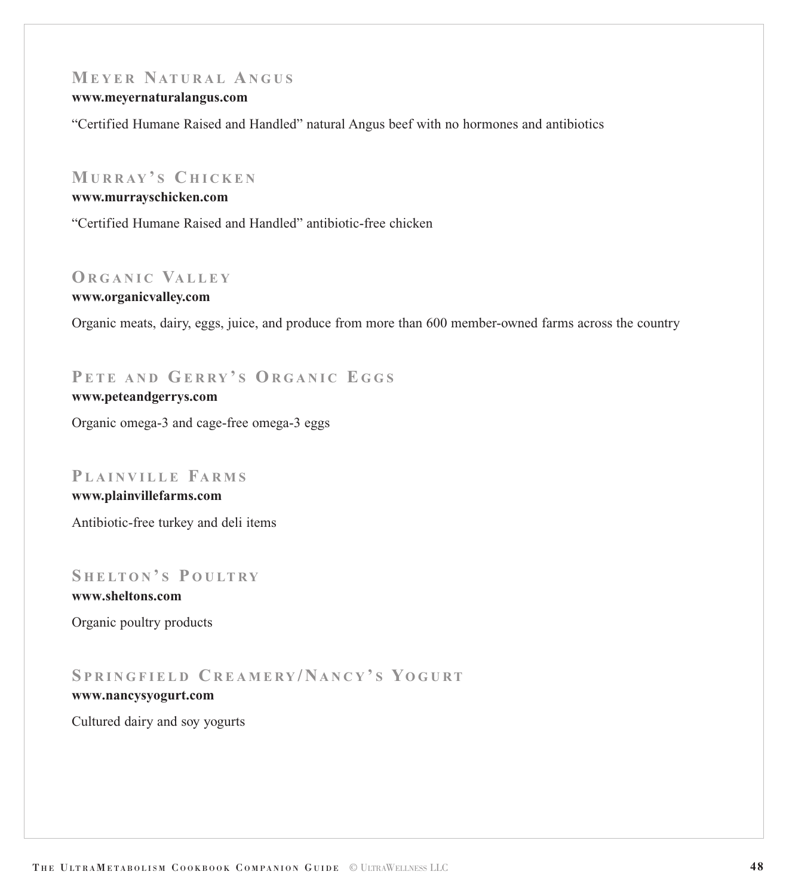### Meyer Natural Angus

**www.meyernaturalangus.com**

"Certified Humane Raised and Handled" natural Angus beef with no hormones and antibiotics

### Murray's Chicken

**www.murrayschicken.com**

"Certified Humane Raised and Handled" antibiotic-free chicken

### Organic Valley

**www.organicvalley.com**

Organic meats, dairy, eggs, juice, and produce from more than 600 member-owned farms across the country

### Pete and Gerry's Organic Eggs

**www.peteandgerrys.com**

Organic omega-3 and cage-free omega-3 eggs

### Plainville Farms

**www.plainvillefarms.com**

Antibiotic-free turkey and deli items

### Shelton's Poultry

**www.sheltons.com**

Organic poultry products

### Springfield Creamery/Nancy's Yogurt

**www.nancysyogurt.com**

Cultured dairy and soy yogurts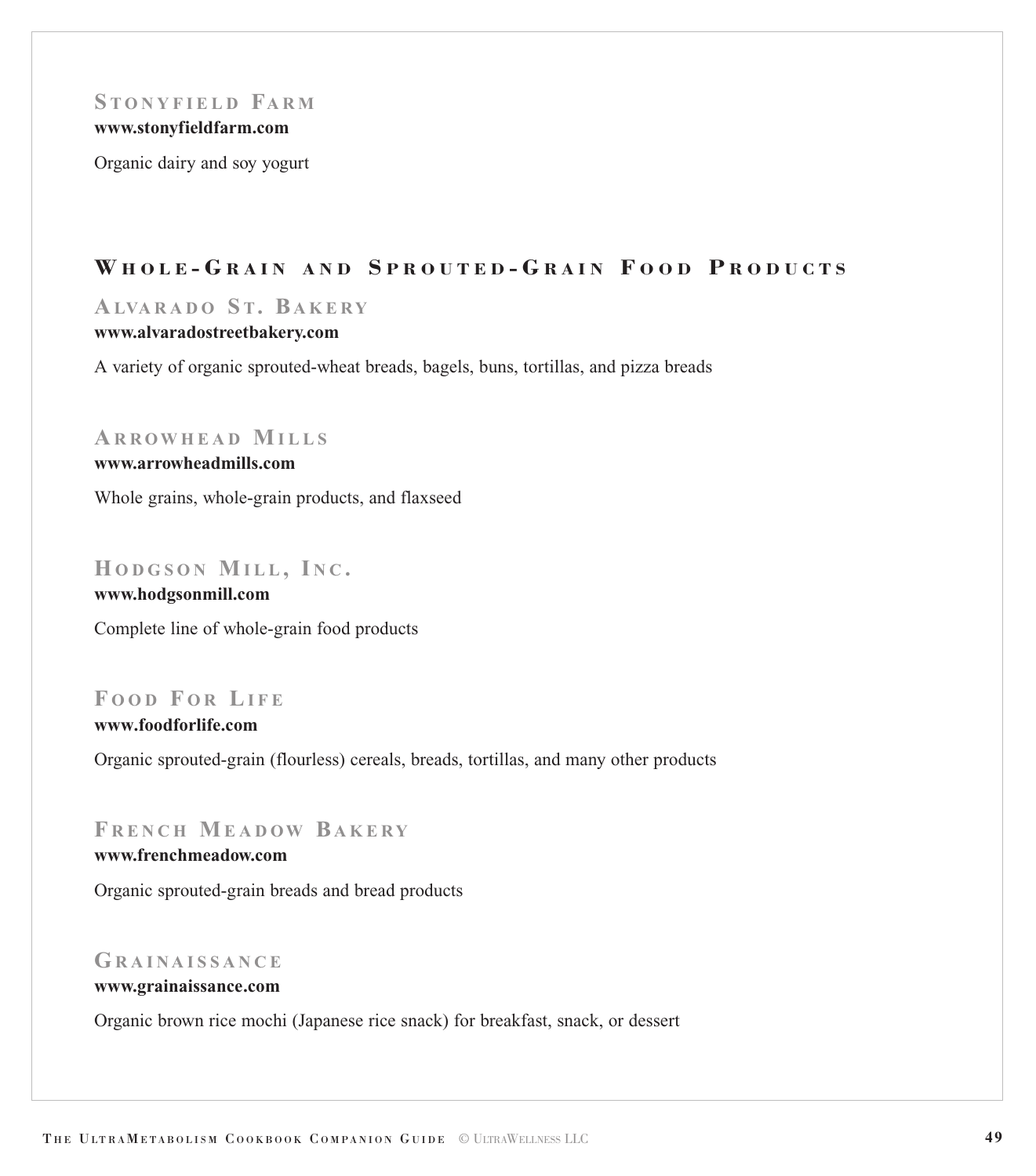### Stonyfield Farm

**www.stonyfieldfarm.com**

Organic dairy and soy yogurt

## Whole-Grain and Sprouted-Grain Food Products

### Alvarado St. Bakery

**www.alvaradostreetbakery.com**

A variety of organic sprouted-wheat breads, bagels, buns, tortillas, and pizza breads

### Arrowhead Mills

**www.arrowheadmills.com**

Whole grains, whole-grain products, and flaxseed

### Hodgson Mill, Inc.

**www.hodgsonmill.com**

Complete line of whole-grain food products

### Food For Life

**www.foodforlife.com**

Organic sprouted-grain (flourless) cereals, breads, tortillas, and many other products

### French Meadow Bakery

**www.frenchmeadow.com**

Organic sprouted-grain breads and bread products

### Grainaissance

**www.grainaissance.com**

Organic brown rice mochi (Japanese rice snack) for breakfast, snack, or dessert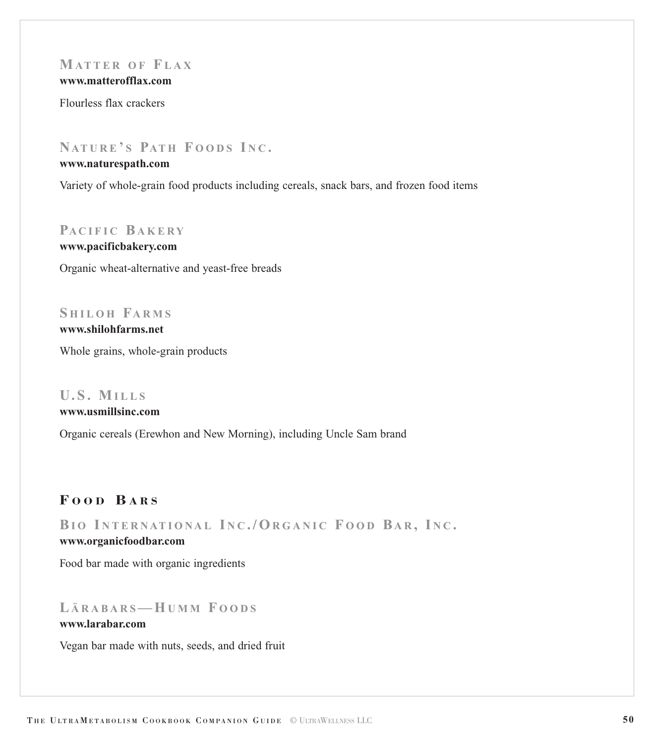### Matter of Flax

**www.matterofflax.com**

Flourless flax crackers

### Nature's Path Foods Inc.

**www.naturespath.com**

Variety of whole-grain food products including cereals, snack bars, and frozen food items

### Pacific Bakery

**www.pacificbakery.com**

Organic wheat-alternative and yeast-free breads

### Shiloh Farms

**www.shilohfarms.net**

Whole grains, whole-grain products

### U.S. Mills

**www.usmillsinc.com**

Organic cereals (Erewhon and New Morning), including Uncle Sam brand

## Food Bars

### Bio International Inc./Organic Food Bar, Inc.

**www.organicfoodbar.com**

Food bar made with organic ingredients

### Lärabars—Humm Foods

**www.larabar.com**

Vegan bar made with nuts, seeds, and dried fruit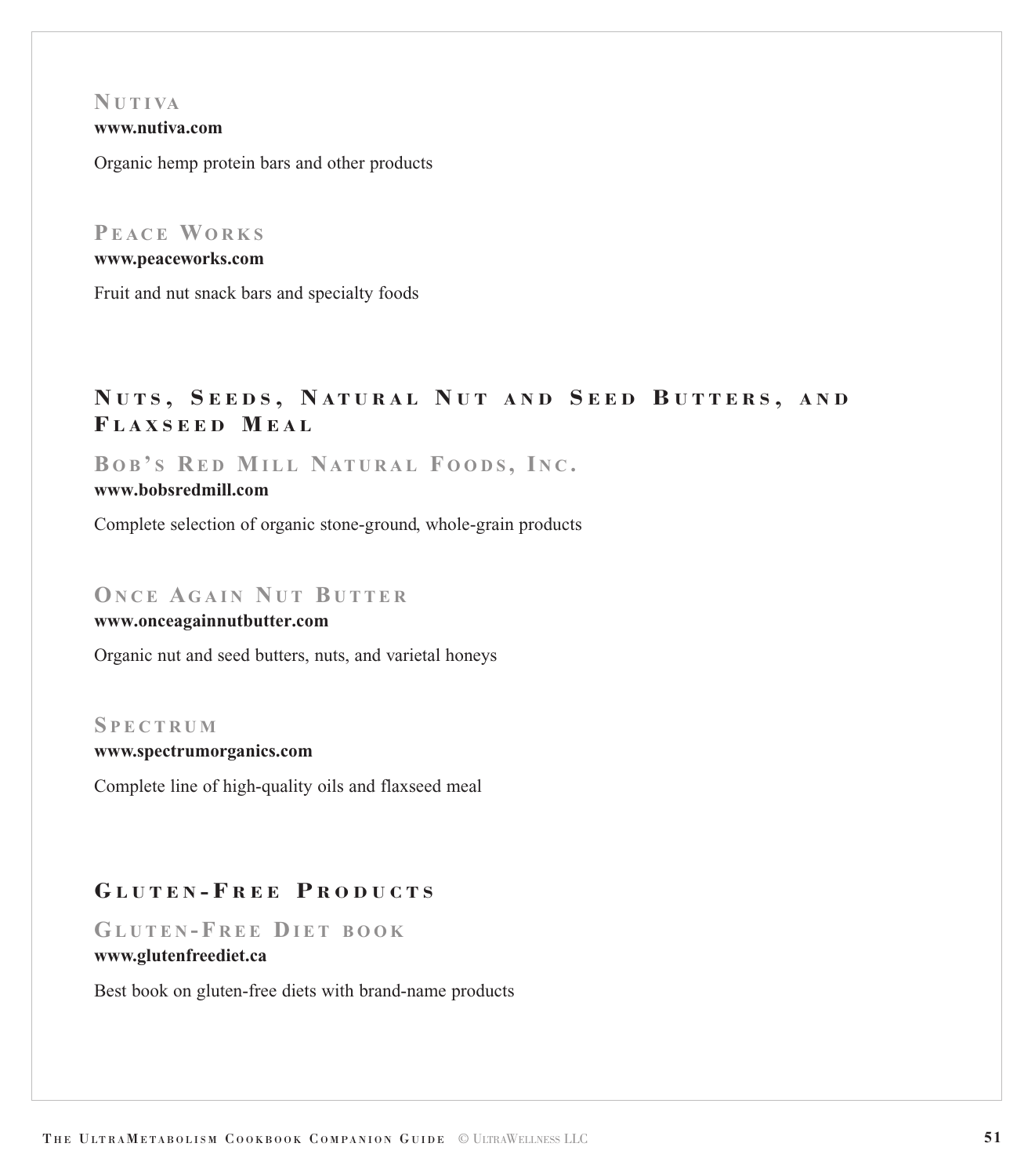### Nutiva

**www.nutiva.com**

Organic hemp protein bars and other products

### Peace Works

**www.peaceworks.com**

Fruit and nut snack bars and specialty foods

## Nuts, Seeds, Natural Nut and Seed Butters, and Flaxseed Meal

### Bob's Red Mill Natural Foods, Inc.

**www.bobsredmill.com**

Complete selection of organic stone-ground, whole-grain products

### Once Again Nut Butter

**www.onceagainnutbutter.com**

Organic nut and seed butters, nuts, and varietal honeys

### Spectrum

**www.spectrumorganics.com**

Complete line of high-quality oils and flaxseed meal

## Gluten-Free Products

### Gluten-Free Diet book

**www.glutenfreediet.ca**

Best book on gluten-free diets with brand-name products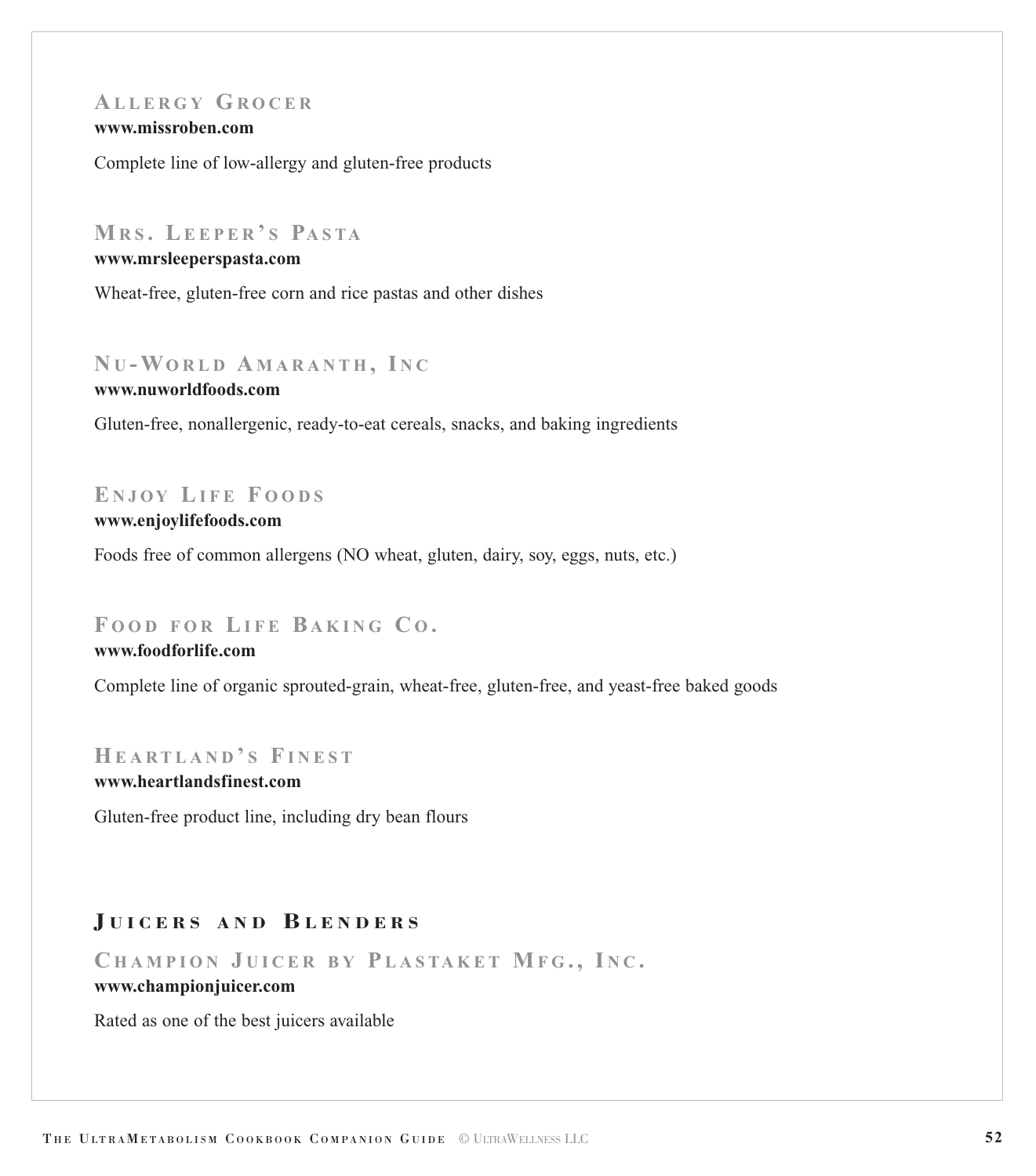### Allergy Grocer
**www.missroben.com**

Complete line of low-allergy and gluten-free products

### Mrs. Leeper's Pasta
**www.mrsleeperspasta.com**

Wheat-free, gluten-free corn and rice pastas and other dishes

### Nu-World Amaranth, Inc
**www.nuworldfoods.com**

Gluten-free, nonallergenic, ready-to-eat cereals, snacks, and baking ingredients

### Enjoy Life Foods
**www.enjoylifefoods.com**

Foods free of common allergens (NO wheat, gluten, dairy, soy, eggs, nuts, etc.)

### Food for Life Baking Co.
**www.foodforlife.com**

Complete line of organic sprouted-grain, wheat-free, gluten-free, and yeast-free baked goods

### Heartland's Finest
**www.heartlandsfinest.com**

Gluten-free product line, including dry bean flours

## Juicers and Blenders

### Champion Juicer by Plastaket Mfg., Inc.
**www.championjuicer.com**

Rated as one of the best juicers available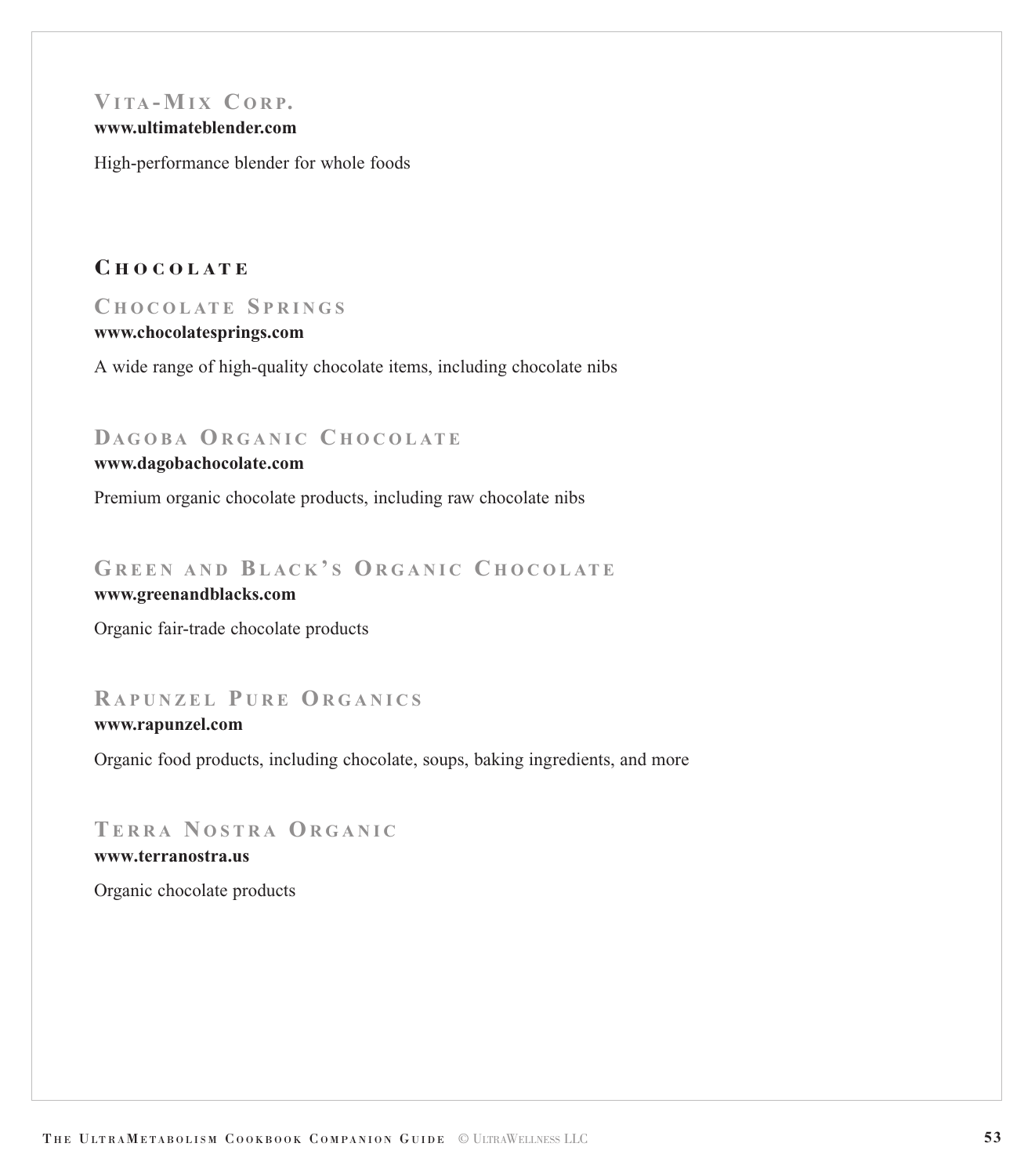### VITA-MIX CORP.

**www.ultimateblender.com**

High-performance blender for whole foods

## CHOCOLATE

### CHOCOLATE SPRINGS

**www.chocolatesprings.com**

A wide range of high-quality chocolate items, including chocolate nibs

### DAGOBA ORGANIC CHOCOLATE

**www.dagobachocolate.com**

Premium organic chocolate products, including raw chocolate nibs

### GREEN AND BLACK'S ORGANIC CHOCOLATE

**www.greenandblacks.com**

Organic fair-trade chocolate products

### RAPUNZEL PURE ORGANICS

**www.rapunzel.com**

Organic food products, including chocolate, soups, baking ingredients, and more

### TERRA NOSTRA ORGANIC

**www.terranostra.us**

Organic chocolate products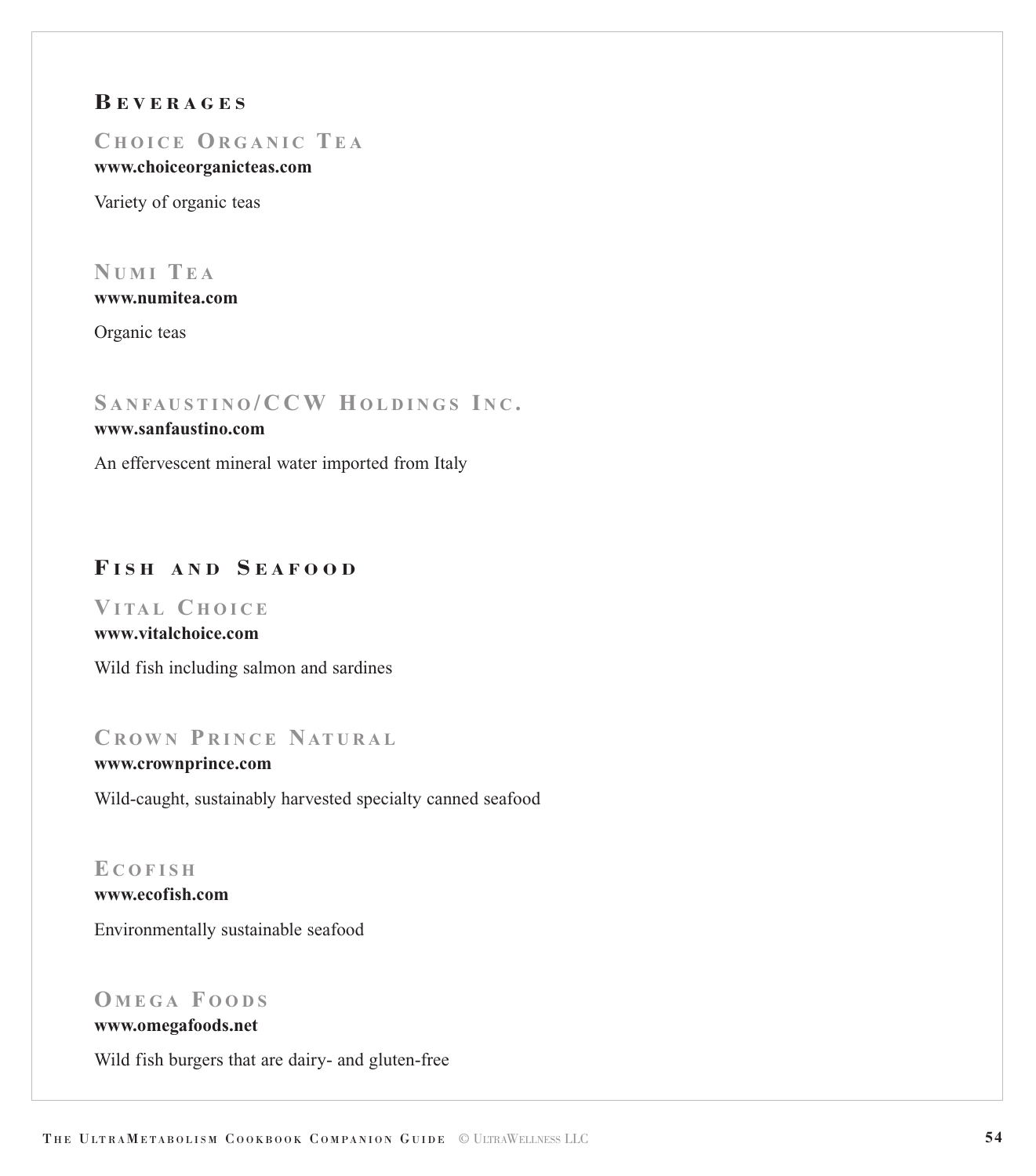## Beverages

### Choice Organic Tea

**www.choiceorganicteas.com**

Variety of organic teas

### Numi Tea

**www.numitea.com**

Organic teas

### Sanfaustino/CCW Holdings Inc.

**www.sanfaustino.com**

An effervescent mineral water imported from Italy

## Fish and Seafood

### Vital Choice

**www.vitalchoice.com**

Wild fish including salmon and sardines

### Crown Prince Natural

**www.crownprince.com**

Wild-caught, sustainably harvested specialty canned seafood

### Ecofish

**www.ecofish.com**

Environmentally sustainable seafood

### Omega Foods

**www.omegafoods.net**

Wild fish burgers that are dairy- and gluten-free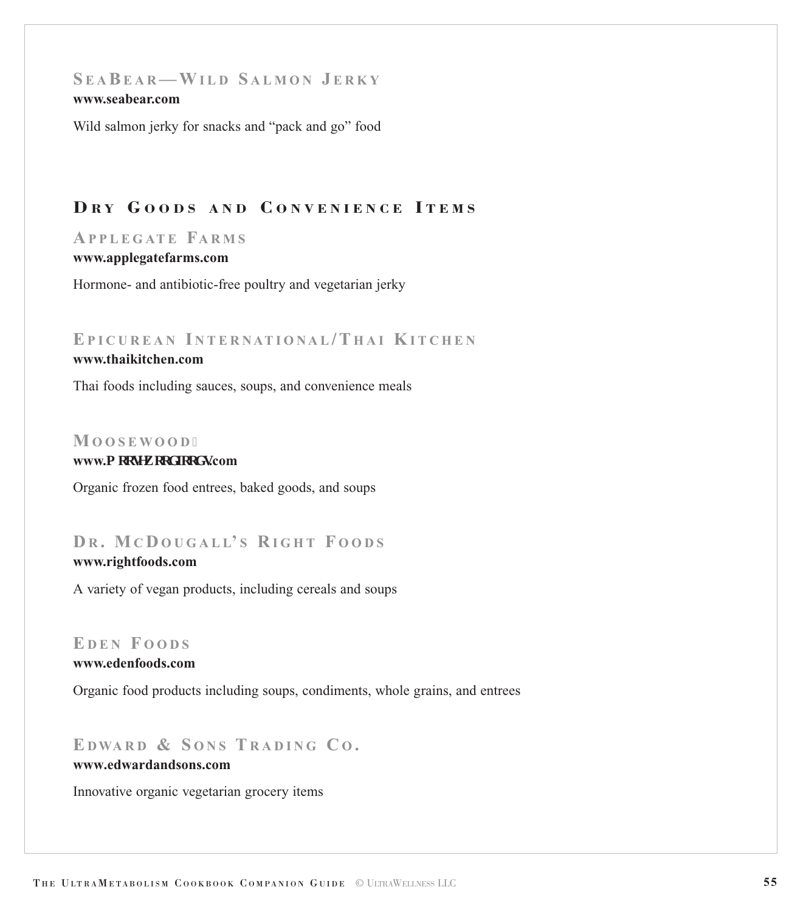### SeaBear—Wild Salmon Jerky

**www.seabear.com**

Wild salmon jerky for snacks and "pack and go" food

## Dry Goods and Convenience Items

### Applegate Farms

**www.applegatefarms.com**

Hormone- and antibiotic-free poultry and vegetarian jerky

### Epicurean International/Thai Kitchen

**www.thaikitchen.com**

Thai foods including sauces, soups, and convenience meals

### Moosewood

**www.P RRVHZ RRGIRRGV.com**

Organic frozen food entrees, baked goods, and soups

### Dr. McDougall's Right Foods

**www.rightfoods.com**

A variety of vegan products, including cereals and soups

### Eden Foods

**www.edenfoods.com**

Organic food products including soups, condiments, whole grains, and entrees

### Edward & Sons Trading Co.

**www.edwardandsons.com**

Innovative organic vegetarian grocery items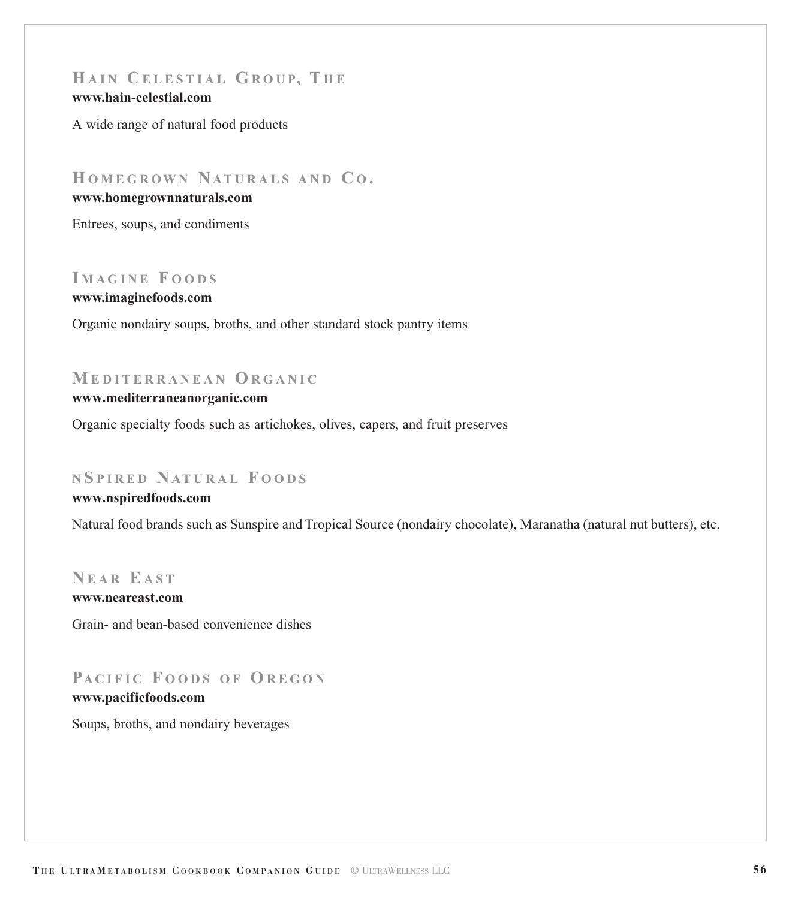### Hain Celestial Group, The

**www.hain-celestial.com**

A wide range of natural food products

### Homegrown Naturals and Co.

**www.homegrownnaturals.com**

Entrees, soups, and condiments

### Imagine Foods

**www.imaginefoods.com**

Organic nondairy soups, broths, and other standard stock pantry items

### Mediterranean Organic

**www.mediterraneanorganic.com**

Organic specialty foods such as artichokes, olives, capers, and fruit preserves

### nSpired Natural Foods

**www.nspiredfoods.com**

Natural food brands such as Sunspire and Tropical Source (nondairy chocolate), Maranatha (natural nut butters), etc.

### Near East

**www.neareast.com**

Grain- and bean-based convenience dishes

### Pacific Foods of Oregon

**www.pacificfoods.com**

Soups, broths, and nondairy beverages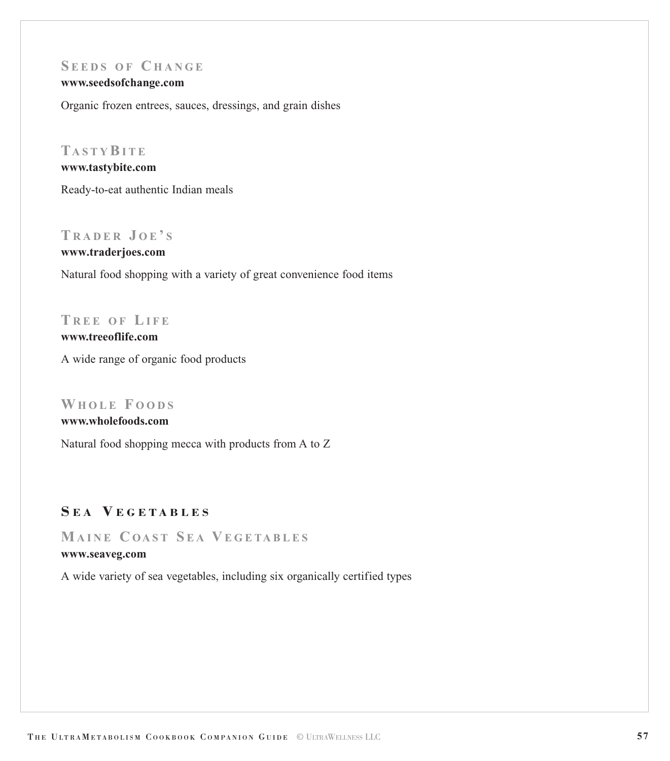### Seeds of Change

**www.seedsofchange.com**

Organic frozen entrees, sauces, dressings, and grain dishes

### TastyBite

**www.tastybite.com**

Ready-to-eat authentic Indian meals

### Trader Joe's

**www.traderjoes.com**

Natural food shopping with a variety of great convenience food items

### Tree of Life

**www.treeoflife.com**

A wide range of organic food products

### Whole Foods

**www.wholefoods.com**

Natural food shopping mecca with products from A to Z

## Sea Vegetables

### Maine Coast Sea Vegetables

**www.seaveg.com**

A wide variety of sea vegetables, including six organically certified types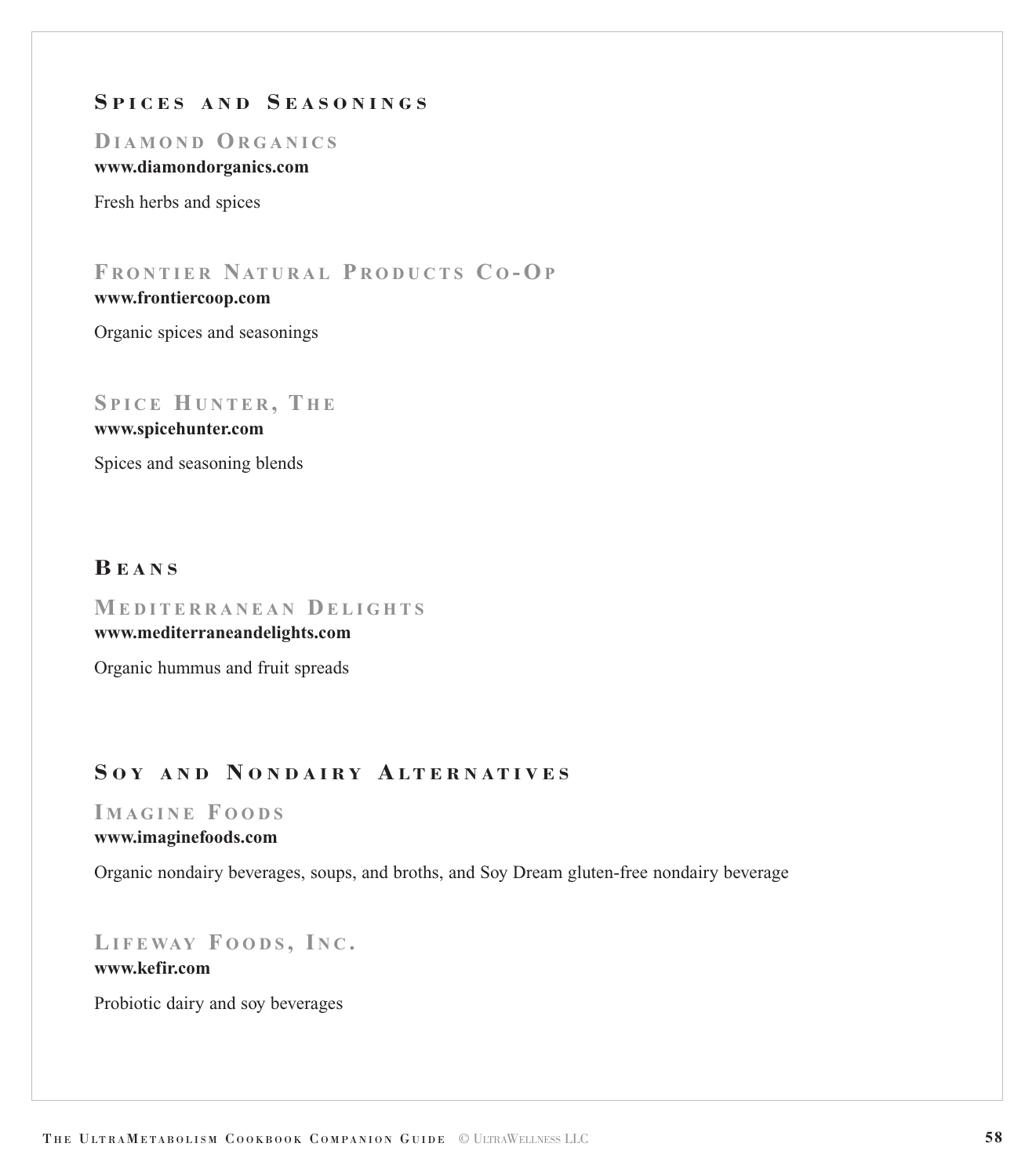## Spices and Seasonings

### Diamond Organics

**www.diamondorganics.com**

Fresh herbs and spices

### Frontier Natural Products Co-Op

**www.frontiercoop.com**

Organic spices and seasonings

### Spice Hunter, The

**www.spicehunter.com**

Spices and seasoning blends

## Beans

### Mediterranean Delights

**www.mediterraneandelights.com**

Organic hummus and fruit spreads

## Soy and Nondairy Alternatives

### Imagine Foods

**www.imaginefoods.com**

Organic nondairy beverages, soups, and broths, and Soy Dream gluten-free nondairy beverage

### Lifeway Foods, Inc.

**www.kefir.com**

Probiotic dairy and soy beverages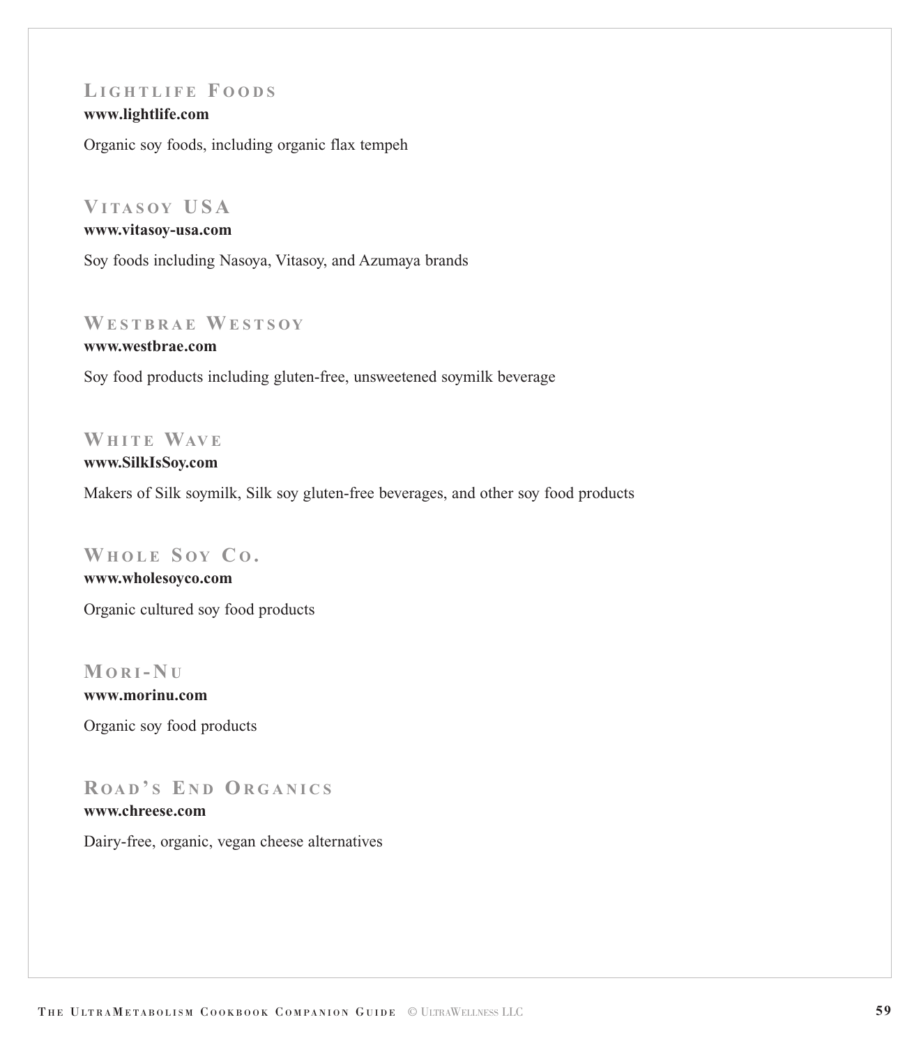### Lightlife Foods

**www.lightlife.com**

Organic soy foods, including organic flax tempeh

### Vitasoy USA

**www.vitasoy-usa.com**

Soy foods including Nasoya, Vitasoy, and Azumaya brands

### Westbrae Westsoy

**www.westbrae.com**

Soy food products including gluten-free, unsweetened soymilk beverage

### White Wave

**www.SilkIsSoy.com**

Makers of Silk soymilk, Silk soy gluten-free beverages, and other soy food products

### Whole Soy Co.

**www.wholesoyco.com**

Organic cultured soy food products

### Mori-Nu

**www.morinu.com**

Organic soy food products

### Road's End Organics

**www.chreese.com**

Dairy-free, organic, vegan cheese alternatives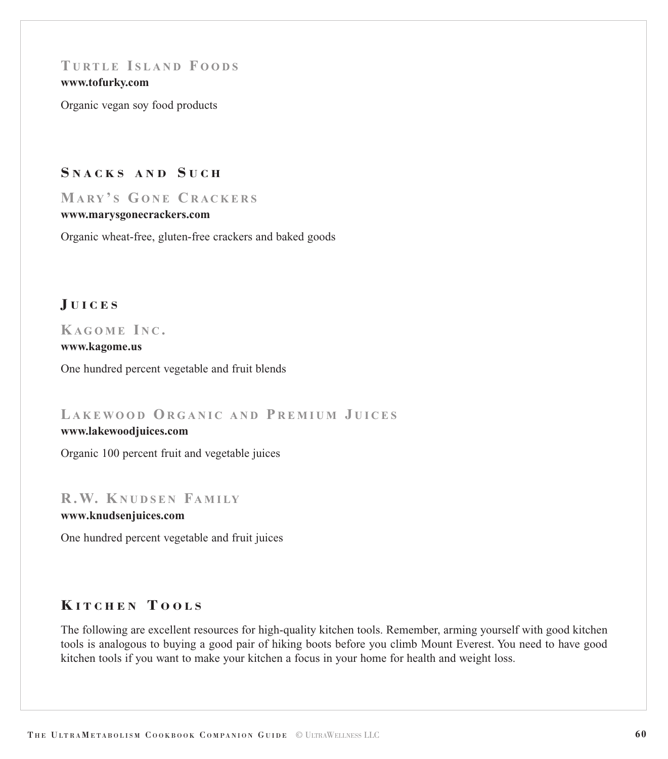### Turtle Island Foods

**www.tofurky.com**

Organic vegan soy food products

## Snacks and Such

### Mary's Gone Crackers

**www.marysgonecrackers.com**

Organic wheat-free, gluten-free crackers and baked goods

## Juices

### Kagome Inc.

**www.kagome.us**

One hundred percent vegetable and fruit blends

### Lakewood Organic and Premium Juices

**www.lakewoodjuices.com**

Organic 100 percent fruit and vegetable juices

### R.W. Knudsen Family

**www.knudsenjuices.com**

One hundred percent vegetable and fruit juices

## Kitchen Tools

The following are excellent resources for high-quality kitchen tools. Remember, arming yourself with good kitchen tools is analogous to buying a good pair of hiking boots before you climb Mount Everest. You need to have good kitchen tools if you want to make your kitchen a focus in your home for health and weight loss.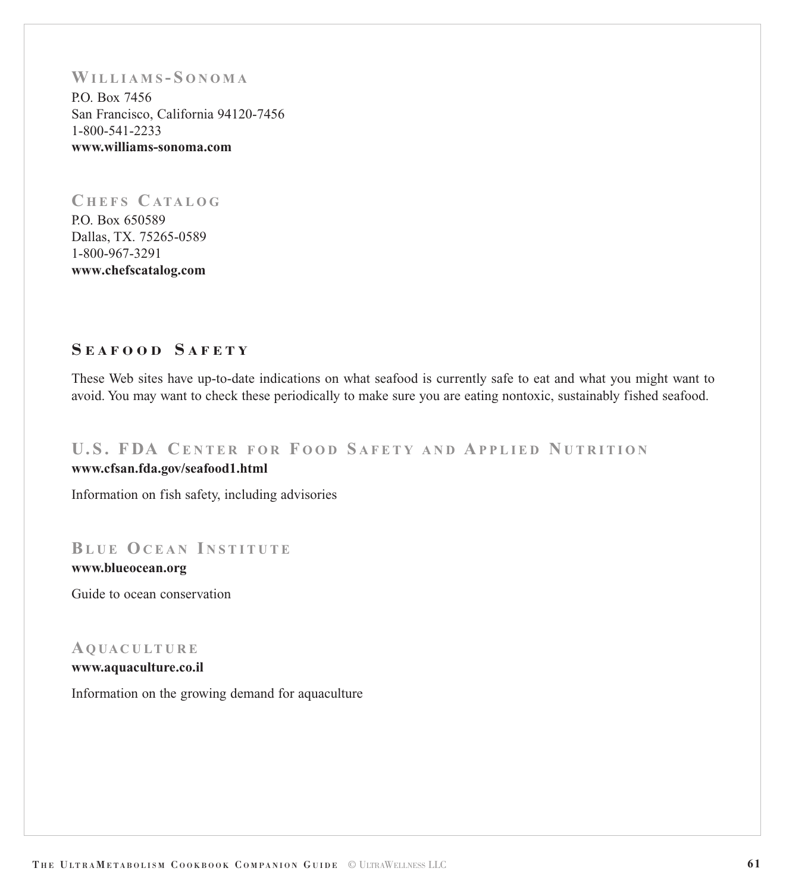### Williams-Sonoma

P.O. Box 7456
San Francisco, California 94120-7456
1-800-541-2233
**www.williams-sonoma.com**

### Chefs Catalog

P.O. Box 650589
Dallas, TX. 75265-0589
1-800-967-3291
**www.chefscatalog.com**

## Seafood Safety

These Web sites have up-to-date indications on what seafood is currently safe to eat and what you might want to avoid. You may want to check these periodically to make sure you are eating nontoxic, sustainably fished seafood.

### U.S. FDA Center for Food Safety and Applied Nutrition

**www.cfsan.fda.gov/seafood1.html**

Information on fish safety, including advisories

### Blue Ocean Institute

**www.blueocean.org**

Guide to ocean conservation

### Aquaculture

**www.aquaculture.co.il**

Information on the growing demand for aquaculture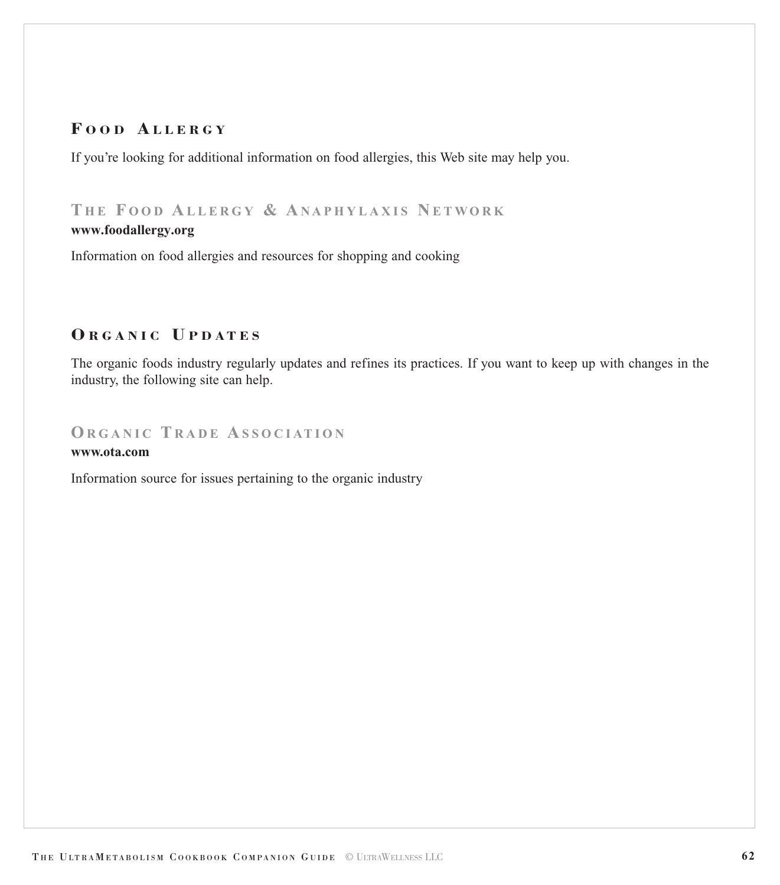## Food Allergy

If you're looking for additional information on food allergies, this Web site may help you.

### The Food Allergy & Anaphylaxis Network

**www.foodallergy.org**

Information on food allergies and resources for shopping and cooking

## Organic Updates

The organic foods industry regularly updates and refines its practices. If you want to keep up with changes in the industry, the following site can help.

### Organic Trade Association

**www.ota.com**

Information source for issues pertaining to the organic industry